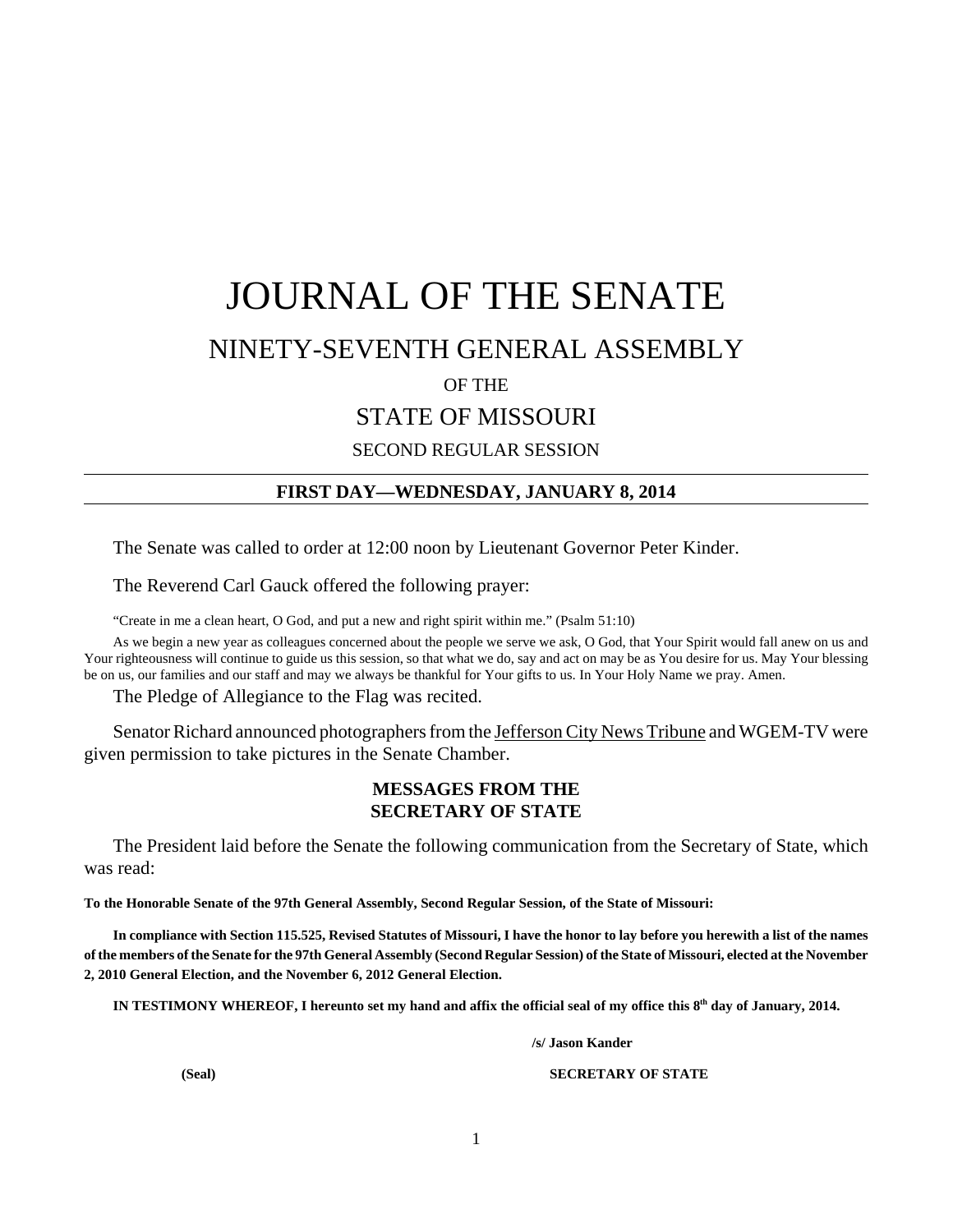# JOURNAL OF THE SENATE

## NINETY-SEVENTH GENERAL ASSEMBLY

OF THE

## STATE OF MISSOURI

SECOND REGULAR SESSION

---

**FIRST DAY—WEDNESDAY, JANUARY 8, 2014**

---

The Senate was called to order at 12:00 noon by Lieutenant Governor Peter Kinder.

The Reverend Carl Gauck offered the following prayer:

"Create in me a clean heart, O God, and put a new and right spirit within me." (Psalm 51:10)

As we begin a new year as colleagues concerned about the people we serve we ask, O God, that Your Spirit would fall anew on us and Your righteousness will continue to guide us this session, so that what we do, say and act on may be as You desire for us. May Your blessing be on us, our families and our staff and may we always be thankful for Your gifts to us. In Your Holy Name we pray. Amen.

The Pledge of Allegiance to the Flag was recited.

Senator Richard announced photographers from the Jefferson City News Tribune and WGEM-TV were given permission to take pictures in the Senate Chamber.

### MESSAGES FROM THE SECRETARY OF STATE

The President laid before the Senate the following communication from the Secretary of State, which was read:

**To the Honorable Senate of the 97th General Assembly, Second Regular Session, of the State of Missouri:**

**In compliance with Section 115.525, Revised Statutes of Missouri, I have the honor to lay before you herewith a list of the names of the members of the Senate for the 97th General Assembly (Second Regular Session) of the State of Missouri, elected at the November 2, 2010 General Election, and the November 6, 2012 General Election.**

**IN TESTIMONY WHEREOF, I hereunto set my hand and affix the official seal of my office this 8th day of January, 2014.**

**/s/ Jason Kander**

**(Seal)** **SECRETARY OF STATE**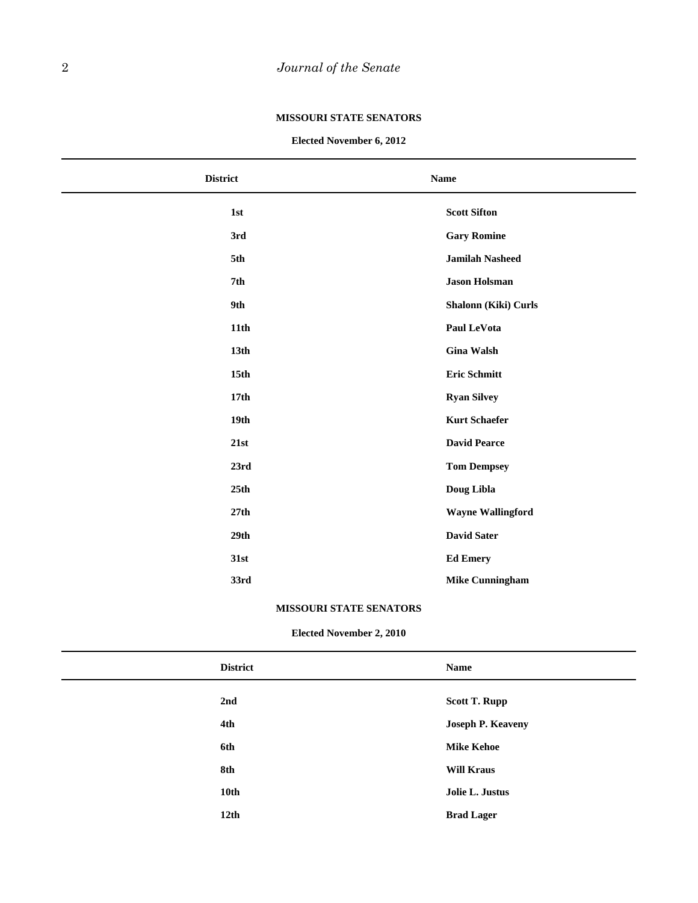**MISSOURI STATE SENATORS**

**Elected November 6, 2012**

| District | Name |
|---|---|
| 1st | Scott Sifton |
| 3rd | Gary Romine |
| 5th | Jamilah Nasheed |
| 7th | Jason Holsman |
| 9th | Shalonn (Kiki) Curls |
| 11th | Paul LeVota |
| 13th | Gina Walsh |
| 15th | Eric Schmitt |
| 17th | Ryan Silvey |
| 19th | Kurt Schaefer |
| 21st | David Pearce |
| 23rd | Tom Dempsey |
| 25th | Doug Libla |
| 27th | Wayne Wallingford |
| 29th | David Sater |
| 31st | Ed Emery |
| 33rd | Mike Cunningham |

**MISSOURI STATE SENATORS**

**Elected November 2, 2010**

| District | Name |
|---|---|
| 2nd | Scott T. Rupp |
| 4th | Joseph P. Keaveny |
| 6th | Mike Kehoe |
| 8th | Will Kraus |
| 10th | Jolie L. Justus |
| 12th | Brad Lager |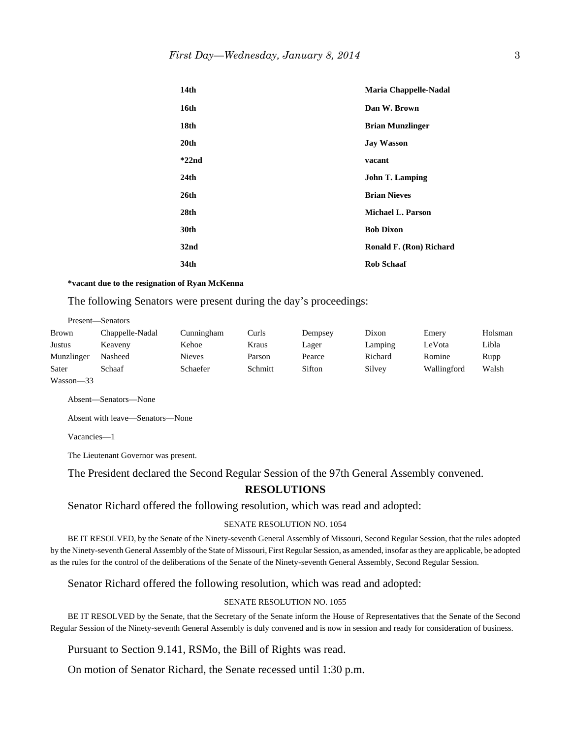| | |
|---|---|
| **14th** | **Maria Chappelle-Nadal** |
| **16th** | **Dan W. Brown** |
| **18th** | **Brian Munzlinger** |
| **20th** | **Jay Wasson** |
| ***22nd** | **vacant** |
| **24th** | **John T. Lamping** |
| **26th** | **Brian Nieves** |
| **28th** | **Michael L. Parson** |
| **30th** | **Bob Dixon** |
| **32nd** | **Ronald F. (Ron) Richard** |
| **34th** | **Rob Schaaf** |

***vacant due to the resignation of Ryan McKenna**

The following Senators were present during the day's proceedings:

Present—Senators

| | | | | | | | |
|---|---|---|---|---|---|---|---|
| Brown | Chappelle-Nadal | Cunningham | Curls | Dempsey | Dixon | Emery | Holsman |
| Justus | Keaveny | Kehoe | Kraus | Lager | Lamping | LeVota | Libla |
| Munzlinger | Nasheed | Nieves | Parson | Pearce | Richard | Romine | Rupp |
| Sater | Schaaf | Schaefer | Schmitt | Sifton | Silvey | Wallingford | Walsh |
| Wasson—33 | | | | | | | |

Absent—Senators—None

Absent with leave—Senators—None

Vacancies—1

The Lieutenant Governor was present.

The President declared the Second Regular Session of the 97th General Assembly convened.

## RESOLUTIONS

Senator Richard offered the following resolution, which was read and adopted:

SENATE RESOLUTION NO. 1054

BE IT RESOLVED, by the Senate of the Ninety-seventh General Assembly of Missouri, Second Regular Session, that the rules adopted by the Ninety-seventh General Assembly of the State of Missouri, First Regular Session, as amended, insofar as they are applicable, be adopted as the rules for the control of the deliberations of the Senate of the Ninety-seventh General Assembly, Second Regular Session.

Senator Richard offered the following resolution, which was read and adopted:

SENATE RESOLUTION NO. 1055

BE IT RESOLVED by the Senate, that the Secretary of the Senate inform the House of Representatives that the Senate of the Second Regular Session of the Ninety-seventh General Assembly is duly convened and is now in session and ready for consideration of business.

Pursuant to Section 9.141, RSMo, the Bill of Rights was read.

On motion of Senator Richard, the Senate recessed until 1:30 p.m.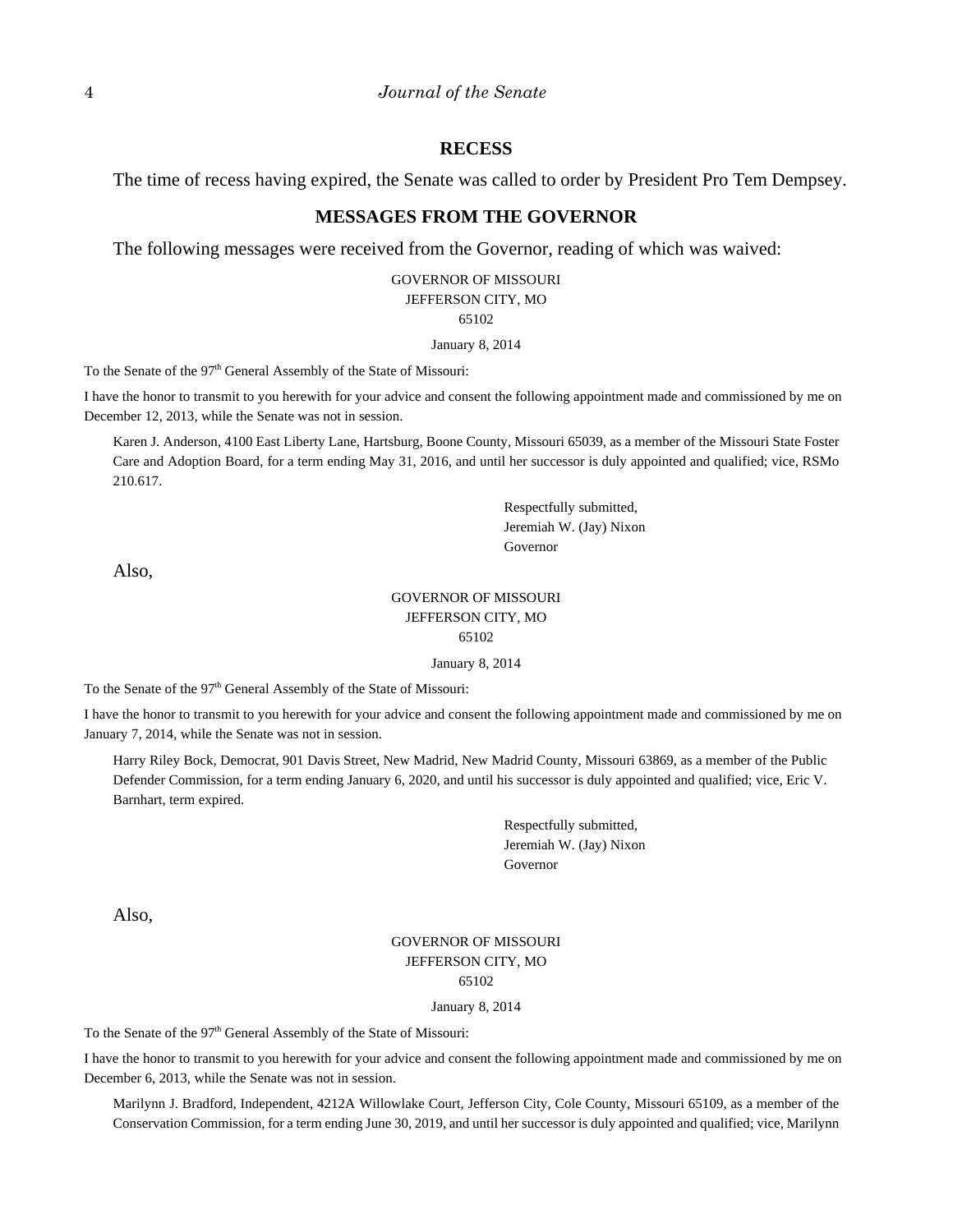## RECESS

The time of recess having expired, the Senate was called to order by President Pro Tem Dempsey.

## MESSAGES FROM THE GOVERNOR

The following messages were received from the Governor, reading of which was waived:

GOVERNOR OF MISSOURI
JEFFERSON CITY, MO
65102

January 8, 2014

To the Senate of the 97th General Assembly of the State of Missouri:

I have the honor to transmit to you herewith for your advice and consent the following appointment made and commissioned by me on December 12, 2013, while the Senate was not in session.

Karen J. Anderson, 4100 East Liberty Lane, Hartsburg, Boone County, Missouri 65039, as a member of the Missouri State Foster Care and Adoption Board, for a term ending May 31, 2016, and until her successor is duly appointed and qualified; vice, RSMo 210.617.

Respectfully submitted,
Jeremiah W. (Jay) Nixon
Governor

Also,

GOVERNOR OF MISSOURI
JEFFERSON CITY, MO
65102

January 8, 2014

To the Senate of the 97th General Assembly of the State of Missouri:

I have the honor to transmit to you herewith for your advice and consent the following appointment made and commissioned by me on January 7, 2014, while the Senate was not in session.

Harry Riley Bock, Democrat, 901 Davis Street, New Madrid, New Madrid County, Missouri 63869, as a member of the Public Defender Commission, for a term ending January 6, 2020, and until his successor is duly appointed and qualified; vice, Eric V. Barnhart, term expired.

Respectfully submitted,
Jeremiah W. (Jay) Nixon
Governor

Also,

GOVERNOR OF MISSOURI
JEFFERSON CITY, MO
65102

January 8, 2014

To the Senate of the 97th General Assembly of the State of Missouri:

I have the honor to transmit to you herewith for your advice and consent the following appointment made and commissioned by me on December 6, 2013, while the Senate was not in session.

Marilynn J. Bradford, Independent, 4212A Willowlake Court, Jefferson City, Cole County, Missouri 65109, as a member of the Conservation Commission, for a term ending June 30, 2019, and until her successor is duly appointed and qualified; vice, Marilynn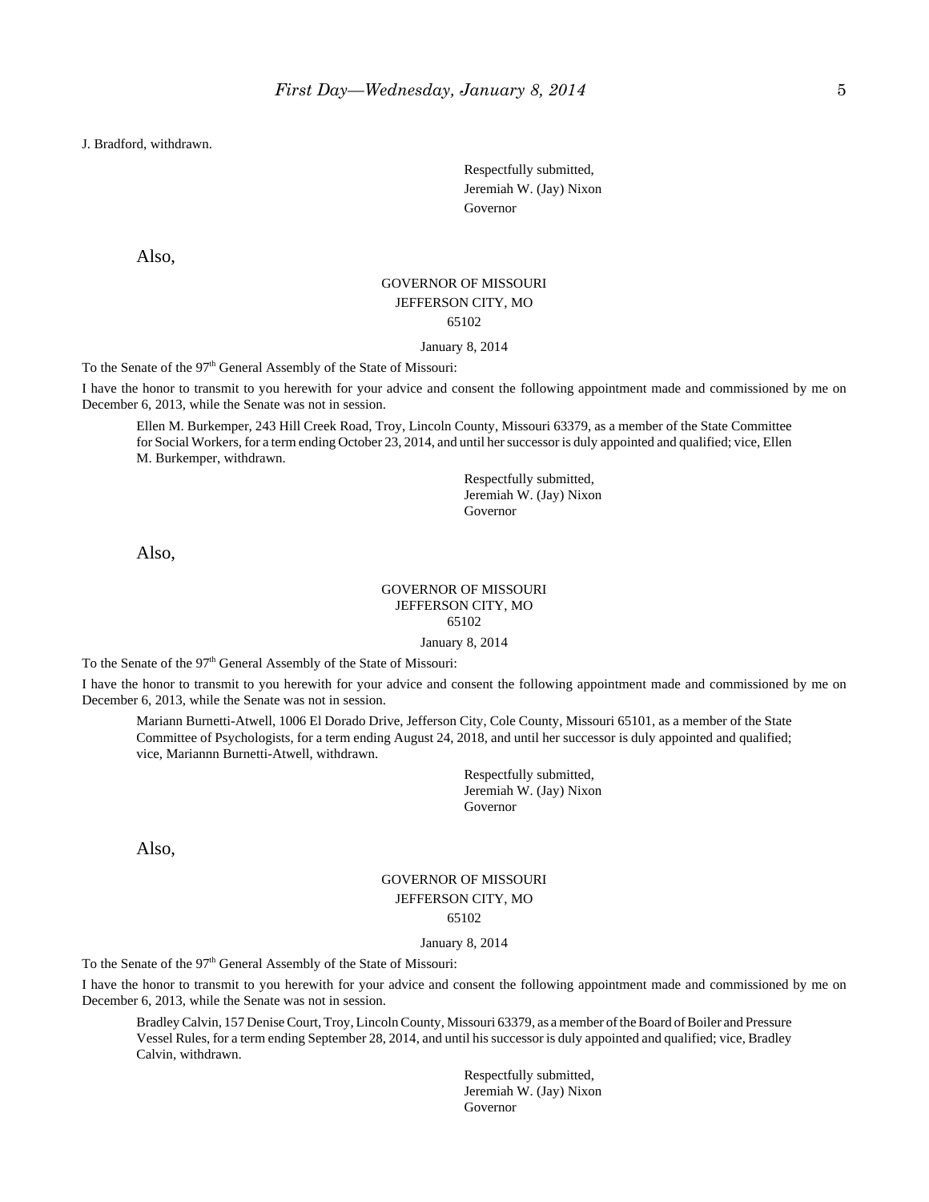J. Bradford, withdrawn.

Respectfully submitted,
Jeremiah W. (Jay) Nixon
Governor

Also,

GOVERNOR OF MISSOURI
JEFFERSON CITY, MO
65102

January 8, 2014

To the Senate of the 97th General Assembly of the State of Missouri:

I have the honor to transmit to you herewith for your advice and consent the following appointment made and commissioned by me on December 6, 2013, while the Senate was not in session.

> Ellen M. Burkemper, 243 Hill Creek Road, Troy, Lincoln County, Missouri 63379, as a member of the State Committee for Social Workers, for a term ending October 23, 2014, and until her successor is duly appointed and qualified; vice, Ellen M. Burkemper, withdrawn.

Respectfully submitted,
Jeremiah W. (Jay) Nixon
Governor

Also,

GOVERNOR OF MISSOURI
JEFFERSON CITY, MO
65102

January 8, 2014

To the Senate of the 97th General Assembly of the State of Missouri:

I have the honor to transmit to you herewith for your advice and consent the following appointment made and commissioned by me on December 6, 2013, while the Senate was not in session.

> Mariann Burnetti-Atwell, 1006 El Dorado Drive, Jefferson City, Cole County, Missouri 65101, as a member of the State Committee of Psychologists, for a term ending August 24, 2018, and until her successor is duly appointed and qualified; vice, Mariannn Burnetti-Atwell, withdrawn.

Respectfully submitted,
Jeremiah W. (Jay) Nixon
Governor

Also,

GOVERNOR OF MISSOURI
JEFFERSON CITY, MO
65102

January 8, 2014

To the Senate of the 97th General Assembly of the State of Missouri:

I have the honor to transmit to you herewith for your advice and consent the following appointment made and commissioned by me on December 6, 2013, while the Senate was not in session.

> Bradley Calvin, 157 Denise Court, Troy, Lincoln County, Missouri 63379, as a member of the Board of Boiler and Pressure Vessel Rules, for a term ending September 28, 2014, and until his successor is duly appointed and qualified; vice, Bradley Calvin, withdrawn.

Respectfully submitted,
Jeremiah W. (Jay) Nixon
Governor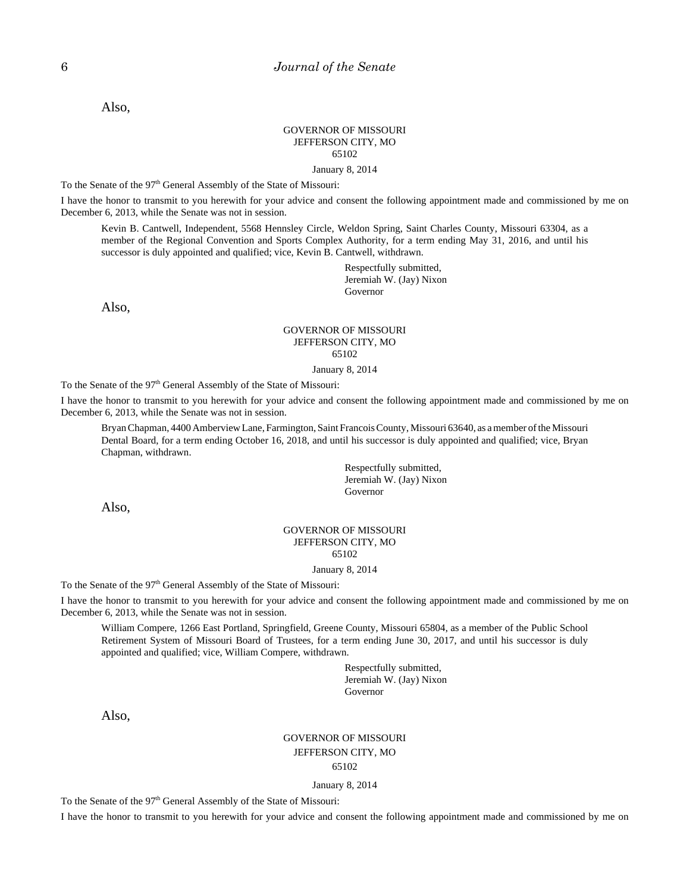Also,

GOVERNOR OF MISSOURI
JEFFERSON CITY, MO
65102

January 8, 2014

To the Senate of the 97th General Assembly of the State of Missouri:

I have the honor to transmit to you herewith for your advice and consent the following appointment made and commissioned by me on December 6, 2013, while the Senate was not in session.

> Kevin B. Cantwell, Independent, 5568 Hennsley Circle, Weldon Spring, Saint Charles County, Missouri 63304, as a member of the Regional Convention and Sports Complex Authority, for a term ending May 31, 2016, and until his successor is duly appointed and qualified; vice, Kevin B. Cantwell, withdrawn.

Respectfully submitted,
Jeremiah W. (Jay) Nixon
Governor

Also,

GOVERNOR OF MISSOURI
JEFFERSON CITY, MO
65102

January 8, 2014

To the Senate of the 97th General Assembly of the State of Missouri:

I have the honor to transmit to you herewith for your advice and consent the following appointment made and commissioned by me on December 6, 2013, while the Senate was not in session.

> Bryan Chapman, 4400 Amberview Lane, Farmington, Saint Francois County, Missouri 63640, as a member of the Missouri Dental Board, for a term ending October 16, 2018, and until his successor is duly appointed and qualified; vice, Bryan Chapman, withdrawn.

Respectfully submitted,
Jeremiah W. (Jay) Nixon
Governor

Also,

GOVERNOR OF MISSOURI
JEFFERSON CITY, MO
65102

January 8, 2014

To the Senate of the 97th General Assembly of the State of Missouri:

I have the honor to transmit to you herewith for your advice and consent the following appointment made and commissioned by me on December 6, 2013, while the Senate was not in session.

> William Compere, 1266 East Portland, Springfield, Greene County, Missouri 65804, as a member of the Public School Retirement System of Missouri Board of Trustees, for a term ending June 30, 2017, and until his successor is duly appointed and qualified; vice, William Compere, withdrawn.

Respectfully submitted,
Jeremiah W. (Jay) Nixon
Governor

Also,

GOVERNOR OF MISSOURI
JEFFERSON CITY, MO
65102

January 8, 2014

To the Senate of the 97th General Assembly of the State of Missouri:

I have the honor to transmit to you herewith for your advice and consent the following appointment made and commissioned by me on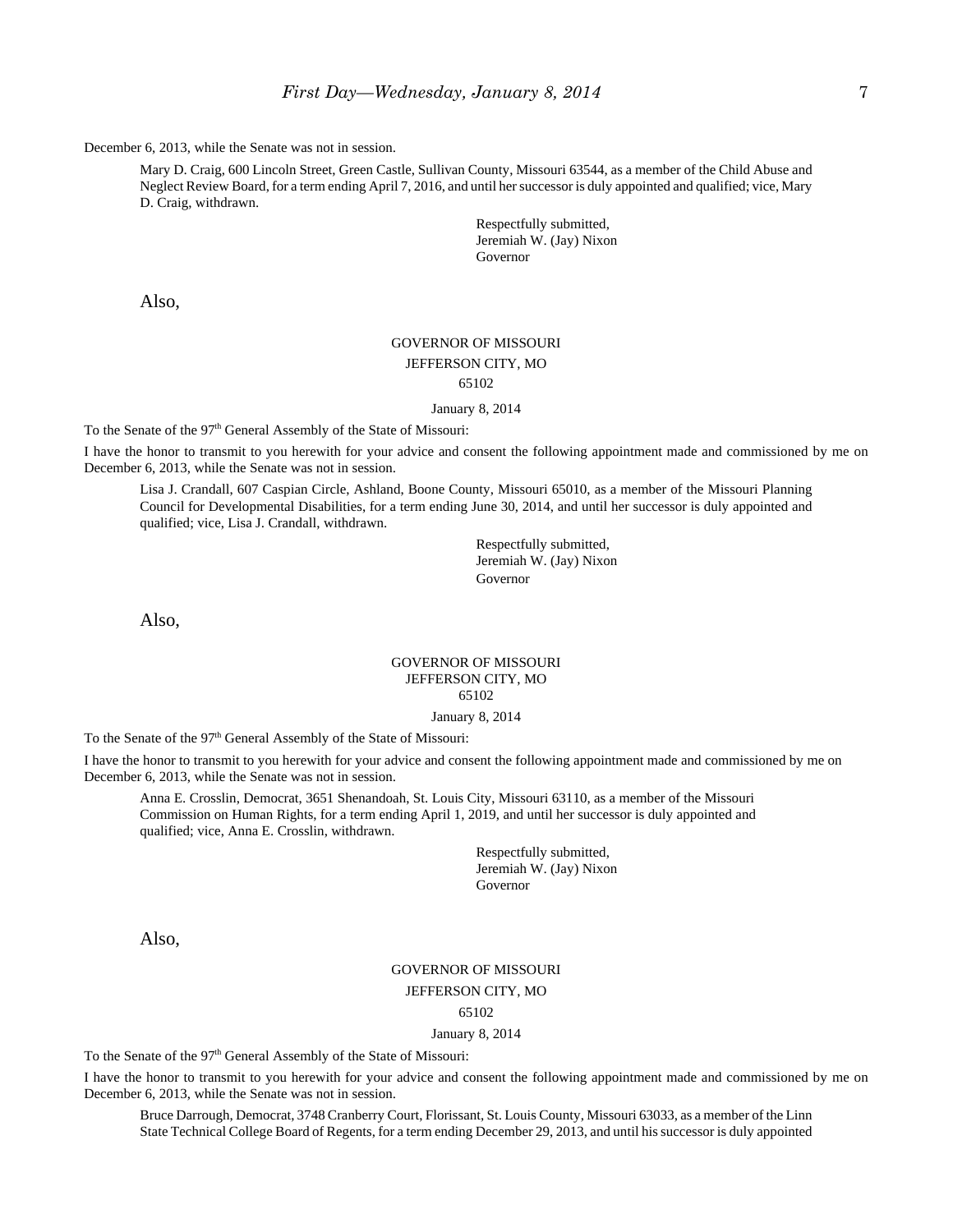December 6, 2013, while the Senate was not in session.

Mary D. Craig, 600 Lincoln Street, Green Castle, Sullivan County, Missouri 63544, as a member of the Child Abuse and Neglect Review Board, for a term ending April 7, 2016, and until her successor is duly appointed and qualified; vice, Mary D. Craig, withdrawn.

Respectfully submitted,
Jeremiah W. (Jay) Nixon
Governor

Also,

GOVERNOR OF MISSOURI
JEFFERSON CITY, MO
65102

January 8, 2014

To the Senate of the 97th General Assembly of the State of Missouri:

I have the honor to transmit to you herewith for your advice and consent the following appointment made and commissioned by me on December 6, 2013, while the Senate was not in session.

Lisa J. Crandall, 607 Caspian Circle, Ashland, Boone County, Missouri 65010, as a member of the Missouri Planning Council for Developmental Disabilities, for a term ending June 30, 2014, and until her successor is duly appointed and qualified; vice, Lisa J. Crandall, withdrawn.

Respectfully submitted,
Jeremiah W. (Jay) Nixon
Governor

Also,

GOVERNOR OF MISSOURI
JEFFERSON CITY, MO
65102

January 8, 2014

To the Senate of the 97th General Assembly of the State of Missouri:

I have the honor to transmit to you herewith for your advice and consent the following appointment made and commissioned by me on December 6, 2013, while the Senate was not in session.

Anna E. Crosslin, Democrat, 3651 Shenandoah, St. Louis City, Missouri 63110, as a member of the Missouri Commission on Human Rights, for a term ending April 1, 2019, and until her successor is duly appointed and qualified; vice, Anna E. Crosslin, withdrawn.

Respectfully submitted,
Jeremiah W. (Jay) Nixon
Governor

Also,

GOVERNOR OF MISSOURI
JEFFERSON CITY, MO
65102

January 8, 2014

To the Senate of the 97th General Assembly of the State of Missouri:

I have the honor to transmit to you herewith for your advice and consent the following appointment made and commissioned by me on December 6, 2013, while the Senate was not in session.

Bruce Darrough, Democrat, 3748 Cranberry Court, Florissant, St. Louis County, Missouri 63033, as a member of the Linn State Technical College Board of Regents, for a term ending December 29, 2013, and until his successor is duly appointed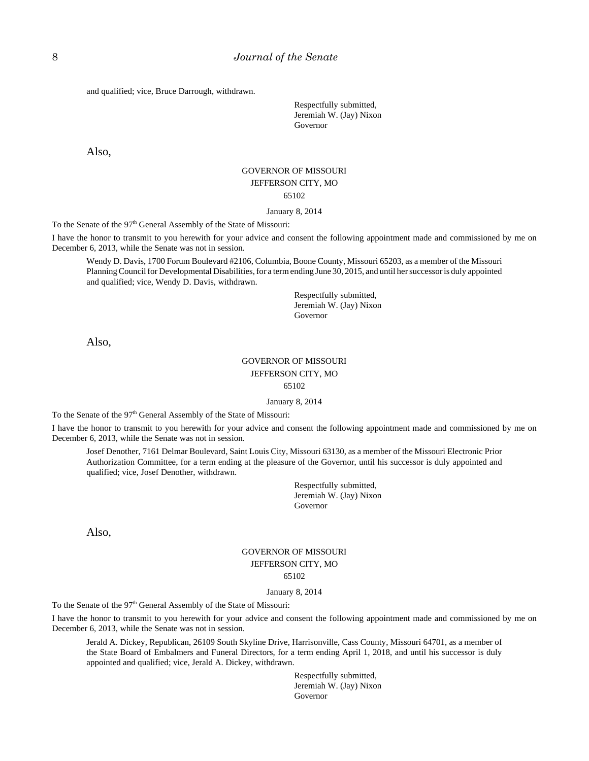and qualified; vice, Bruce Darrough, withdrawn.

Respectfully submitted,
Jeremiah W. (Jay) Nixon
Governor

Also,

GOVERNOR OF MISSOURI
JEFFERSON CITY, MO
65102

January 8, 2014

To the Senate of the 97th General Assembly of the State of Missouri:

I have the honor to transmit to you herewith for your advice and consent the following appointment made and commissioned by me on December 6, 2013, while the Senate was not in session.

Wendy D. Davis, 1700 Forum Boulevard #2106, Columbia, Boone County, Missouri 65203, as a member of the Missouri Planning Council for Developmental Disabilities, for a term ending June 30, 2015, and until her successor is duly appointed and qualified; vice, Wendy D. Davis, withdrawn.

Respectfully submitted,
Jeremiah W. (Jay) Nixon
Governor

Also,

GOVERNOR OF MISSOURI
JEFFERSON CITY, MO
65102

January 8, 2014

To the Senate of the 97th General Assembly of the State of Missouri:

I have the honor to transmit to you herewith for your advice and consent the following appointment made and commissioned by me on December 6, 2013, while the Senate was not in session.

Josef Denother, 7161 Delmar Boulevard, Saint Louis City, Missouri 63130, as a member of the Missouri Electronic Prior Authorization Committee, for a term ending at the pleasure of the Governor, until his successor is duly appointed and qualified; vice, Josef Denother, withdrawn.

Respectfully submitted,
Jeremiah W. (Jay) Nixon
Governor

Also,

GOVERNOR OF MISSOURI
JEFFERSON CITY, MO
65102

January 8, 2014

To the Senate of the 97th General Assembly of the State of Missouri:

I have the honor to transmit to you herewith for your advice and consent the following appointment made and commissioned by me on December 6, 2013, while the Senate was not in session.

Jerald A. Dickey, Republican, 26109 South Skyline Drive, Harrisonville, Cass County, Missouri 64701, as a member of the State Board of Embalmers and Funeral Directors, for a term ending April 1, 2018, and until his successor is duly appointed and qualified; vice, Jerald A. Dickey, withdrawn.

Respectfully submitted,
Jeremiah W. (Jay) Nixon
Governor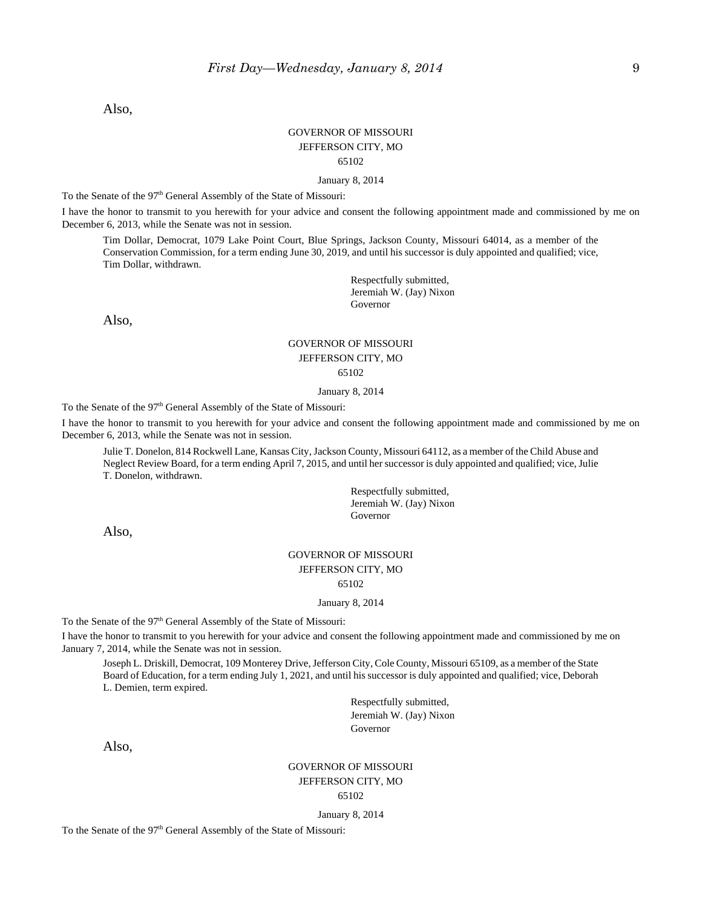Also,

GOVERNOR OF MISSOURI
JEFFERSON CITY, MO
65102

January 8, 2014

To the Senate of the 97th General Assembly of the State of Missouri:

I have the honor to transmit to you herewith for your advice and consent the following appointment made and commissioned by me on December 6, 2013, while the Senate was not in session.

Tim Dollar, Democrat, 1079 Lake Point Court, Blue Springs, Jackson County, Missouri 64014, as a member of the Conservation Commission, for a term ending June 30, 2019, and until his successor is duly appointed and qualified; vice, Tim Dollar, withdrawn.

Respectfully submitted,
Jeremiah W. (Jay) Nixon
Governor

Also,

GOVERNOR OF MISSOURI
JEFFERSON CITY, MO
65102

January 8, 2014

To the Senate of the 97th General Assembly of the State of Missouri:

I have the honor to transmit to you herewith for your advice and consent the following appointment made and commissioned by me on December 6, 2013, while the Senate was not in session.

Julie T. Donelon, 814 Rockwell Lane, Kansas City, Jackson County, Missouri 64112, as a member of the Child Abuse and Neglect Review Board, for a term ending April 7, 2015, and until her successor is duly appointed and qualified; vice, Julie T. Donelon, withdrawn.

Respectfully submitted,
Jeremiah W. (Jay) Nixon
Governor

Also,

GOVERNOR OF MISSOURI
JEFFERSON CITY, MO
65102

January 8, 2014

To the Senate of the 97th General Assembly of the State of Missouri:

I have the honor to transmit to you herewith for your advice and consent the following appointment made and commissioned by me on January 7, 2014, while the Senate was not in session.

Joseph L. Driskill, Democrat, 109 Monterey Drive, Jefferson City, Cole County, Missouri 65109, as a member of the State Board of Education, for a term ending July 1, 2021, and until his successor is duly appointed and qualified; vice, Deborah L. Demien, term expired.

Respectfully submitted,
Jeremiah W. (Jay) Nixon
Governor

Also,

GOVERNOR OF MISSOURI
JEFFERSON CITY, MO
65102

January 8, 2014

To the Senate of the 97th General Assembly of the State of Missouri: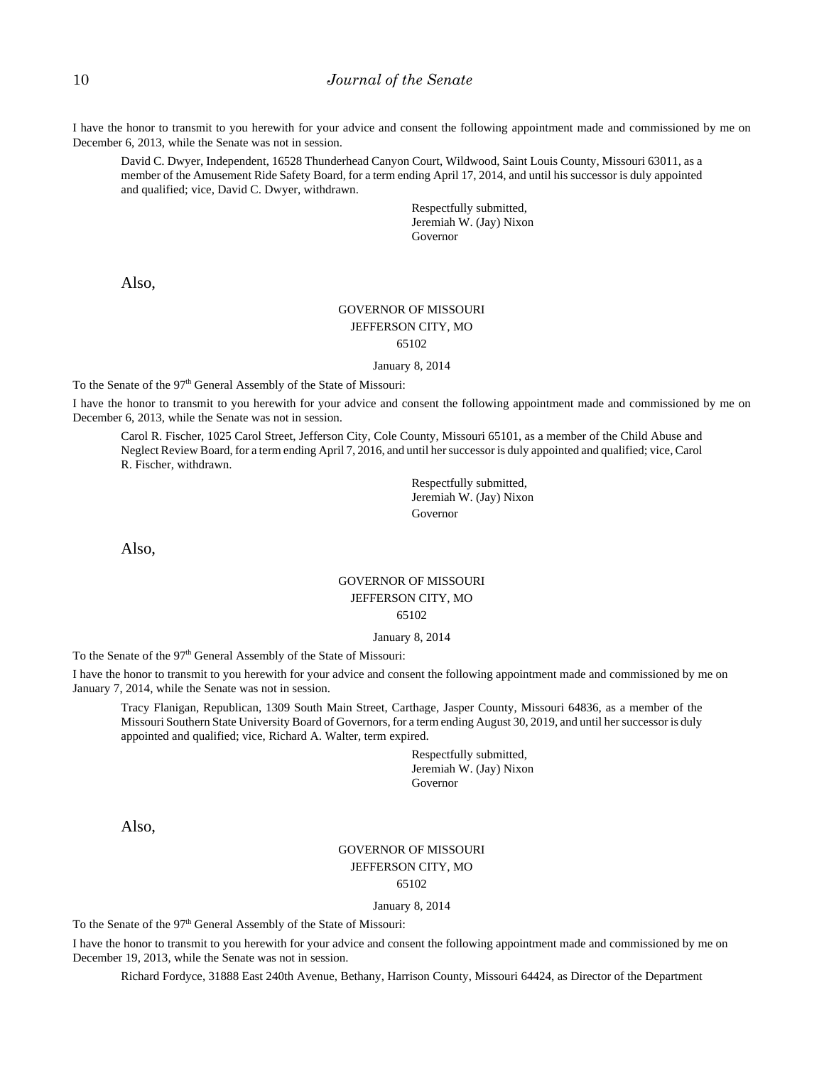I have the honor to transmit to you herewith for your advice and consent the following appointment made and commissioned by me on December 6, 2013, while the Senate was not in session.

> David C. Dwyer, Independent, 16528 Thunderhead Canyon Court, Wildwood, Saint Louis County, Missouri 63011, as a member of the Amusement Ride Safety Board, for a term ending April 17, 2014, and until his successor is duly appointed and qualified; vice, David C. Dwyer, withdrawn.

Respectfully submitted,
Jeremiah W. (Jay) Nixon
Governor

Also,

GOVERNOR OF MISSOURI
JEFFERSON CITY, MO
65102

January 8, 2014

To the Senate of the 97th General Assembly of the State of Missouri:

I have the honor to transmit to you herewith for your advice and consent the following appointment made and commissioned by me on December 6, 2013, while the Senate was not in session.

> Carol R. Fischer, 1025 Carol Street, Jefferson City, Cole County, Missouri 65101, as a member of the Child Abuse and Neglect Review Board, for a term ending April 7, 2016, and until her successor is duly appointed and qualified; vice, Carol R. Fischer, withdrawn.

Respectfully submitted,
Jeremiah W. (Jay) Nixon
Governor

Also,

GOVERNOR OF MISSOURI
JEFFERSON CITY, MO
65102

January 8, 2014

To the Senate of the 97th General Assembly of the State of Missouri:

I have the honor to transmit to you herewith for your advice and consent the following appointment made and commissioned by me on January 7, 2014, while the Senate was not in session.

> Tracy Flanigan, Republican, 1309 South Main Street, Carthage, Jasper County, Missouri 64836, as a member of the Missouri Southern State University Board of Governors, for a term ending August 30, 2019, and until her successor is duly appointed and qualified; vice, Richard A. Walter, term expired.

Respectfully submitted,
Jeremiah W. (Jay) Nixon
Governor

Also,

GOVERNOR OF MISSOURI
JEFFERSON CITY, MO
65102

January 8, 2014

To the Senate of the 97th General Assembly of the State of Missouri:

I have the honor to transmit to you herewith for your advice and consent the following appointment made and commissioned by me on December 19, 2013, while the Senate was not in session.

> Richard Fordyce, 31888 East 240th Avenue, Bethany, Harrison County, Missouri 64424, as Director of the Department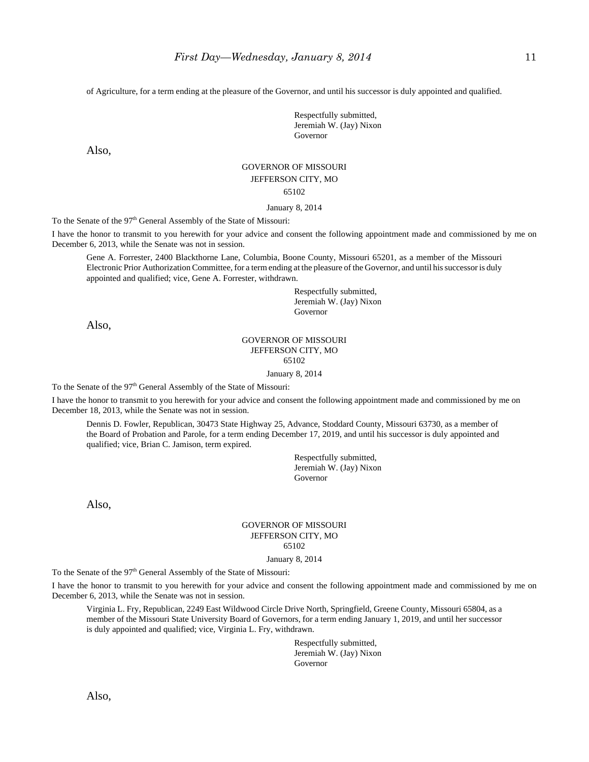of Agriculture, for a term ending at the pleasure of the Governor, and until his successor is duly appointed and qualified.

Respectfully submitted,
Jeremiah W. (Jay) Nixon
Governor

Also,

GOVERNOR OF MISSOURI
JEFFERSON CITY, MO
65102

January 8, 2014

To the Senate of the 97th General Assembly of the State of Missouri:

I have the honor to transmit to you herewith for your advice and consent the following appointment made and commissioned by me on December 6, 2013, while the Senate was not in session.

Gene A. Forrester, 2400 Blackthorne Lane, Columbia, Boone County, Missouri 65201, as a member of the Missouri Electronic Prior Authorization Committee, for a term ending at the pleasure of the Governor, and until his successor is duly appointed and qualified; vice, Gene A. Forrester, withdrawn.

Respectfully submitted,
Jeremiah W. (Jay) Nixon
Governor

Also,

GOVERNOR OF MISSOURI
JEFFERSON CITY, MO
65102

January 8, 2014

To the Senate of the 97th General Assembly of the State of Missouri:

I have the honor to transmit to you herewith for your advice and consent the following appointment made and commissioned by me on December 18, 2013, while the Senate was not in session.

Dennis D. Fowler, Republican, 30473 State Highway 25, Advance, Stoddard County, Missouri 63730, as a member of the Board of Probation and Parole, for a term ending December 17, 2019, and until his successor is duly appointed and qualified; vice, Brian C. Jamison, term expired.

Respectfully submitted,
Jeremiah W. (Jay) Nixon
Governor

Also,

GOVERNOR OF MISSOURI
JEFFERSON CITY, MO
65102

January 8, 2014

To the Senate of the 97th General Assembly of the State of Missouri:

I have the honor to transmit to you herewith for your advice and consent the following appointment made and commissioned by me on December 6, 2013, while the Senate was not in session.

Virginia L. Fry, Republican, 2249 East Wildwood Circle Drive North, Springfield, Greene County, Missouri 65804, as a member of the Missouri State University Board of Governors, for a term ending January 1, 2019, and until her successor is duly appointed and qualified; vice, Virginia L. Fry, withdrawn.

Respectfully submitted,
Jeremiah W. (Jay) Nixon
Governor

Also,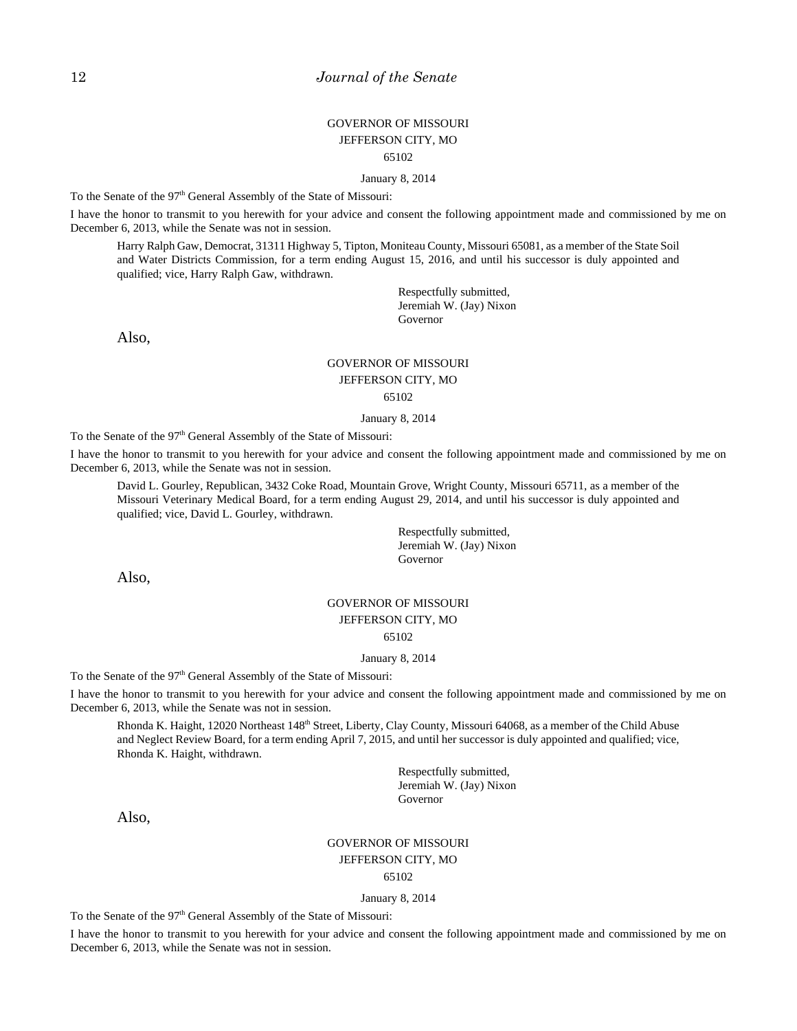GOVERNOR OF MISSOURI
JEFFERSON CITY, MO
65102

January 8, 2014

To the Senate of the 97th General Assembly of the State of Missouri:

I have the honor to transmit to you herewith for your advice and consent the following appointment made and commissioned by me on December 6, 2013, while the Senate was not in session.

> Harry Ralph Gaw, Democrat, 31311 Highway 5, Tipton, Moniteau County, Missouri 65081, as a member of the State Soil and Water Districts Commission, for a term ending August 15, 2016, and until his successor is duly appointed and qualified; vice, Harry Ralph Gaw, withdrawn.

Respectfully submitted,
Jeremiah W. (Jay) Nixon
Governor

Also,

GOVERNOR OF MISSOURI
JEFFERSON CITY, MO
65102

January 8, 2014

To the Senate of the 97th General Assembly of the State of Missouri:

I have the honor to transmit to you herewith for your advice and consent the following appointment made and commissioned by me on December 6, 2013, while the Senate was not in session.

> David L. Gourley, Republican, 3432 Coke Road, Mountain Grove, Wright County, Missouri 65711, as a member of the Missouri Veterinary Medical Board, for a term ending August 29, 2014, and until his successor is duly appointed and qualified; vice, David L. Gourley, withdrawn.

Respectfully submitted,
Jeremiah W. (Jay) Nixon
Governor

Also,

GOVERNOR OF MISSOURI
JEFFERSON CITY, MO
65102

January 8, 2014

To the Senate of the 97th General Assembly of the State of Missouri:

I have the honor to transmit to you herewith for your advice and consent the following appointment made and commissioned by me on December 6, 2013, while the Senate was not in session.

> Rhonda K. Haight, 12020 Northeast 148th Street, Liberty, Clay County, Missouri 64068, as a member of the Child Abuse and Neglect Review Board, for a term ending April 7, 2015, and until her successor is duly appointed and qualified; vice, Rhonda K. Haight, withdrawn.

Respectfully submitted,
Jeremiah W. (Jay) Nixon
Governor

Also,

GOVERNOR OF MISSOURI
JEFFERSON CITY, MO
65102

January 8, 2014

To the Senate of the 97th General Assembly of the State of Missouri:

I have the honor to transmit to you herewith for your advice and consent the following appointment made and commissioned by me on December 6, 2013, while the Senate was not in session.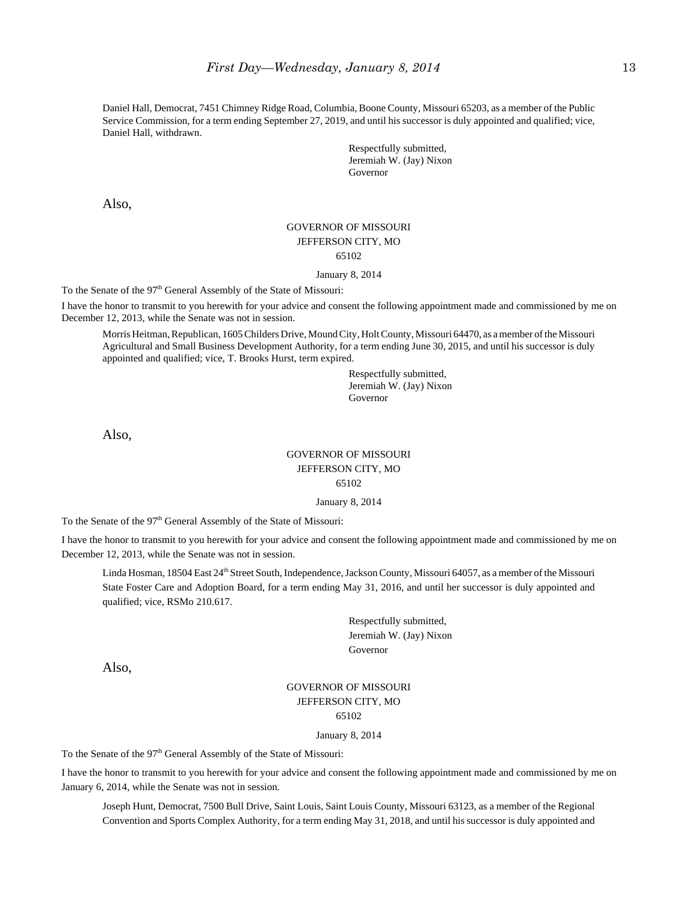Daniel Hall, Democrat, 7451 Chimney Ridge Road, Columbia, Boone County, Missouri 65203, as a member of the Public Service Commission, for a term ending September 27, 2019, and until his successor is duly appointed and qualified; vice, Daniel Hall, withdrawn.

Respectfully submitted,
Jeremiah W. (Jay) Nixon
Governor

Also,

GOVERNOR OF MISSOURI
JEFFERSON CITY, MO
65102

January 8, 2014

To the Senate of the 97th General Assembly of the State of Missouri:

I have the honor to transmit to you herewith for your advice and consent the following appointment made and commissioned by me on December 12, 2013, while the Senate was not in session.

Morris Heitman, Republican, 1605 Childers Drive, Mound City, Holt County, Missouri 64470, as a member of the Missouri Agricultural and Small Business Development Authority, for a term ending June 30, 2015, and until his successor is duly appointed and qualified; vice, T. Brooks Hurst, term expired.

Respectfully submitted,
Jeremiah W. (Jay) Nixon
Governor

Also,

GOVERNOR OF MISSOURI
JEFFERSON CITY, MO
65102

January 8, 2014

To the Senate of the 97th General Assembly of the State of Missouri:

I have the honor to transmit to you herewith for your advice and consent the following appointment made and commissioned by me on December 12, 2013, while the Senate was not in session.

Linda Hosman, 18504 East 24th Street South, Independence, Jackson County, Missouri 64057, as a member of the Missouri State Foster Care and Adoption Board, for a term ending May 31, 2016, and until her successor is duly appointed and qualified; vice, RSMo 210.617.

Respectfully submitted,
Jeremiah W. (Jay) Nixon
Governor

Also,

GOVERNOR OF MISSOURI
JEFFERSON CITY, MO
65102

January 8, 2014

To the Senate of the 97th General Assembly of the State of Missouri:

I have the honor to transmit to you herewith for your advice and consent the following appointment made and commissioned by me on January 6, 2014, while the Senate was not in session.

Joseph Hunt, Democrat, 7500 Bull Drive, Saint Louis, Saint Louis County, Missouri 63123, as a member of the Regional Convention and Sports Complex Authority, for a term ending May 31, 2018, and until his successor is duly appointed and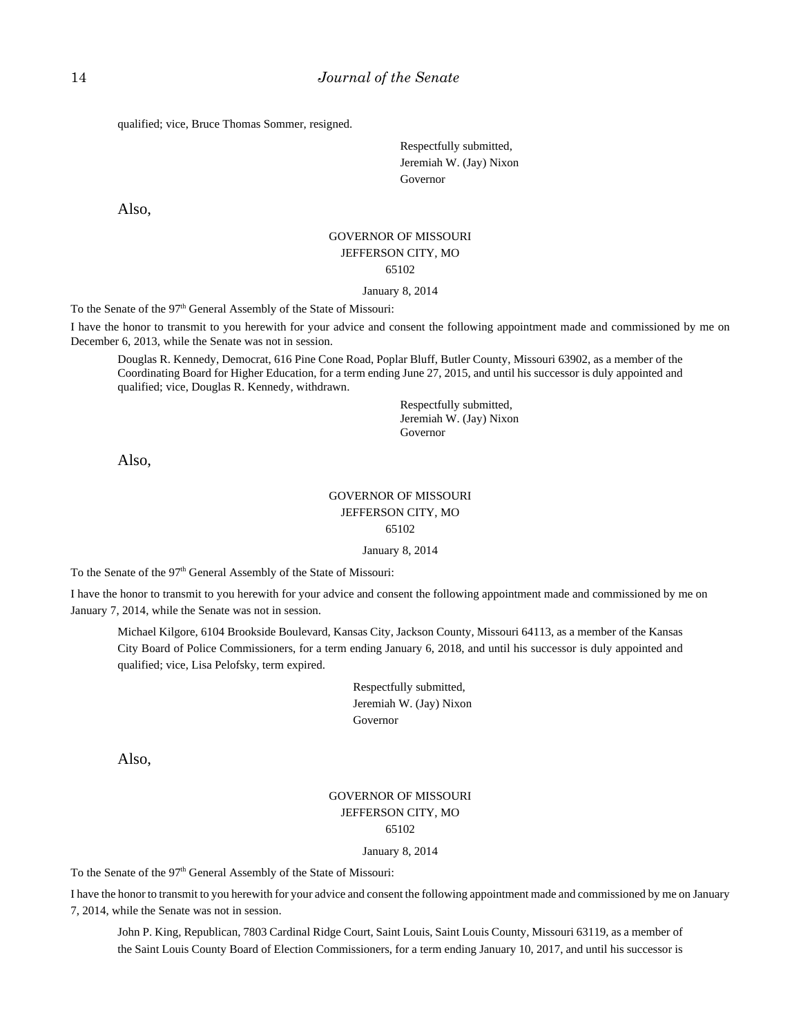qualified; vice, Bruce Thomas Sommer, resigned.

Respectfully submitted,
Jeremiah W. (Jay) Nixon
Governor

Also,

GOVERNOR OF MISSOURI
JEFFERSON CITY, MO
65102

January 8, 2014

To the Senate of the 97th General Assembly of the State of Missouri:

I have the honor to transmit to you herewith for your advice and consent the following appointment made and commissioned by me on December 6, 2013, while the Senate was not in session.

Douglas R. Kennedy, Democrat, 616 Pine Cone Road, Poplar Bluff, Butler County, Missouri 63902, as a member of the Coordinating Board for Higher Education, for a term ending June 27, 2015, and until his successor is duly appointed and qualified; vice, Douglas R. Kennedy, withdrawn.

Respectfully submitted,
Jeremiah W. (Jay) Nixon
Governor

Also,

GOVERNOR OF MISSOURI
JEFFERSON CITY, MO
65102

January 8, 2014

To the Senate of the 97th General Assembly of the State of Missouri:

I have the honor to transmit to you herewith for your advice and consent the following appointment made and commissioned by me on January 7, 2014, while the Senate was not in session.

Michael Kilgore, 6104 Brookside Boulevard, Kansas City, Jackson County, Missouri 64113, as a member of the Kansas City Board of Police Commissioners, for a term ending January 6, 2018, and until his successor is duly appointed and qualified; vice, Lisa Pelofsky, term expired.

Respectfully submitted,
Jeremiah W. (Jay) Nixon
Governor

Also,

GOVERNOR OF MISSOURI
JEFFERSON CITY, MO
65102

January 8, 2014

To the Senate of the 97th General Assembly of the State of Missouri:

I have the honor to transmit to you herewith for your advice and consent the following appointment made and commissioned by me on January 7, 2014, while the Senate was not in session.

John P. King, Republican, 7803 Cardinal Ridge Court, Saint Louis, Saint Louis County, Missouri 63119, as a member of the Saint Louis County Board of Election Commissioners, for a term ending January 10, 2017, and until his successor is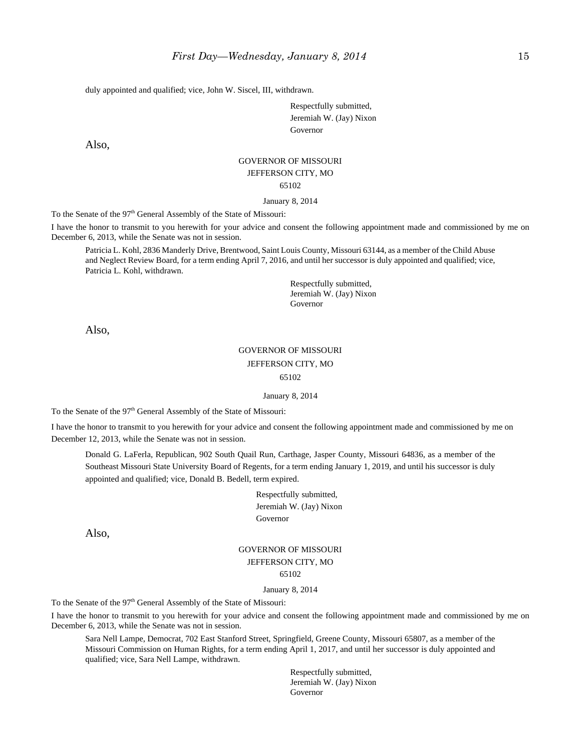duly appointed and qualified; vice, John W. Siscel, III, withdrawn.

Respectfully submitted,
Jeremiah W. (Jay) Nixon
Governor

Also,

GOVERNOR OF MISSOURI
JEFFERSON CITY, MO
65102

January 8, 2014

To the Senate of the 97th General Assembly of the State of Missouri:

I have the honor to transmit to you herewith for your advice and consent the following appointment made and commissioned by me on December 6, 2013, while the Senate was not in session.

Patricia L. Kohl, 2836 Manderly Drive, Brentwood, Saint Louis County, Missouri 63144, as a member of the Child Abuse and Neglect Review Board, for a term ending April 7, 2016, and until her successor is duly appointed and qualified; vice, Patricia L. Kohl, withdrawn.

Respectfully submitted,
Jeremiah W. (Jay) Nixon
Governor

Also,

GOVERNOR OF MISSOURI
JEFFERSON CITY, MO
65102

January 8, 2014

To the Senate of the 97th General Assembly of the State of Missouri:

I have the honor to transmit to you herewith for your advice and consent the following appointment made and commissioned by me on December 12, 2013, while the Senate was not in session.

Donald G. LaFerla, Republican, 902 South Quail Run, Carthage, Jasper County, Missouri 64836, as a member of the Southeast Missouri State University Board of Regents, for a term ending January 1, 2019, and until his successor is duly appointed and qualified; vice, Donald B. Bedell, term expired.

Respectfully submitted,
Jeremiah W. (Jay) Nixon
Governor

Also,

GOVERNOR OF MISSOURI
JEFFERSON CITY, MO
65102

January 8, 2014

To the Senate of the 97th General Assembly of the State of Missouri:

I have the honor to transmit to you herewith for your advice and consent the following appointment made and commissioned by me on December 6, 2013, while the Senate was not in session.

Sara Nell Lampe, Democrat, 702 East Stanford Street, Springfield, Greene County, Missouri 65807, as a member of the Missouri Commission on Human Rights, for a term ending April 1, 2017, and until her successor is duly appointed and qualified; vice, Sara Nell Lampe, withdrawn.

Respectfully submitted,
Jeremiah W. (Jay) Nixon
Governor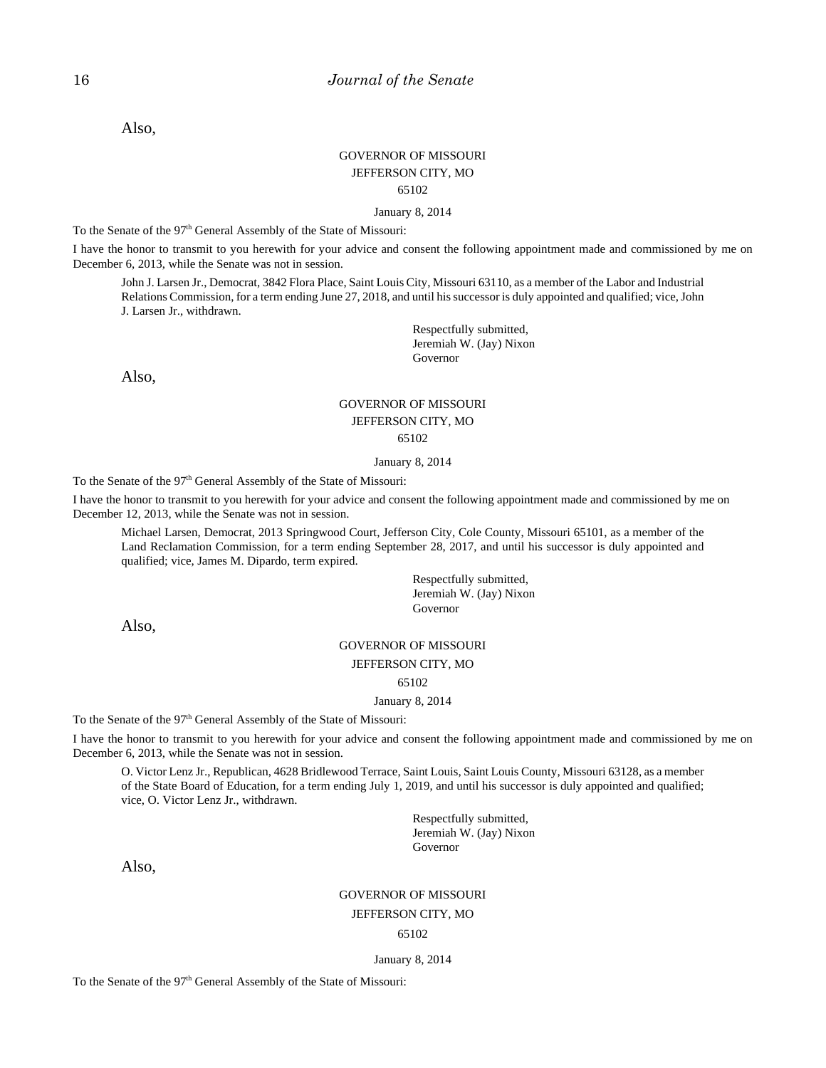Also,

GOVERNOR OF MISSOURI
JEFFERSON CITY, MO
65102

January 8, 2014

To the Senate of the 97th General Assembly of the State of Missouri:

I have the honor to transmit to you herewith for your advice and consent the following appointment made and commissioned by me on December 6, 2013, while the Senate was not in session.

> John J. Larsen Jr., Democrat, 3842 Flora Place, Saint Louis City, Missouri 63110, as a member of the Labor and Industrial Relations Commission, for a term ending June 27, 2018, and until his successor is duly appointed and qualified; vice, John J. Larsen Jr., withdrawn.

Respectfully submitted,
Jeremiah W. (Jay) Nixon
Governor

Also,

GOVERNOR OF MISSOURI
JEFFERSON CITY, MO
65102

January 8, 2014

To the Senate of the 97th General Assembly of the State of Missouri:

I have the honor to transmit to you herewith for your advice and consent the following appointment made and commissioned by me on December 12, 2013, while the Senate was not in session.

> Michael Larsen, Democrat, 2013 Springwood Court, Jefferson City, Cole County, Missouri 65101, as a member of the Land Reclamation Commission, for a term ending September 28, 2017, and until his successor is duly appointed and qualified; vice, James M. Dipardo, term expired.

Respectfully submitted,
Jeremiah W. (Jay) Nixon
Governor

Also,

GOVERNOR OF MISSOURI
JEFFERSON CITY, MO
65102

January 8, 2014

To the Senate of the 97th General Assembly of the State of Missouri:

I have the honor to transmit to you herewith for your advice and consent the following appointment made and commissioned by me on December 6, 2013, while the Senate was not in session.

> O. Victor Lenz Jr., Republican, 4628 Bridlewood Terrace, Saint Louis, Saint Louis County, Missouri 63128, as a member of the State Board of Education, for a term ending July 1, 2019, and until his successor is duly appointed and qualified; vice, O. Victor Lenz Jr., withdrawn.

Respectfully submitted,
Jeremiah W. (Jay) Nixon
Governor

Also,

GOVERNOR OF MISSOURI
JEFFERSON CITY, MO
65102

January 8, 2014

To the Senate of the 97th General Assembly of the State of Missouri: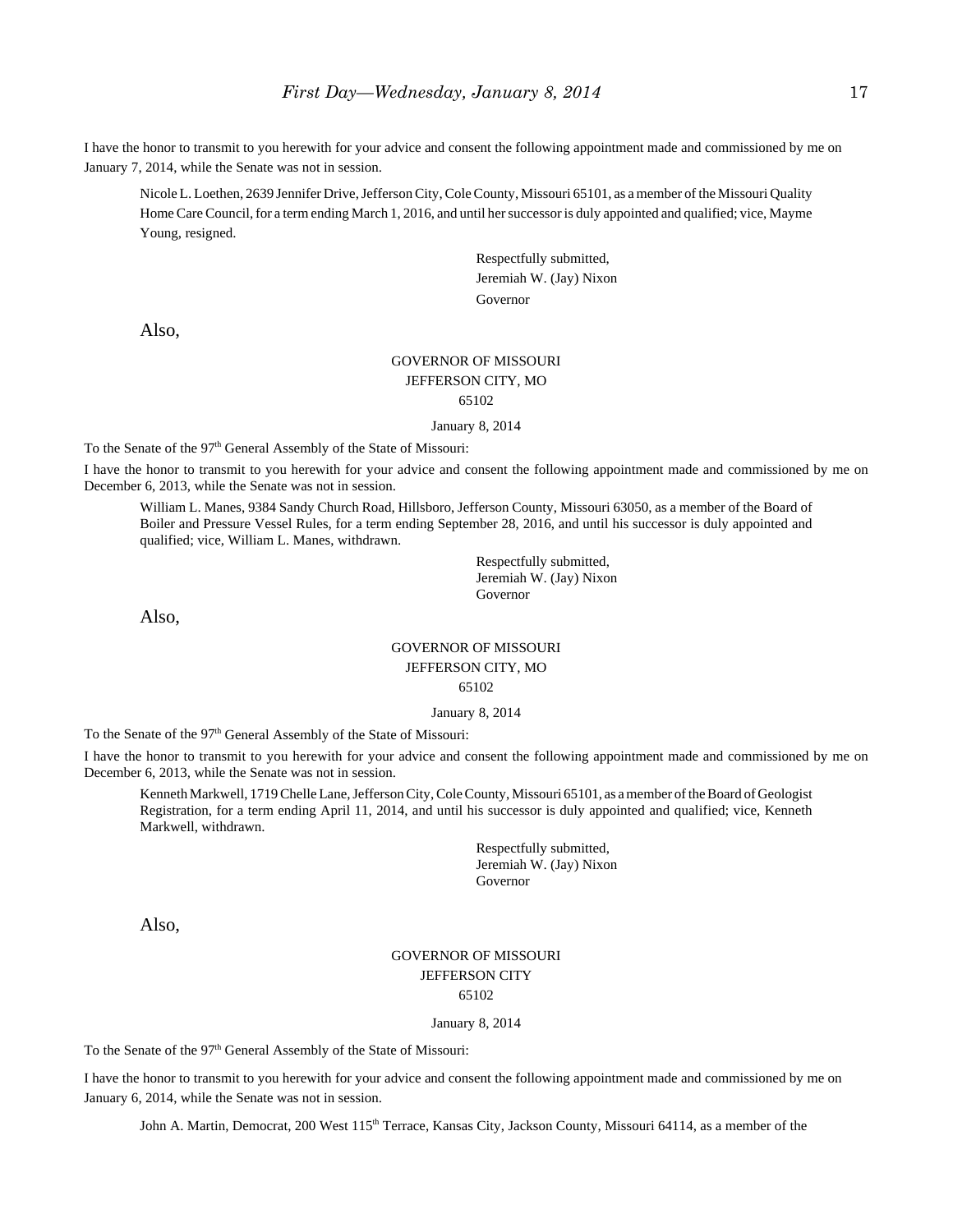I have the honor to transmit to you herewith for your advice and consent the following appointment made and commissioned by me on January 7, 2014, while the Senate was not in session.

> Nicole L. Loethen, 2639 Jennifer Drive, Jefferson City, Cole County, Missouri 65101, as a member of the Missouri Quality Home Care Council, for a term ending March 1, 2016, and until her successor is duly appointed and qualified; vice, Mayme Young, resigned.

Respectfully submitted,
Jeremiah W. (Jay) Nixon
Governor

Also,

GOVERNOR OF MISSOURI
JEFFERSON CITY, MO
65102

January 8, 2014

To the Senate of the 97th General Assembly of the State of Missouri:

I have the honor to transmit to you herewith for your advice and consent the following appointment made and commissioned by me on December 6, 2013, while the Senate was not in session.

> William L. Manes, 9384 Sandy Church Road, Hillsboro, Jefferson County, Missouri 63050, as a member of the Board of Boiler and Pressure Vessel Rules, for a term ending September 28, 2016, and until his successor is duly appointed and qualified; vice, William L. Manes, withdrawn.

Respectfully submitted,
Jeremiah W. (Jay) Nixon
Governor

Also,

GOVERNOR OF MISSOURI
JEFFERSON CITY, MO
65102

January 8, 2014

To the Senate of the 97th General Assembly of the State of Missouri:

I have the honor to transmit to you herewith for your advice and consent the following appointment made and commissioned by me on December 6, 2013, while the Senate was not in session.

> Kenneth Markwell, 1719 Chelle Lane, Jefferson City, Cole County, Missouri 65101, as a member of the Board of Geologist Registration, for a term ending April 11, 2014, and until his successor is duly appointed and qualified; vice, Kenneth Markwell, withdrawn.

Respectfully submitted,
Jeremiah W. (Jay) Nixon
Governor

Also,

GOVERNOR OF MISSOURI
JEFFERSON CITY
65102

January 8, 2014

To the Senate of the 97th General Assembly of the State of Missouri:

I have the honor to transmit to you herewith for your advice and consent the following appointment made and commissioned by me on January 6, 2014, while the Senate was not in session.

> John A. Martin, Democrat, 200 West 115th Terrace, Kansas City, Jackson County, Missouri 64114, as a member of the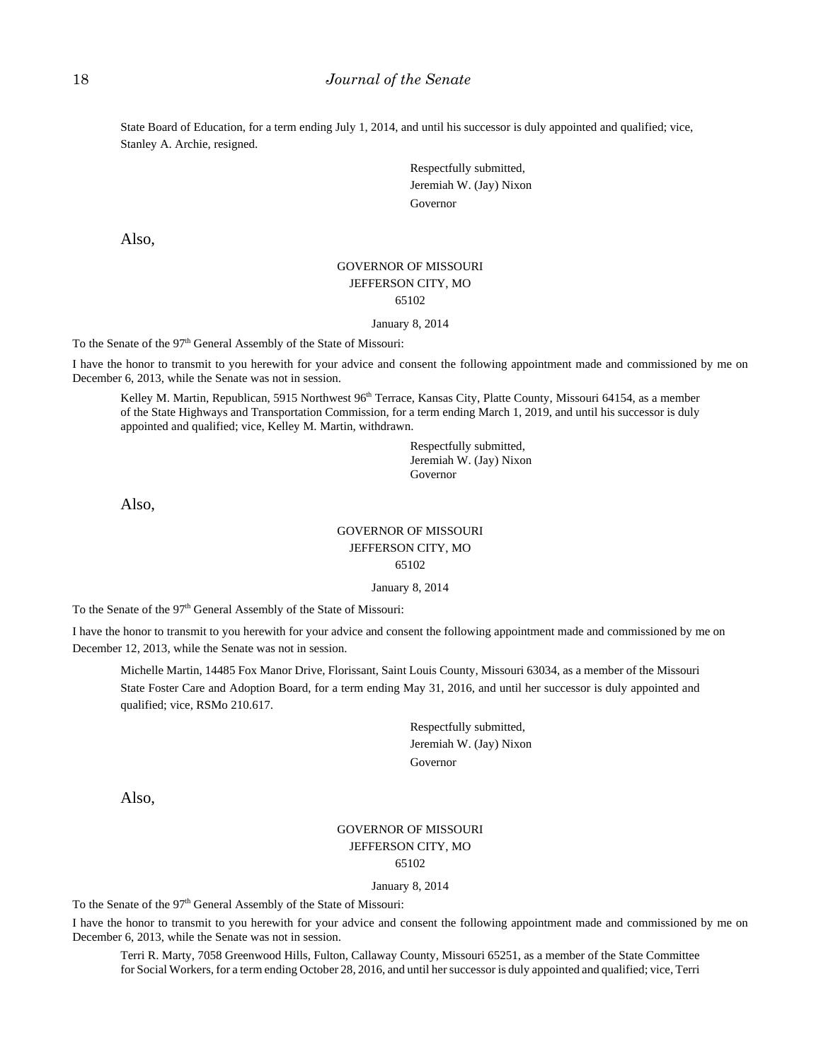State Board of Education, for a term ending July 1, 2014, and until his successor is duly appointed and qualified; vice, Stanley A. Archie, resigned.

Respectfully submitted,
Jeremiah W. (Jay) Nixon
Governor

Also,

GOVERNOR OF MISSOURI
JEFFERSON CITY, MO
65102

January 8, 2014

To the Senate of the 97th General Assembly of the State of Missouri:

I have the honor to transmit to you herewith for your advice and consent the following appointment made and commissioned by me on December 6, 2013, while the Senate was not in session.

Kelley M. Martin, Republican, 5915 Northwest 96th Terrace, Kansas City, Platte County, Missouri 64154, as a member of the State Highways and Transportation Commission, for a term ending March 1, 2019, and until his successor is duly appointed and qualified; vice, Kelley M. Martin, withdrawn.

Respectfully submitted,
Jeremiah W. (Jay) Nixon
Governor

Also,

GOVERNOR OF MISSOURI
JEFFERSON CITY, MO
65102

January 8, 2014

To the Senate of the 97th General Assembly of the State of Missouri:

I have the honor to transmit to you herewith for your advice and consent the following appointment made and commissioned by me on December 12, 2013, while the Senate was not in session.

Michelle Martin, 14485 Fox Manor Drive, Florissant, Saint Louis County, Missouri 63034, as a member of the Missouri State Foster Care and Adoption Board, for a term ending May 31, 2016, and until her successor is duly appointed and qualified; vice, RSMo 210.617.

Respectfully submitted,
Jeremiah W. (Jay) Nixon
Governor

Also,

GOVERNOR OF MISSOURI
JEFFERSON CITY, MO
65102

January 8, 2014

To the Senate of the 97th General Assembly of the State of Missouri:

I have the honor to transmit to you herewith for your advice and consent the following appointment made and commissioned by me on December 6, 2013, while the Senate was not in session.

Terri R. Marty, 7058 Greenwood Hills, Fulton, Callaway County, Missouri 65251, as a member of the State Committee for Social Workers, for a term ending October 28, 2016, and until her successor is duly appointed and qualified; vice, Terri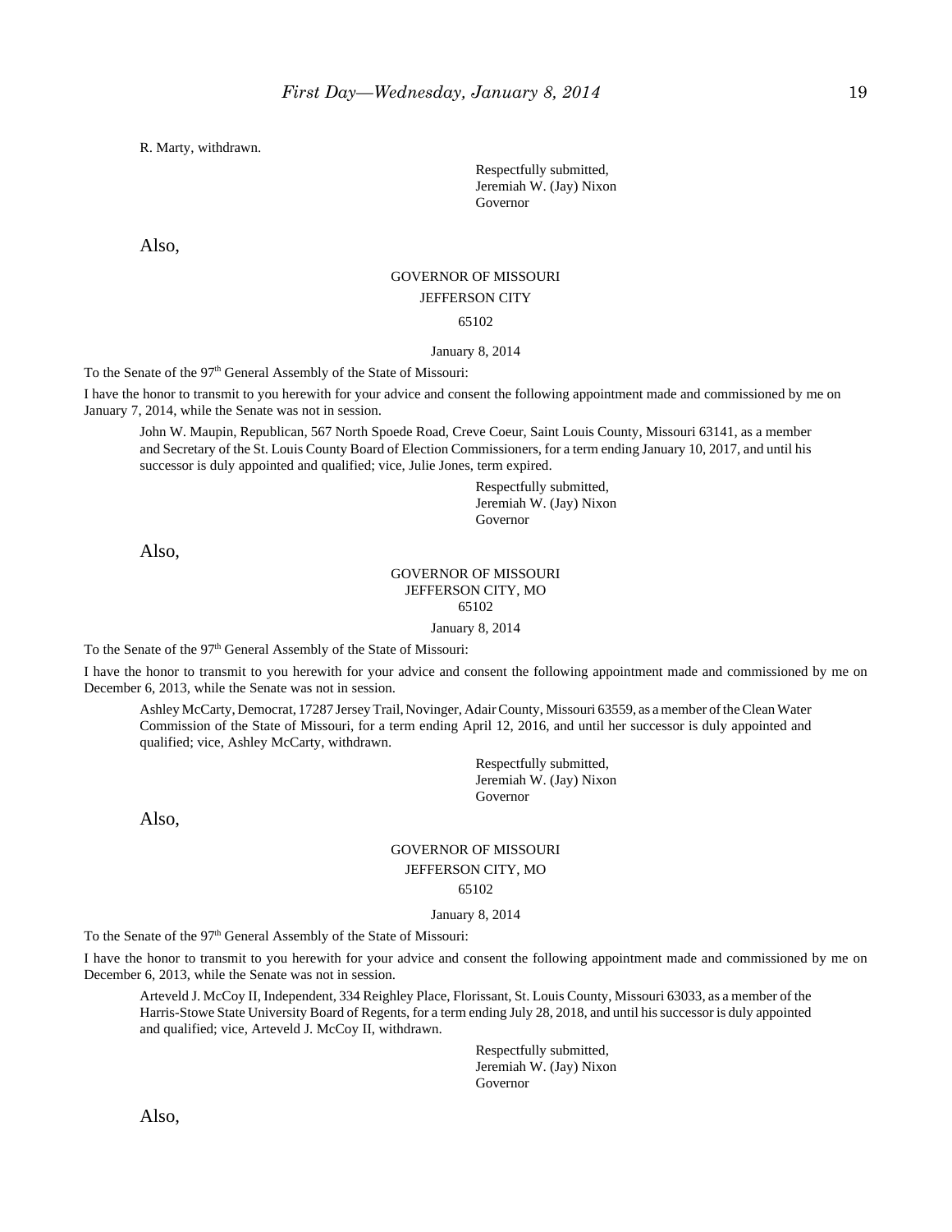R. Marty, withdrawn.

Respectfully submitted,
Jeremiah W. (Jay) Nixon
Governor

Also,

GOVERNOR OF MISSOURI
JEFFERSON CITY
65102

January 8, 2014

To the Senate of the 97th General Assembly of the State of Missouri:

I have the honor to transmit to you herewith for your advice and consent the following appointment made and commissioned by me on January 7, 2014, while the Senate was not in session.

John W. Maupin, Republican, 567 North Spoede Road, Creve Coeur, Saint Louis County, Missouri 63141, as a member and Secretary of the St. Louis County Board of Election Commissioners, for a term ending January 10, 2017, and until his successor is duly appointed and qualified; vice, Julie Jones, term expired.

Respectfully submitted,
Jeremiah W. (Jay) Nixon
Governor

Also,

GOVERNOR OF MISSOURI
JEFFERSON CITY, MO
65102

January 8, 2014

To the Senate of the 97th General Assembly of the State of Missouri:

I have the honor to transmit to you herewith for your advice and consent the following appointment made and commissioned by me on December 6, 2013, while the Senate was not in session.

Ashley McCarty, Democrat, 17287 Jersey Trail, Novinger, Adair County, Missouri 63559, as a member of the Clean Water Commission of the State of Missouri, for a term ending April 12, 2016, and until her successor is duly appointed and qualified; vice, Ashley McCarty, withdrawn.

Respectfully submitted,
Jeremiah W. (Jay) Nixon
Governor

Also,

GOVERNOR OF MISSOURI
JEFFERSON CITY, MO
65102

January 8, 2014

To the Senate of the 97th General Assembly of the State of Missouri:

I have the honor to transmit to you herewith for your advice and consent the following appointment made and commissioned by me on December 6, 2013, while the Senate was not in session.

Arteveld J. McCoy II, Independent, 334 Reighley Place, Florissant, St. Louis County, Missouri 63033, as a member of the Harris-Stowe State University Board of Regents, for a term ending July 28, 2018, and until his successor is duly appointed and qualified; vice, Arteveld J. McCoy II, withdrawn.

Respectfully submitted,
Jeremiah W. (Jay) Nixon
Governor

Also,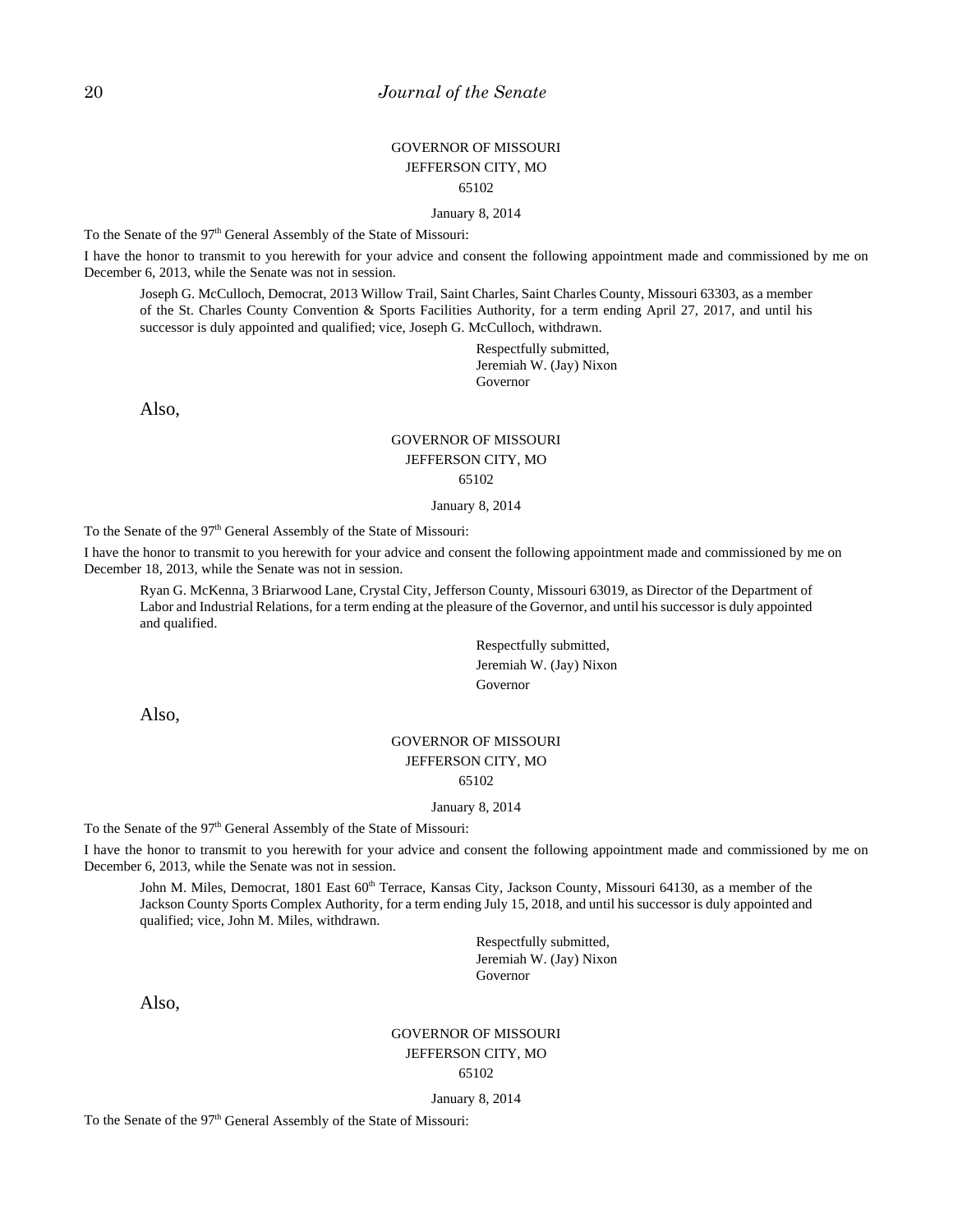GOVERNOR OF MISSOURI
JEFFERSON CITY, MO
65102

January 8, 2014

To the Senate of the 97th General Assembly of the State of Missouri:

I have the honor to transmit to you herewith for your advice and consent the following appointment made and commissioned by me on December 6, 2013, while the Senate was not in session.

> Joseph G. McCulloch, Democrat, 2013 Willow Trail, Saint Charles, Saint Charles County, Missouri 63303, as a member of the St. Charles County Convention & Sports Facilities Authority, for a term ending April 27, 2017, and until his successor is duly appointed and qualified; vice, Joseph G. McCulloch, withdrawn.

Respectfully submitted,
Jeremiah W. (Jay) Nixon
Governor

Also,

GOVERNOR OF MISSOURI
JEFFERSON CITY, MO
65102

January 8, 2014

To the Senate of the 97th General Assembly of the State of Missouri:

I have the honor to transmit to you herewith for your advice and consent the following appointment made and commissioned by me on December 18, 2013, while the Senate was not in session.

> Ryan G. McKenna, 3 Briarwood Lane, Crystal City, Jefferson County, Missouri 63019, as Director of the Department of Labor and Industrial Relations, for a term ending at the pleasure of the Governor, and until his successor is duly appointed and qualified.

Respectfully submitted,
Jeremiah W. (Jay) Nixon
Governor

Also,

GOVERNOR OF MISSOURI
JEFFERSON CITY, MO
65102

January 8, 2014

To the Senate of the 97th General Assembly of the State of Missouri:

I have the honor to transmit to you herewith for your advice and consent the following appointment made and commissioned by me on December 6, 2013, while the Senate was not in session.

> John M. Miles, Democrat, 1801 East 60th Terrace, Kansas City, Jackson County, Missouri 64130, as a member of the Jackson County Sports Complex Authority, for a term ending July 15, 2018, and until his successor is duly appointed and qualified; vice, John M. Miles, withdrawn.

Respectfully submitted,
Jeremiah W. (Jay) Nixon
Governor

Also,

GOVERNOR OF MISSOURI
JEFFERSON CITY, MO
65102

January 8, 2014

To the Senate of the 97th General Assembly of the State of Missouri: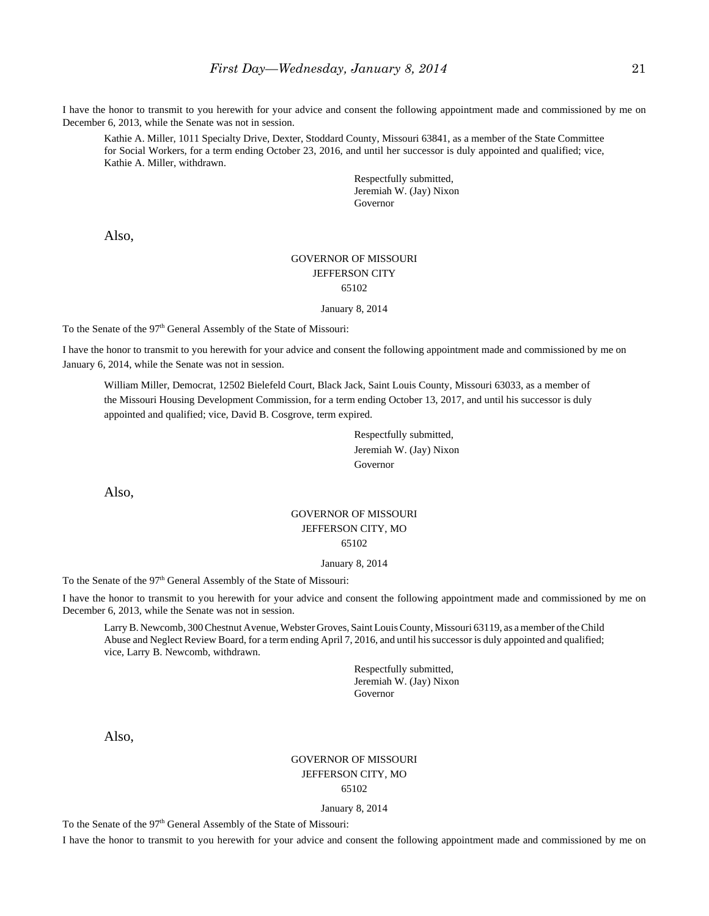I have the honor to transmit to you herewith for your advice and consent the following appointment made and commissioned by me on December 6, 2013, while the Senate was not in session.

> Kathie A. Miller, 1011 Specialty Drive, Dexter, Stoddard County, Missouri 63841, as a member of the State Committee for Social Workers, for a term ending October 23, 2016, and until her successor is duly appointed and qualified; vice, Kathie A. Miller, withdrawn.

Respectfully submitted,
Jeremiah W. (Jay) Nixon
Governor

Also,

GOVERNOR OF MISSOURI
JEFFERSON CITY
65102

January 8, 2014

To the Senate of the 97th General Assembly of the State of Missouri:

I have the honor to transmit to you herewith for your advice and consent the following appointment made and commissioned by me on January 6, 2014, while the Senate was not in session.

> William Miller, Democrat, 12502 Bielefeld Court, Black Jack, Saint Louis County, Missouri 63033, as a member of the Missouri Housing Development Commission, for a term ending October 13, 2017, and until his successor is duly appointed and qualified; vice, David B. Cosgrove, term expired.

Respectfully submitted,
Jeremiah W. (Jay) Nixon
Governor

Also,

GOVERNOR OF MISSOURI
JEFFERSON CITY, MO
65102

January 8, 2014

To the Senate of the 97th General Assembly of the State of Missouri:

I have the honor to transmit to you herewith for your advice and consent the following appointment made and commissioned by me on December 6, 2013, while the Senate was not in session.

> Larry B. Newcomb, 300 Chestnut Avenue, Webster Groves, Saint Louis County, Missouri 63119, as a member of the Child Abuse and Neglect Review Board, for a term ending April 7, 2016, and until his successor is duly appointed and qualified; vice, Larry B. Newcomb, withdrawn.

Respectfully submitted,
Jeremiah W. (Jay) Nixon
Governor

Also,

GOVERNOR OF MISSOURI
JEFFERSON CITY, MO
65102

January 8, 2014

To the Senate of the 97th General Assembly of the State of Missouri:

I have the honor to transmit to you herewith for your advice and consent the following appointment made and commissioned by me on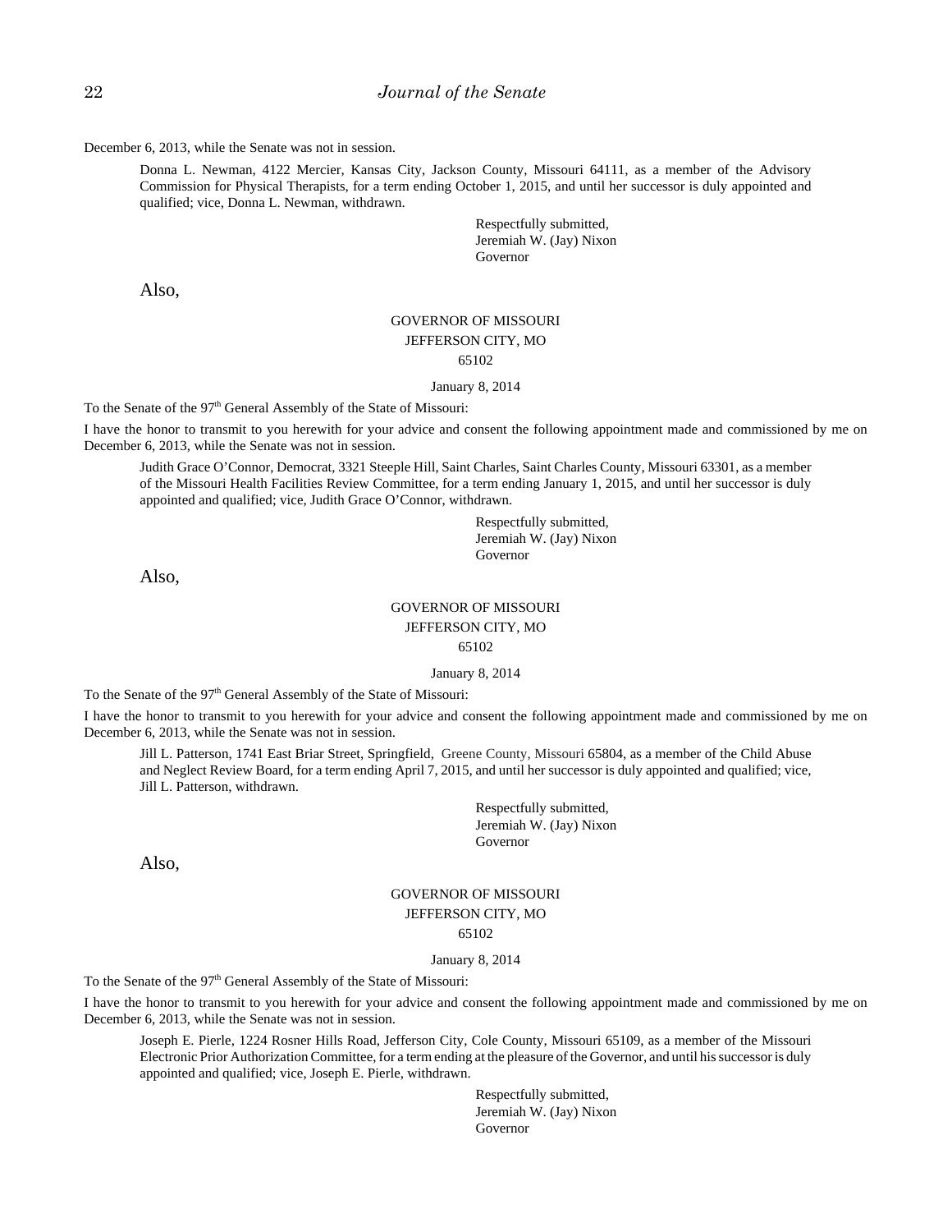December 6, 2013, while the Senate was not in session.

Donna L. Newman, 4122 Mercier, Kansas City, Jackson County, Missouri 64111, as a member of the Advisory Commission for Physical Therapists, for a term ending October 1, 2015, and until her successor is duly appointed and qualified; vice, Donna L. Newman, withdrawn.

Respectfully submitted,
Jeremiah W. (Jay) Nixon
Governor

Also,

GOVERNOR OF MISSOURI
JEFFERSON CITY, MO
65102

January 8, 2014

To the Senate of the 97th General Assembly of the State of Missouri:

I have the honor to transmit to you herewith for your advice and consent the following appointment made and commissioned by me on December 6, 2013, while the Senate was not in session.

Judith Grace O'Connor, Democrat, 3321 Steeple Hill, Saint Charles, Saint Charles County, Missouri 63301, as a member of the Missouri Health Facilities Review Committee, for a term ending January 1, 2015, and until her successor is duly appointed and qualified; vice, Judith Grace O'Connor, withdrawn.

Respectfully submitted,
Jeremiah W. (Jay) Nixon
Governor

Also,

GOVERNOR OF MISSOURI
JEFFERSON CITY, MO
65102

January 8, 2014

To the Senate of the 97th General Assembly of the State of Missouri:

I have the honor to transmit to you herewith for your advice and consent the following appointment made and commissioned by me on December 6, 2013, while the Senate was not in session.

Jill L. Patterson, 1741 East Briar Street, Springfield, Greene County, Missouri 65804, as a member of the Child Abuse and Neglect Review Board, for a term ending April 7, 2015, and until her successor is duly appointed and qualified; vice, Jill L. Patterson, withdrawn.

Respectfully submitted,
Jeremiah W. (Jay) Nixon
Governor

Also,

GOVERNOR OF MISSOURI
JEFFERSON CITY, MO
65102

January 8, 2014

To the Senate of the 97th General Assembly of the State of Missouri:

I have the honor to transmit to you herewith for your advice and consent the following appointment made and commissioned by me on December 6, 2013, while the Senate was not in session.

Joseph E. Pierle, 1224 Rosner Hills Road, Jefferson City, Cole County, Missouri 65109, as a member of the Missouri Electronic Prior Authorization Committee, for a term ending at the pleasure of the Governor, and until his successor is duly appointed and qualified; vice, Joseph E. Pierle, withdrawn.

Respectfully submitted,
Jeremiah W. (Jay) Nixon
Governor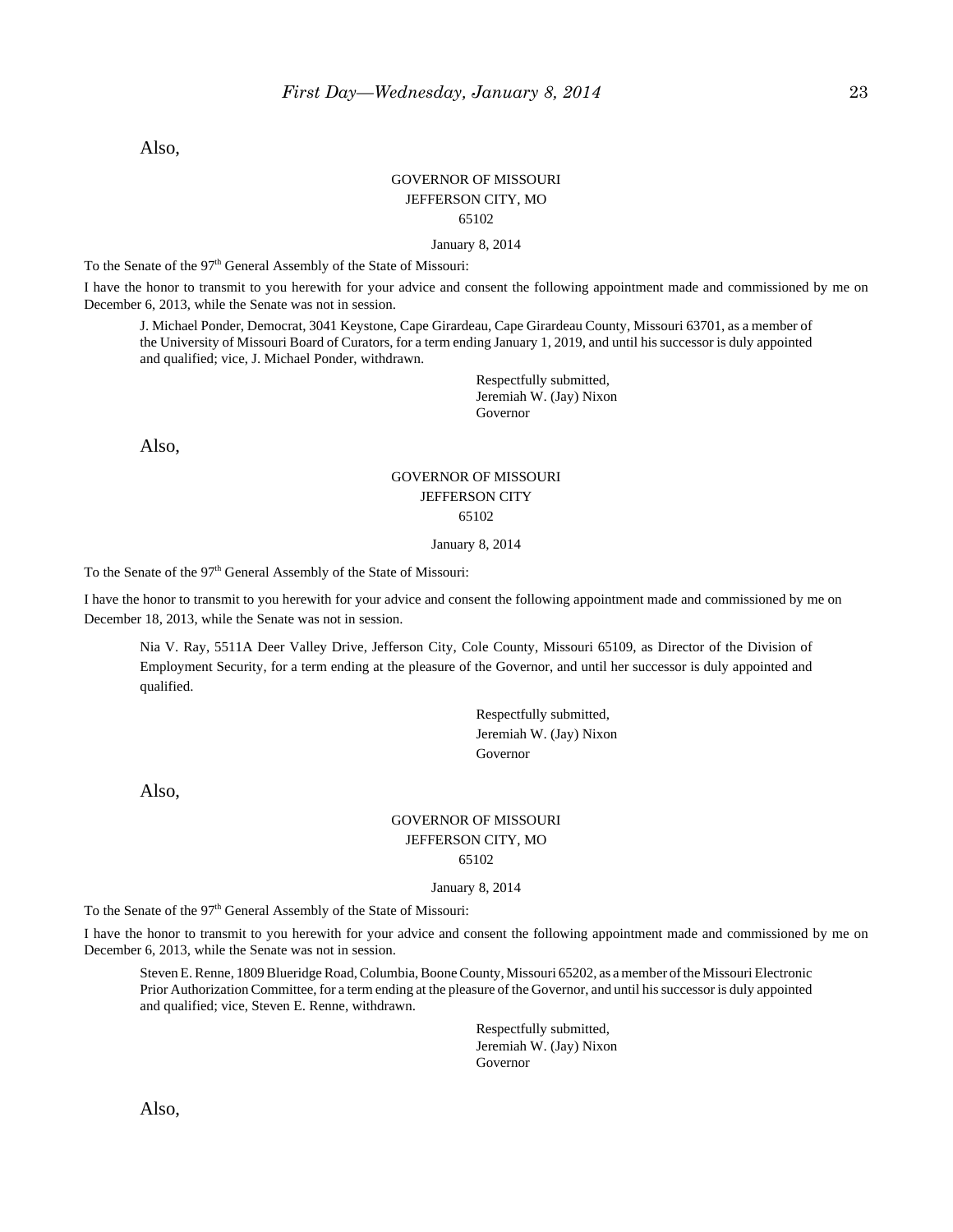Also,

GOVERNOR OF MISSOURI
JEFFERSON CITY, MO
65102

January 8, 2014

To the Senate of the 97th General Assembly of the State of Missouri:

I have the honor to transmit to you herewith for your advice and consent the following appointment made and commissioned by me on December 6, 2013, while the Senate was not in session.

> J. Michael Ponder, Democrat, 3041 Keystone, Cape Girardeau, Cape Girardeau County, Missouri 63701, as a member of the University of Missouri Board of Curators, for a term ending January 1, 2019, and until his successor is duly appointed and qualified; vice, J. Michael Ponder, withdrawn.

Respectfully submitted,
Jeremiah W. (Jay) Nixon
Governor

Also,

GOVERNOR OF MISSOURI
JEFFERSON CITY
65102

January 8, 2014

To the Senate of the 97th General Assembly of the State of Missouri:

I have the honor to transmit to you herewith for your advice and consent the following appointment made and commissioned by me on December 18, 2013, while the Senate was not in session.

> Nia V. Ray, 5511A Deer Valley Drive, Jefferson City, Cole County, Missouri 65109, as Director of the Division of Employment Security, for a term ending at the pleasure of the Governor, and until her successor is duly appointed and qualified.

Respectfully submitted,
Jeremiah W. (Jay) Nixon
Governor

Also,

GOVERNOR OF MISSOURI
JEFFERSON CITY, MO
65102

January 8, 2014

To the Senate of the 97th General Assembly of the State of Missouri:

I have the honor to transmit to you herewith for your advice and consent the following appointment made and commissioned by me on December 6, 2013, while the Senate was not in session.

> Steven E. Renne, 1809 Blueridge Road, Columbia, Boone County, Missouri 65202, as a member of the Missouri Electronic Prior Authorization Committee, for a term ending at the pleasure of the Governor, and until his successor is duly appointed and qualified; vice, Steven E. Renne, withdrawn.

Respectfully submitted,
Jeremiah W. (Jay) Nixon
Governor

Also,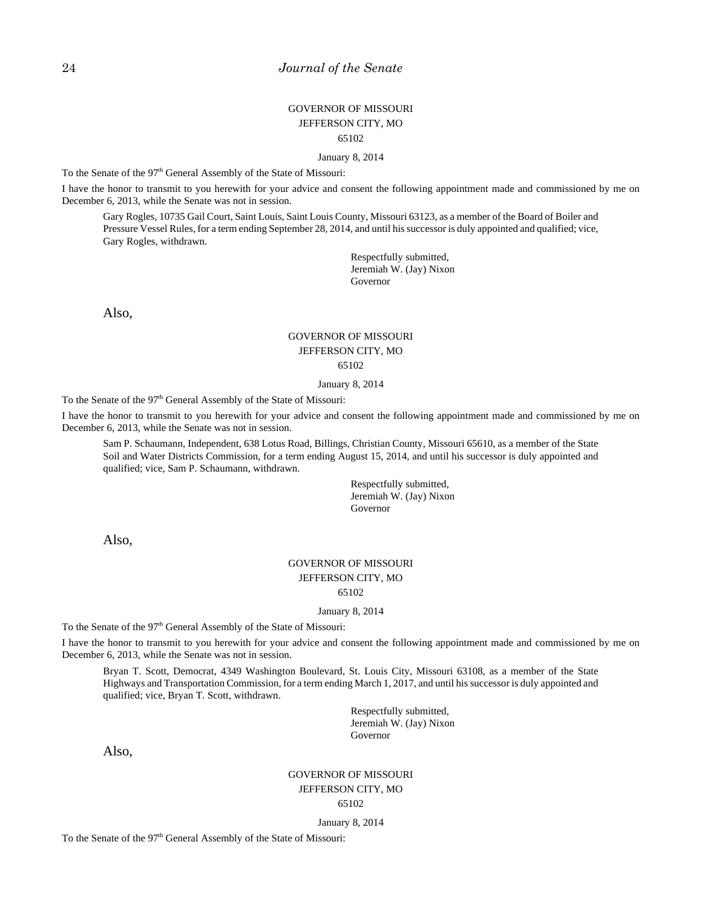GOVERNOR OF MISSOURI
JEFFERSON CITY, MO
65102

January 8, 2014

To the Senate of the 97[th] General Assembly of the State of Missouri:

I have the honor to transmit to you herewith for your advice and consent the following appointment made and commissioned by me on December 6, 2013, while the Senate was not in session.

> Gary Rogles, 10735 Gail Court, Saint Louis, Saint Louis County, Missouri 63123, as a member of the Board of Boiler and Pressure Vessel Rules, for a term ending September 28, 2014, and until his successor is duly appointed and qualified; vice, Gary Rogles, withdrawn.

Respectfully submitted,
Jeremiah W. (Jay) Nixon
Governor

Also,

GOVERNOR OF MISSOURI
JEFFERSON CITY, MO
65102

January 8, 2014

To the Senate of the 97[th] General Assembly of the State of Missouri:

I have the honor to transmit to you herewith for your advice and consent the following appointment made and commissioned by me on December 6, 2013, while the Senate was not in session.

> Sam P. Schaumann, Independent, 638 Lotus Road, Billings, Christian County, Missouri 65610, as a member of the State Soil and Water Districts Commission, for a term ending August 15, 2014, and until his successor is duly appointed and qualified; vice, Sam P. Schaumann, withdrawn.

Respectfully submitted,
Jeremiah W. (Jay) Nixon
Governor

Also,

GOVERNOR OF MISSOURI
JEFFERSON CITY, MO
65102

January 8, 2014

To the Senate of the 97[th] General Assembly of the State of Missouri:

I have the honor to transmit to you herewith for your advice and consent the following appointment made and commissioned by me on December 6, 2013, while the Senate was not in session.

> Bryan T. Scott, Democrat, 4349 Washington Boulevard, St. Louis City, Missouri 63108, as a member of the State Highways and Transportation Commission, for a term ending March 1, 2017, and until his successor is duly appointed and qualified; vice, Bryan T. Scott, withdrawn.

Respectfully submitted,
Jeremiah W. (Jay) Nixon
Governor

Also,

GOVERNOR OF MISSOURI
JEFFERSON CITY, MO
65102

January 8, 2014

To the Senate of the 97[th] General Assembly of the State of Missouri: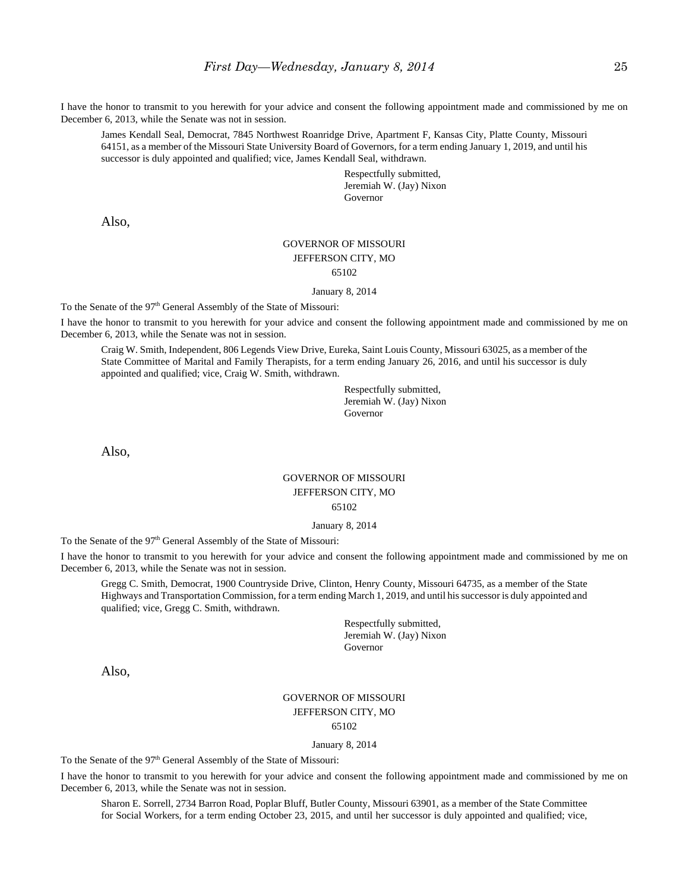I have the honor to transmit to you herewith for your advice and consent the following appointment made and commissioned by me on December 6, 2013, while the Senate was not in session.

James Kendall Seal, Democrat, 7845 Northwest Roanridge Drive, Apartment F, Kansas City, Platte County, Missouri 64151, as a member of the Missouri State University Board of Governors, for a term ending January 1, 2019, and until his successor is duly appointed and qualified; vice, James Kendall Seal, withdrawn.

Respectfully submitted,
Jeremiah W. (Jay) Nixon
Governor

Also,

GOVERNOR OF MISSOURI
JEFFERSON CITY, MO
65102

January 8, 2014

To the Senate of the 97th General Assembly of the State of Missouri:

I have the honor to transmit to you herewith for your advice and consent the following appointment made and commissioned by me on December 6, 2013, while the Senate was not in session.

Craig W. Smith, Independent, 806 Legends View Drive, Eureka, Saint Louis County, Missouri 63025, as a member of the State Committee of Marital and Family Therapists, for a term ending January 26, 2016, and until his successor is duly appointed and qualified; vice, Craig W. Smith, withdrawn.

Respectfully submitted,
Jeremiah W. (Jay) Nixon
Governor

Also,

GOVERNOR OF MISSOURI
JEFFERSON CITY, MO
65102

January 8, 2014

To the Senate of the 97th General Assembly of the State of Missouri:

I have the honor to transmit to you herewith for your advice and consent the following appointment made and commissioned by me on December 6, 2013, while the Senate was not in session.

Gregg C. Smith, Democrat, 1900 Countryside Drive, Clinton, Henry County, Missouri 64735, as a member of the State Highways and Transportation Commission, for a term ending March 1, 2019, and until his successor is duly appointed and qualified; vice, Gregg C. Smith, withdrawn.

Respectfully submitted,
Jeremiah W. (Jay) Nixon
Governor

Also,

GOVERNOR OF MISSOURI
JEFFERSON CITY, MO
65102

January 8, 2014

To the Senate of the 97th General Assembly of the State of Missouri:

I have the honor to transmit to you herewith for your advice and consent the following appointment made and commissioned by me on December 6, 2013, while the Senate was not in session.

Sharon E. Sorrell, 2734 Barron Road, Poplar Bluff, Butler County, Missouri 63901, as a member of the State Committee for Social Workers, for a term ending October 23, 2015, and until her successor is duly appointed and qualified; vice,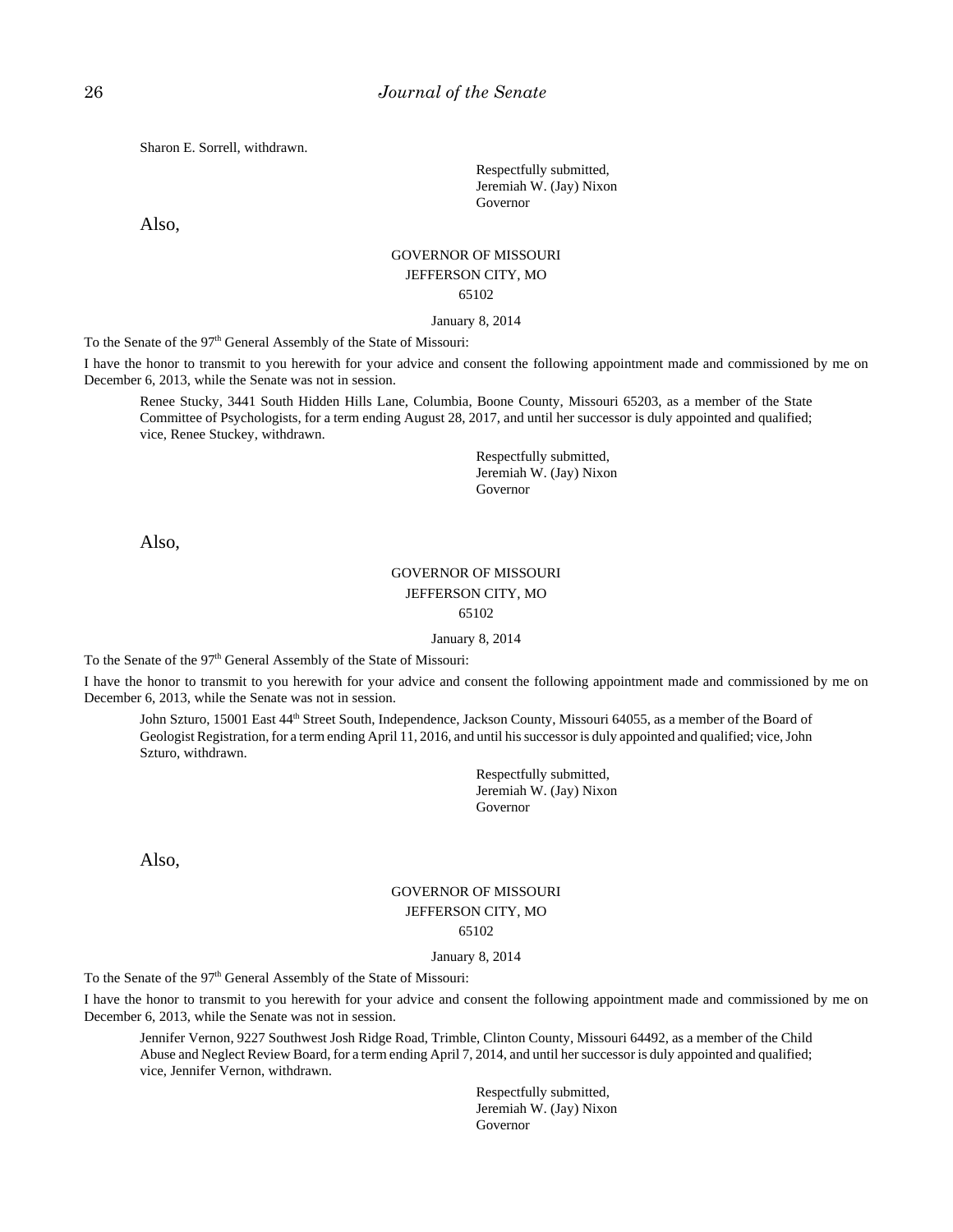Sharon E. Sorrell, withdrawn.

Respectfully submitted,
Jeremiah W. (Jay) Nixon
Governor

Also,

GOVERNOR OF MISSOURI
JEFFERSON CITY, MO
65102

January 8, 2014

To the Senate of the 97th General Assembly of the State of Missouri:

I have the honor to transmit to you herewith for your advice and consent the following appointment made and commissioned by me on December 6, 2013, while the Senate was not in session.

Renee Stucky, 3441 South Hidden Hills Lane, Columbia, Boone County, Missouri 65203, as a member of the State Committee of Psychologists, for a term ending August 28, 2017, and until her successor is duly appointed and qualified; vice, Renee Stuckey, withdrawn.

Respectfully submitted,
Jeremiah W. (Jay) Nixon
Governor

Also,

GOVERNOR OF MISSOURI
JEFFERSON CITY, MO
65102

January 8, 2014

To the Senate of the 97th General Assembly of the State of Missouri:

I have the honor to transmit to you herewith for your advice and consent the following appointment made and commissioned by me on December 6, 2013, while the Senate was not in session.

John Szturo, 15001 East 44th Street South, Independence, Jackson County, Missouri 64055, as a member of the Board of Geologist Registration, for a term ending April 11, 2016, and until his successor is duly appointed and qualified; vice, John Szturo, withdrawn.

Respectfully submitted,
Jeremiah W. (Jay) Nixon
Governor

Also,

GOVERNOR OF MISSOURI
JEFFERSON CITY, MO
65102

January 8, 2014

To the Senate of the 97th General Assembly of the State of Missouri:

I have the honor to transmit to you herewith for your advice and consent the following appointment made and commissioned by me on December 6, 2013, while the Senate was not in session.

Jennifer Vernon, 9227 Southwest Josh Ridge Road, Trimble, Clinton County, Missouri 64492, as a member of the Child Abuse and Neglect Review Board, for a term ending April 7, 2014, and until her successor is duly appointed and qualified; vice, Jennifer Vernon, withdrawn.

Respectfully submitted,
Jeremiah W. (Jay) Nixon
Governor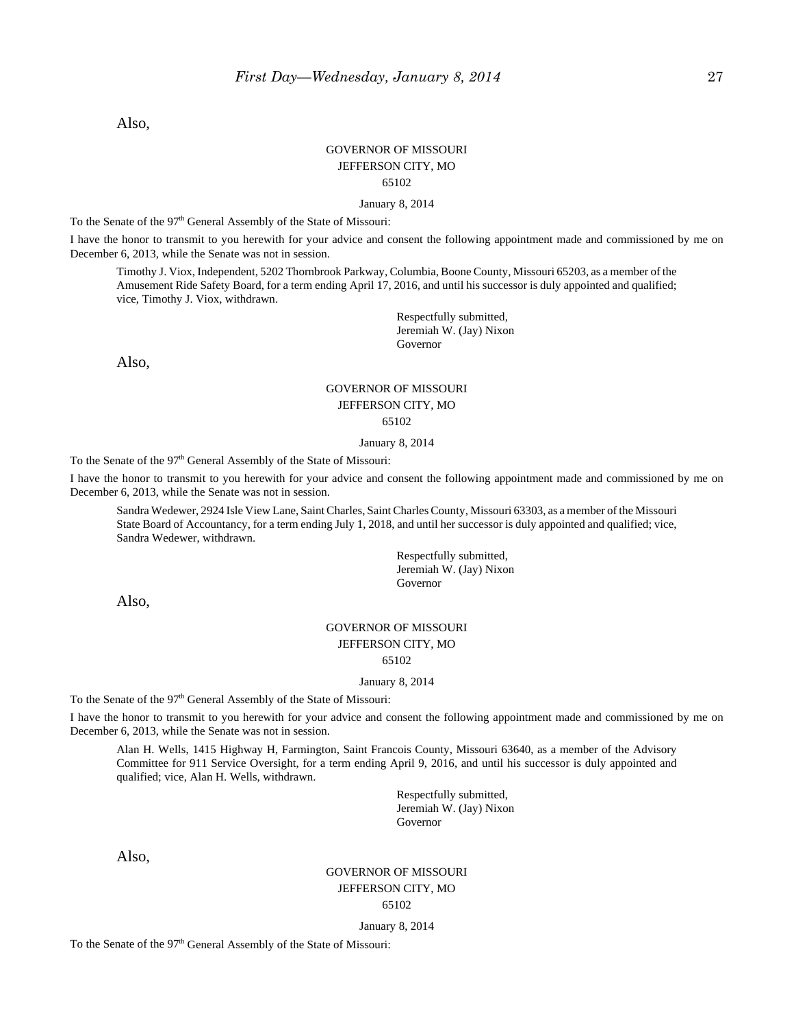Also,

GOVERNOR OF MISSOURI
JEFFERSON CITY, MO
65102

January 8, 2014

To the Senate of the 97th General Assembly of the State of Missouri:

I have the honor to transmit to you herewith for your advice and consent the following appointment made and commissioned by me on December 6, 2013, while the Senate was not in session.

> Timothy J. Viox, Independent, 5202 Thornbrook Parkway, Columbia, Boone County, Missouri 65203, as a member of the Amusement Ride Safety Board, for a term ending April 17, 2016, and until his successor is duly appointed and qualified; vice, Timothy J. Viox, withdrawn.

Respectfully submitted,
Jeremiah W. (Jay) Nixon
Governor

Also,

GOVERNOR OF MISSOURI
JEFFERSON CITY, MO
65102

January 8, 2014

To the Senate of the 97th General Assembly of the State of Missouri:

I have the honor to transmit to you herewith for your advice and consent the following appointment made and commissioned by me on December 6, 2013, while the Senate was not in session.

> Sandra Wedewer, 2924 Isle View Lane, Saint Charles, Saint Charles County, Missouri 63303, as a member of the Missouri State Board of Accountancy, for a term ending July 1, 2018, and until her successor is duly appointed and qualified; vice, Sandra Wedewer, withdrawn.

Respectfully submitted,
Jeremiah W. (Jay) Nixon
Governor

Also,

GOVERNOR OF MISSOURI
JEFFERSON CITY, MO
65102

January 8, 2014

To the Senate of the 97th General Assembly of the State of Missouri:

I have the honor to transmit to you herewith for your advice and consent the following appointment made and commissioned by me on December 6, 2013, while the Senate was not in session.

> Alan H. Wells, 1415 Highway H, Farmington, Saint Francois County, Missouri 63640, as a member of the Advisory Committee for 911 Service Oversight, for a term ending April 9, 2016, and until his successor is duly appointed and qualified; vice, Alan H. Wells, withdrawn.

Respectfully submitted,
Jeremiah W. (Jay) Nixon
Governor

Also,

GOVERNOR OF MISSOURI
JEFFERSON CITY, MO
65102

January 8, 2014

To the Senate of the 97th General Assembly of the State of Missouri: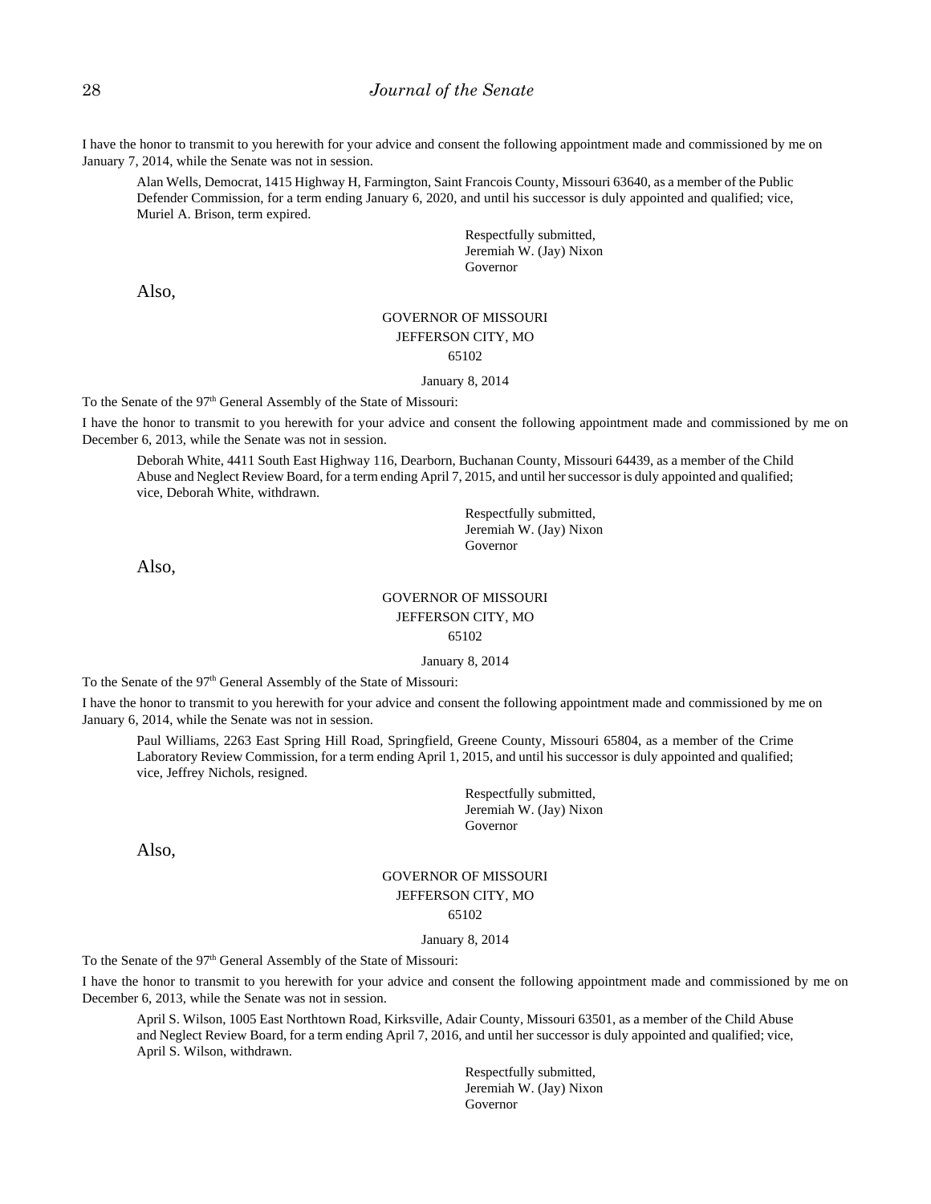I have the honor to transmit to you herewith for your advice and consent the following appointment made and commissioned by me on January 7, 2014, while the Senate was not in session.

Alan Wells, Democrat, 1415 Highway H, Farmington, Saint Francois County, Missouri 63640, as a member of the Public Defender Commission, for a term ending January 6, 2020, and until his successor is duly appointed and qualified; vice, Muriel A. Brison, term expired.

Respectfully submitted,
Jeremiah W. (Jay) Nixon
Governor

Also,

GOVERNOR OF MISSOURI
JEFFERSON CITY, MO
65102

January 8, 2014

To the Senate of the 97th General Assembly of the State of Missouri:

I have the honor to transmit to you herewith for your advice and consent the following appointment made and commissioned by me on December 6, 2013, while the Senate was not in session.

Deborah White, 4411 South East Highway 116, Dearborn, Buchanan County, Missouri 64439, as a member of the Child Abuse and Neglect Review Board, for a term ending April 7, 2015, and until her successor is duly appointed and qualified; vice, Deborah White, withdrawn.

Respectfully submitted,
Jeremiah W. (Jay) Nixon
Governor

Also,

GOVERNOR OF MISSOURI
JEFFERSON CITY, MO
65102

January 8, 2014

To the Senate of the 97th General Assembly of the State of Missouri:

I have the honor to transmit to you herewith for your advice and consent the following appointment made and commissioned by me on January 6, 2014, while the Senate was not in session.

Paul Williams, 2263 East Spring Hill Road, Springfield, Greene County, Missouri 65804, as a member of the Crime Laboratory Review Commission, for a term ending April 1, 2015, and until his successor is duly appointed and qualified; vice, Jeffrey Nichols, resigned.

Respectfully submitted,
Jeremiah W. (Jay) Nixon
Governor

Also,

GOVERNOR OF MISSOURI
JEFFERSON CITY, MO
65102

January 8, 2014

To the Senate of the 97th General Assembly of the State of Missouri:

I have the honor to transmit to you herewith for your advice and consent the following appointment made and commissioned by me on December 6, 2013, while the Senate was not in session.

April S. Wilson, 1005 East Northtown Road, Kirksville, Adair County, Missouri 63501, as a member of the Child Abuse and Neglect Review Board, for a term ending April 7, 2016, and until her successor is duly appointed and qualified; vice, April S. Wilson, withdrawn.

Respectfully submitted,
Jeremiah W. (Jay) Nixon
Governor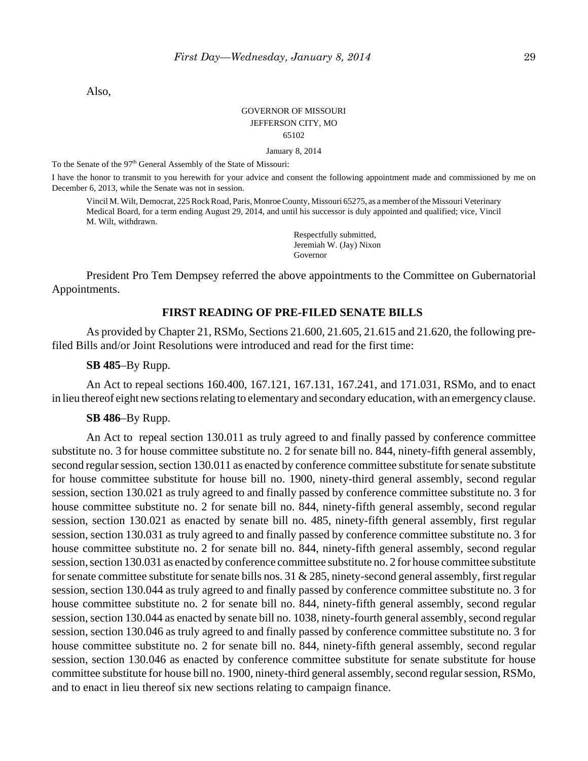Also,

GOVERNOR OF MISSOURI
JEFFERSON CITY, MO
65102

January 8, 2014

To the Senate of the 97th General Assembly of the State of Missouri:

I have the honor to transmit to you herewith for your advice and consent the following appointment made and commissioned by me on December 6, 2013, while the Senate was not in session.

Vincil M. Wilt, Democrat, 225 Rock Road, Paris, Monroe County, Missouri 65275, as a member of the Missouri Veterinary Medical Board, for a term ending August 29, 2014, and until his successor is duly appointed and qualified; vice, Vincil M. Wilt, withdrawn.

Respectfully submitted,
Jeremiah W. (Jay) Nixon
Governor

President Pro Tem Dempsey referred the above appointments to the Committee on Gubernatorial Appointments.

## FIRST READING OF PRE-FILED SENATE BILLS

As provided by Chapter 21, RSMo, Sections 21.600, 21.605, 21.615 and 21.620, the following pre-filed Bills and/or Joint Resolutions were introduced and read for the first time:

**SB 485**–By Rupp.

An Act to repeal sections 160.400, 167.121, 167.131, 167.241, and 171.031, RSMo, and to enact in lieu thereof eight new sections relating to elementary and secondary education, with an emergency clause.

**SB 486**–By Rupp.

An Act to repeal section 130.011 as truly agreed to and finally passed by conference committee substitute no. 3 for house committee substitute no. 2 for senate bill no. 844, ninety-fifth general assembly, second regular session, section 130.011 as enacted by conference committee substitute for senate substitute for house committee substitute for house bill no. 1900, ninety-third general assembly, second regular session, section 130.021 as truly agreed to and finally passed by conference committee substitute no. 3 for house committee substitute no. 2 for senate bill no. 844, ninety-fifth general assembly, second regular session, section 130.021 as enacted by senate bill no. 485, ninety-fifth general assembly, first regular session, section 130.031 as truly agreed to and finally passed by conference committee substitute no. 3 for house committee substitute no. 2 for senate bill no. 844, ninety-fifth general assembly, second regular session, section 130.031 as enacted by conference committee substitute no. 2 for house committee substitute for senate committee substitute for senate bills nos. 31 & 285, ninety-second general assembly, first regular session, section 130.044 as truly agreed to and finally passed by conference committee substitute no. 3 for house committee substitute no. 2 for senate bill no. 844, ninety-fifth general assembly, second regular session, section 130.044 as enacted by senate bill no. 1038, ninety-fourth general assembly, second regular session, section 130.046 as truly agreed to and finally passed by conference committee substitute no. 3 for house committee substitute no. 2 for senate bill no. 844, ninety-fifth general assembly, second regular session, section 130.046 as enacted by conference committee substitute for senate substitute for house committee substitute for house bill no. 1900, ninety-third general assembly, second regular session, RSMo, and to enact in lieu thereof six new sections relating to campaign finance.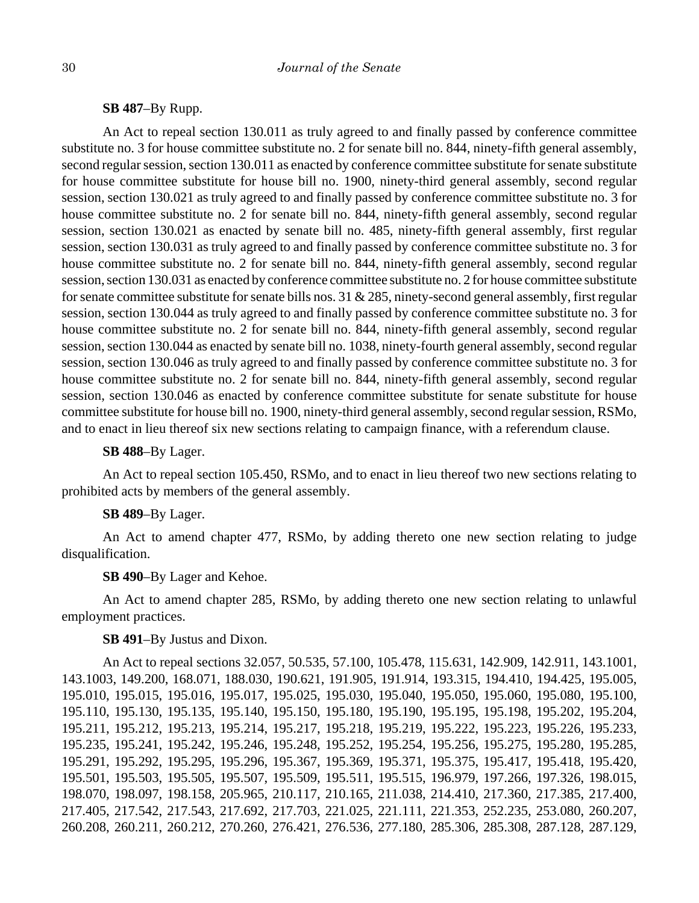**SB 487**–By Rupp.

An Act to repeal section 130.011 as truly agreed to and finally passed by conference committee substitute no. 3 for house committee substitute no. 2 for senate bill no. 844, ninety-fifth general assembly, second regular session, section 130.011 as enacted by conference committee substitute for senate substitute for house committee substitute for house bill no. 1900, ninety-third general assembly, second regular session, section 130.021 as truly agreed to and finally passed by conference committee substitute no. 3 for house committee substitute no. 2 for senate bill no. 844, ninety-fifth general assembly, second regular session, section 130.021 as enacted by senate bill no. 485, ninety-fifth general assembly, first regular session, section 130.031 as truly agreed to and finally passed by conference committee substitute no. 3 for house committee substitute no. 2 for senate bill no. 844, ninety-fifth general assembly, second regular session, section 130.031 as enacted by conference committee substitute no. 2 for house committee substitute for senate committee substitute for senate bills nos. 31 & 285, ninety-second general assembly, first regular session, section 130.044 as truly agreed to and finally passed by conference committee substitute no. 3 for house committee substitute no. 2 for senate bill no. 844, ninety-fifth general assembly, second regular session, section 130.044 as enacted by senate bill no. 1038, ninety-fourth general assembly, second regular session, section 130.046 as truly agreed to and finally passed by conference committee substitute no. 3 for house committee substitute no. 2 for senate bill no. 844, ninety-fifth general assembly, second regular session, section 130.046 as enacted by conference committee substitute for senate substitute for house committee substitute for house bill no. 1900, ninety-third general assembly, second regular session, RSMo, and to enact in lieu thereof six new sections relating to campaign finance, with a referendum clause.

**SB 488**–By Lager.

An Act to repeal section 105.450, RSMo, and to enact in lieu thereof two new sections relating to prohibited acts by members of the general assembly.

**SB 489**–By Lager.

An Act to amend chapter 477, RSMo, by adding thereto one new section relating to judge disqualification.

**SB 490**–By Lager and Kehoe.

An Act to amend chapter 285, RSMo, by adding thereto one new section relating to unlawful employment practices.

**SB 491**–By Justus and Dixon.

An Act to repeal sections 32.057, 50.535, 57.100, 105.478, 115.631, 142.909, 142.911, 143.1001, 143.1003, 149.200, 168.071, 188.030, 190.621, 191.905, 191.914, 193.315, 194.410, 194.425, 195.005, 195.010, 195.015, 195.016, 195.017, 195.025, 195.030, 195.040, 195.050, 195.060, 195.080, 195.100, 195.110, 195.130, 195.135, 195.140, 195.150, 195.180, 195.190, 195.195, 195.198, 195.202, 195.204, 195.211, 195.212, 195.213, 195.214, 195.217, 195.218, 195.219, 195.222, 195.223, 195.226, 195.233, 195.235, 195.241, 195.242, 195.246, 195.248, 195.252, 195.254, 195.256, 195.275, 195.280, 195.285, 195.291, 195.292, 195.295, 195.296, 195.367, 195.369, 195.371, 195.375, 195.417, 195.418, 195.420, 195.501, 195.503, 195.505, 195.507, 195.509, 195.511, 195.515, 196.979, 197.266, 197.326, 198.015, 198.070, 198.097, 198.158, 205.965, 210.117, 210.165, 211.038, 214.410, 217.360, 217.385, 217.400, 217.405, 217.542, 217.543, 217.692, 217.703, 221.025, 221.111, 221.353, 252.235, 253.080, 260.207, 260.208, 260.211, 260.212, 270.260, 276.421, 276.536, 277.180, 285.306, 285.308, 287.128, 287.129,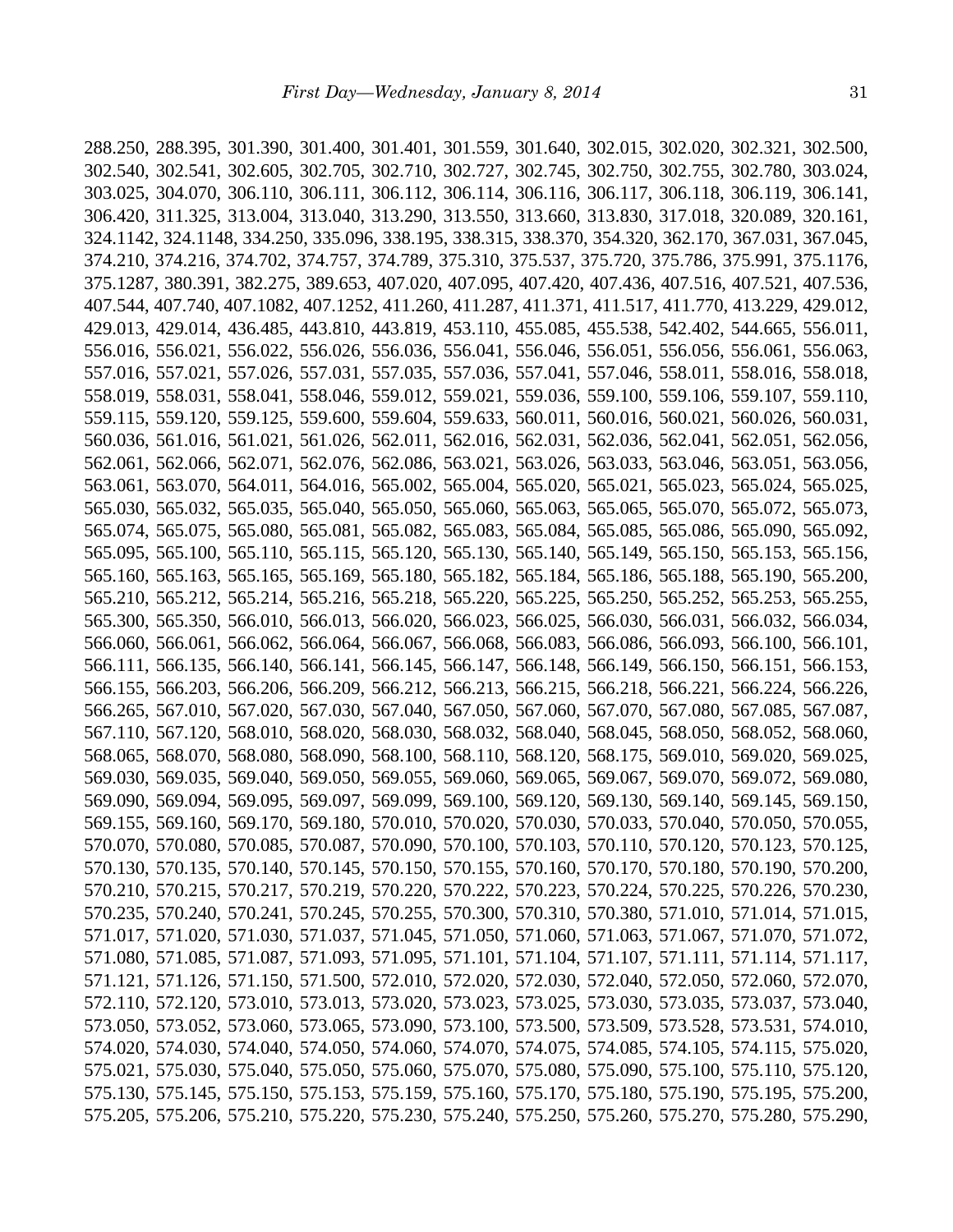288.250, 288.395, 301.390, 301.400, 301.401, 301.559, 301.640, 302.015, 302.020, 302.321, 302.500, 302.540, 302.541, 302.605, 302.705, 302.710, 302.727, 302.745, 302.750, 302.755, 302.780, 303.024, 303.025, 304.070, 306.110, 306.111, 306.112, 306.114, 306.116, 306.117, 306.118, 306.119, 306.141, 306.420, 311.325, 313.004, 313.040, 313.290, 313.550, 313.660, 313.830, 317.018, 320.089, 320.161, 324.1142, 324.1148, 334.250, 335.096, 338.195, 338.315, 338.370, 354.320, 362.170, 367.031, 367.045, 374.210, 374.216, 374.702, 374.757, 374.789, 375.310, 375.537, 375.720, 375.786, 375.991, 375.1176, 375.1287, 380.391, 382.275, 389.653, 407.020, 407.095, 407.420, 407.436, 407.516, 407.521, 407.536, 407.544, 407.740, 407.1082, 407.1252, 411.260, 411.287, 411.371, 411.517, 411.770, 413.229, 429.012, 429.013, 429.014, 436.485, 443.810, 443.819, 453.110, 455.085, 455.538, 542.402, 544.665, 556.011, 556.016, 556.021, 556.022, 556.026, 556.036, 556.041, 556.046, 556.051, 556.056, 556.061, 556.063, 557.016, 557.021, 557.026, 557.031, 557.035, 557.036, 557.041, 557.046, 558.011, 558.016, 558.018, 558.019, 558.031, 558.041, 558.046, 559.012, 559.021, 559.036, 559.100, 559.106, 559.107, 559.110, 559.115, 559.120, 559.125, 559.600, 559.604, 559.633, 560.011, 560.016, 560.021, 560.026, 560.031, 560.036, 561.016, 561.021, 561.026, 562.011, 562.016, 562.031, 562.036, 562.041, 562.051, 562.056, 562.061, 562.066, 562.071, 562.076, 562.086, 563.021, 563.026, 563.033, 563.046, 563.051, 563.056, 563.061, 563.070, 564.011, 564.016, 565.002, 565.004, 565.020, 565.021, 565.023, 565.024, 565.025, 565.030, 565.032, 565.035, 565.040, 565.050, 565.060, 565.063, 565.065, 565.070, 565.072, 565.073, 565.074, 565.075, 565.080, 565.081, 565.082, 565.083, 565.084, 565.085, 565.086, 565.090, 565.092, 565.095, 565.100, 565.110, 565.115, 565.120, 565.130, 565.140, 565.149, 565.150, 565.153, 565.156, 565.160, 565.163, 565.165, 565.169, 565.180, 565.182, 565.184, 565.186, 565.188, 565.190, 565.200, 565.210, 565.212, 565.214, 565.216, 565.218, 565.220, 565.225, 565.250, 565.252, 565.253, 565.255, 565.300, 565.350, 566.010, 566.013, 566.020, 566.023, 566.025, 566.030, 566.031, 566.032, 566.034, 566.060, 566.061, 566.062, 566.064, 566.067, 566.068, 566.083, 566.086, 566.093, 566.100, 566.101, 566.111, 566.135, 566.140, 566.141, 566.145, 566.147, 566.148, 566.149, 566.150, 566.151, 566.153, 566.155, 566.203, 566.206, 566.209, 566.212, 566.213, 566.215, 566.218, 566.221, 566.224, 566.226, 566.265, 567.010, 567.020, 567.030, 567.040, 567.050, 567.060, 567.070, 567.080, 567.085, 567.087, 567.110, 567.120, 568.010, 568.020, 568.030, 568.032, 568.040, 568.045, 568.050, 568.052, 568.060, 568.065, 568.070, 568.080, 568.090, 568.100, 568.110, 568.120, 568.175, 569.010, 569.020, 569.025, 569.030, 569.035, 569.040, 569.050, 569.055, 569.060, 569.065, 569.067, 569.070, 569.072, 569.080, 569.090, 569.094, 569.095, 569.097, 569.099, 569.100, 569.120, 569.130, 569.140, 569.145, 569.150, 569.155, 569.160, 569.170, 569.180, 570.010, 570.020, 570.030, 570.033, 570.040, 570.050, 570.055, 570.070, 570.080, 570.085, 570.087, 570.090, 570.100, 570.103, 570.110, 570.120, 570.123, 570.125, 570.130, 570.135, 570.140, 570.145, 570.150, 570.155, 570.160, 570.170, 570.180, 570.190, 570.200, 570.210, 570.215, 570.217, 570.219, 570.220, 570.222, 570.223, 570.224, 570.225, 570.226, 570.230, 570.235, 570.240, 570.241, 570.245, 570.255, 570.300, 570.310, 570.380, 571.010, 571.014, 571.015, 571.017, 571.020, 571.030, 571.037, 571.045, 571.050, 571.060, 571.063, 571.067, 571.070, 571.072, 571.080, 571.085, 571.087, 571.093, 571.095, 571.101, 571.104, 571.107, 571.111, 571.114, 571.117, 571.121, 571.126, 571.150, 571.500, 572.010, 572.020, 572.030, 572.040, 572.050, 572.060, 572.070, 572.110, 572.120, 573.010, 573.013, 573.020, 573.023, 573.025, 573.030, 573.035, 573.037, 573.040, 573.050, 573.052, 573.060, 573.065, 573.090, 573.100, 573.500, 573.509, 573.528, 573.531, 574.010, 574.020, 574.030, 574.040, 574.050, 574.060, 574.070, 574.075, 574.085, 574.105, 574.115, 575.020, 575.021, 575.030, 575.040, 575.050, 575.060, 575.070, 575.080, 575.090, 575.100, 575.110, 575.120, 575.130, 575.145, 575.150, 575.153, 575.159, 575.160, 575.170, 575.180, 575.190, 575.195, 575.200, 575.205, 575.206, 575.210, 575.220, 575.230, 575.240, 575.250, 575.260, 575.270, 575.280, 575.290,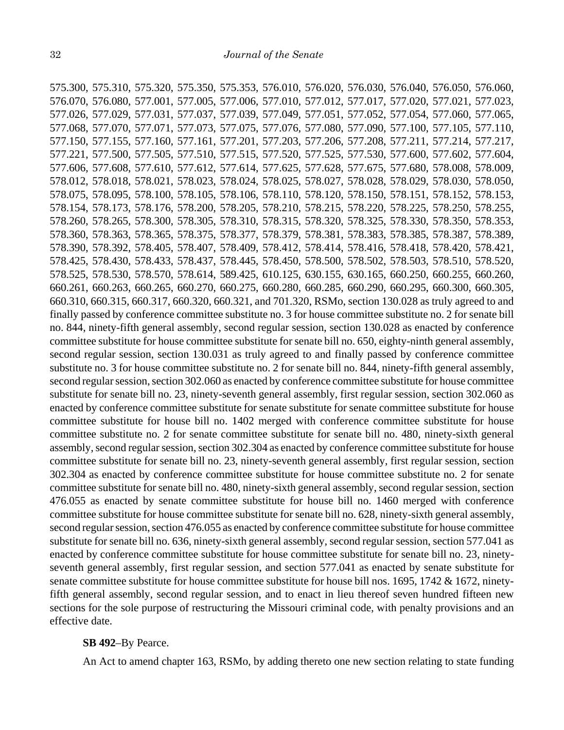575.300, 575.310, 575.320, 575.350, 575.353, 576.010, 576.020, 576.030, 576.040, 576.050, 576.060, 576.070, 576.080, 577.001, 577.005, 577.006, 577.010, 577.012, 577.017, 577.020, 577.021, 577.023, 577.026, 577.029, 577.031, 577.037, 577.039, 577.049, 577.051, 577.052, 577.054, 577.060, 577.065, 577.068, 577.070, 577.071, 577.073, 577.075, 577.076, 577.080, 577.090, 577.100, 577.105, 577.110, 577.150, 577.155, 577.160, 577.161, 577.201, 577.203, 577.206, 577.208, 577.211, 577.214, 577.217, 577.221, 577.500, 577.505, 577.510, 577.515, 577.520, 577.525, 577.530, 577.600, 577.602, 577.604, 577.606, 577.608, 577.610, 577.612, 577.614, 577.625, 577.628, 577.675, 577.680, 578.008, 578.009, 578.012, 578.018, 578.021, 578.023, 578.024, 578.025, 578.027, 578.028, 578.029, 578.030, 578.050, 578.075, 578.095, 578.100, 578.105, 578.106, 578.110, 578.120, 578.150, 578.151, 578.152, 578.153, 578.154, 578.173, 578.176, 578.200, 578.205, 578.210, 578.215, 578.220, 578.225, 578.250, 578.255, 578.260, 578.265, 578.300, 578.305, 578.310, 578.315, 578.320, 578.325, 578.330, 578.350, 578.353, 578.360, 578.363, 578.365, 578.375, 578.377, 578.379, 578.381, 578.383, 578.385, 578.387, 578.389, 578.390, 578.392, 578.405, 578.407, 578.409, 578.412, 578.414, 578.416, 578.418, 578.420, 578.421, 578.425, 578.430, 578.433, 578.437, 578.445, 578.450, 578.500, 578.502, 578.503, 578.510, 578.520, 578.525, 578.530, 578.570, 578.614, 589.425, 610.125, 630.155, 630.165, 660.250, 660.255, 660.260, 660.261, 660.263, 660.265, 660.270, 660.275, 660.280, 660.285, 660.290, 660.295, 660.300, 660.305, 660.310, 660.315, 660.317, 660.320, 660.321, and 701.320, RSMo, section 130.028 as truly agreed to and finally passed by conference committee substitute no. 3 for house committee substitute no. 2 for senate bill no. 844, ninety-fifth general assembly, second regular session, section 130.028 as enacted by conference committee substitute for house committee substitute for senate bill no. 650, eighty-ninth general assembly, second regular session, section 130.031 as truly agreed to and finally passed by conference committee substitute no. 3 for house committee substitute no. 2 for senate bill no. 844, ninety-fifth general assembly, second regular session, section 302.060 as enacted by conference committee substitute for house committee substitute for senate bill no. 23, ninety-seventh general assembly, first regular session, section 302.060 as enacted by conference committee substitute for senate substitute for senate committee substitute for house committee substitute for house bill no. 1402 merged with conference committee substitute for house committee substitute no. 2 for senate committee substitute for senate bill no. 480, ninety-sixth general assembly, second regular session, section 302.304 as enacted by conference committee substitute for house committee substitute for senate bill no. 23, ninety-seventh general assembly, first regular session, section 302.304 as enacted by conference committee substitute for house committee substitute no. 2 for senate committee substitute for senate bill no. 480, ninety-sixth general assembly, second regular session, section 476.055 as enacted by senate committee substitute for house bill no. 1460 merged with conference committee substitute for house committee substitute for senate bill no. 628, ninety-sixth general assembly, second regular session, section 476.055 as enacted by conference committee substitute for house committee substitute for senate bill no. 636, ninety-sixth general assembly, second regular session, section 577.041 as enacted by conference committee substitute for house committee substitute for senate bill no. 23, ninety-seventh general assembly, first regular session, and section 577.041 as enacted by senate substitute for senate committee substitute for house committee substitute for house bill nos. 1695, 1742 & 1672, ninety-fifth general assembly, second regular session, and to enact in lieu thereof seven hundred fifteen new sections for the sole purpose of restructuring the Missouri criminal code, with penalty provisions and an effective date.

**SB 492**–By Pearce.

An Act to amend chapter 163, RSMo, by adding thereto one new section relating to state funding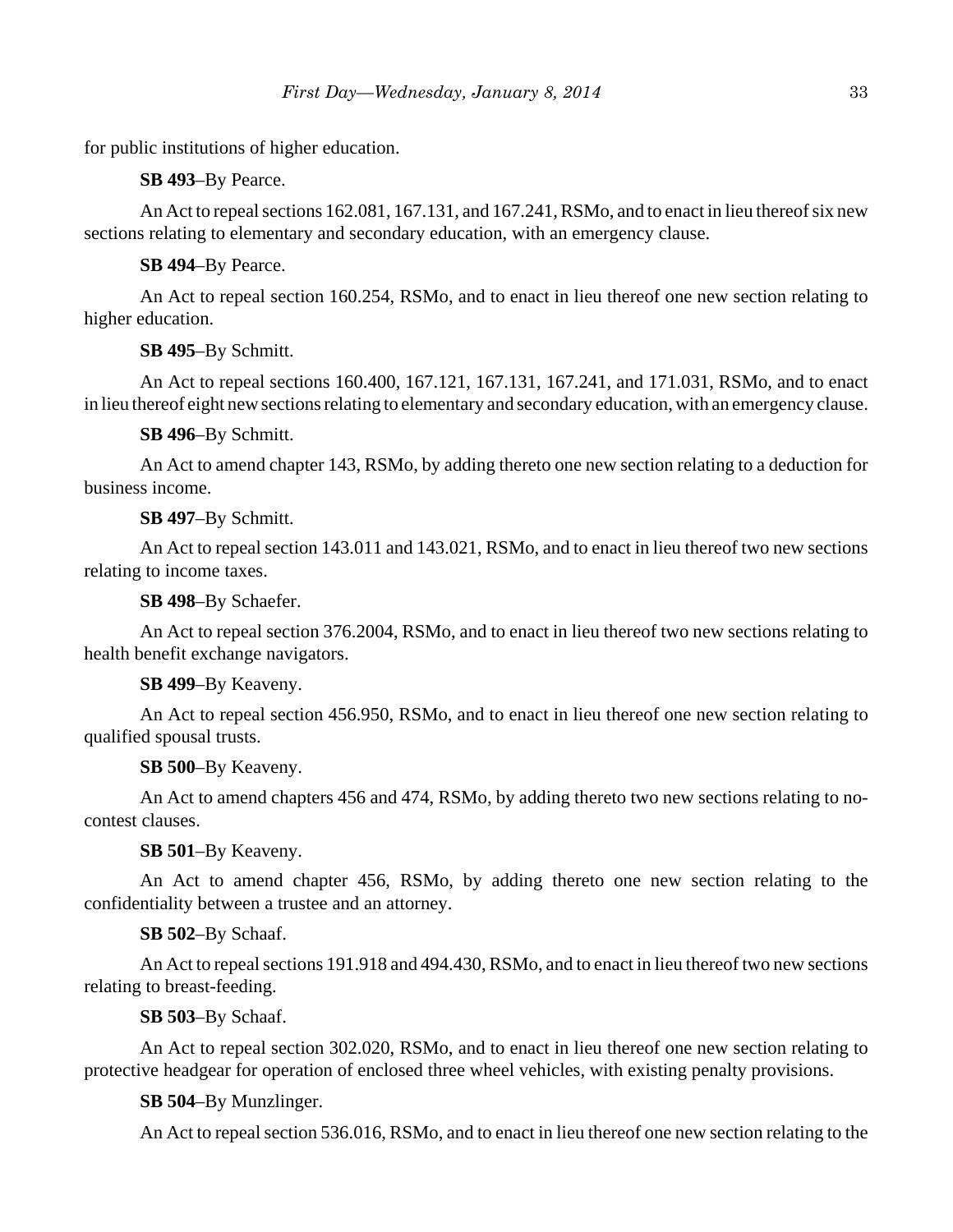for public institutions of higher education.

**SB 493**–By Pearce.

An Act to repeal sections 162.081, 167.131, and 167.241, RSMo, and to enact in lieu thereof six new sections relating to elementary and secondary education, with an emergency clause.

**SB 494**–By Pearce.

An Act to repeal section 160.254, RSMo, and to enact in lieu thereof one new section relating to higher education.

**SB 495**–By Schmitt.

An Act to repeal sections 160.400, 167.121, 167.131, 167.241, and 171.031, RSMo, and to enact in lieu thereof eight new sections relating to elementary and secondary education, with an emergency clause.

**SB 496**–By Schmitt.

An Act to amend chapter 143, RSMo, by adding thereto one new section relating to a deduction for business income.

**SB 497**–By Schmitt.

An Act to repeal section 143.011 and 143.021, RSMo, and to enact in lieu thereof two new sections relating to income taxes.

**SB 498**–By Schaefer.

An Act to repeal section 376.2004, RSMo, and to enact in lieu thereof two new sections relating to health benefit exchange navigators.

**SB 499**–By Keaveny.

An Act to repeal section 456.950, RSMo, and to enact in lieu thereof one new section relating to qualified spousal trusts.

**SB 500**–By Keaveny.

An Act to amend chapters 456 and 474, RSMo, by adding thereto two new sections relating to no-contest clauses.

**SB 501**–By Keaveny.

An Act to amend chapter 456, RSMo, by adding thereto one new section relating to the confidentiality between a trustee and an attorney.

**SB 502**–By Schaaf.

An Act to repeal sections 191.918 and 494.430, RSMo, and to enact in lieu thereof two new sections relating to breast-feeding.

**SB 503**–By Schaaf.

An Act to repeal section 302.020, RSMo, and to enact in lieu thereof one new section relating to protective headgear for operation of enclosed three wheel vehicles, with existing penalty provisions.

**SB 504**–By Munzlinger.

An Act to repeal section 536.016, RSMo, and to enact in lieu thereof one new section relating to the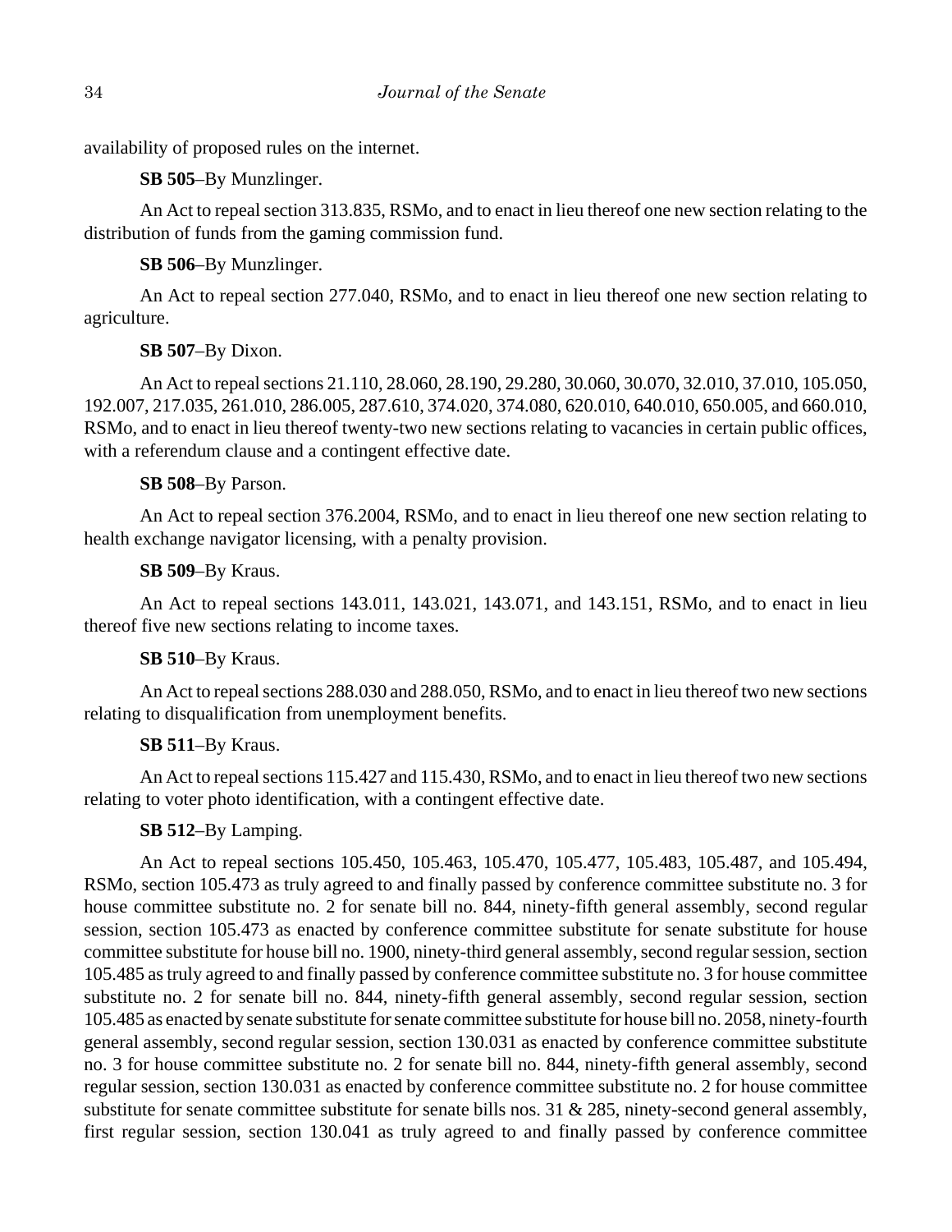availability of proposed rules on the internet.

**SB 505**–By Munzlinger.

An Act to repeal section 313.835, RSMo, and to enact in lieu thereof one new section relating to the distribution of funds from the gaming commission fund.

**SB 506**–By Munzlinger.

An Act to repeal section 277.040, RSMo, and to enact in lieu thereof one new section relating to agriculture.

**SB 507**–By Dixon.

An Act to repeal sections 21.110, 28.060, 28.190, 29.280, 30.060, 30.070, 32.010, 37.010, 105.050, 192.007, 217.035, 261.010, 286.005, 287.610, 374.020, 374.080, 620.010, 640.010, 650.005, and 660.010, RSMo, and to enact in lieu thereof twenty-two new sections relating to vacancies in certain public offices, with a referendum clause and a contingent effective date.

**SB 508**–By Parson.

An Act to repeal section 376.2004, RSMo, and to enact in lieu thereof one new section relating to health exchange navigator licensing, with a penalty provision.

**SB 509**–By Kraus.

An Act to repeal sections 143.011, 143.021, 143.071, and 143.151, RSMo, and to enact in lieu thereof five new sections relating to income taxes.

**SB 510**–By Kraus.

An Act to repeal sections 288.030 and 288.050, RSMo, and to enact in lieu thereof two new sections relating to disqualification from unemployment benefits.

**SB 511**–By Kraus.

An Act to repeal sections 115.427 and 115.430, RSMo, and to enact in lieu thereof two new sections relating to voter photo identification, with a contingent effective date.

**SB 512**–By Lamping.

An Act to repeal sections 105.450, 105.463, 105.470, 105.477, 105.483, 105.487, and 105.494, RSMo, section 105.473 as truly agreed to and finally passed by conference committee substitute no. 3 for house committee substitute no. 2 for senate bill no. 844, ninety-fifth general assembly, second regular session, section 105.473 as enacted by conference committee substitute for senate substitute for house committee substitute for house bill no. 1900, ninety-third general assembly, second regular session, section 105.485 as truly agreed to and finally passed by conference committee substitute no. 3 for house committee substitute no. 2 for senate bill no. 844, ninety-fifth general assembly, second regular session, section 105.485 as enacted by senate substitute for senate committee substitute for house bill no. 2058, ninety-fourth general assembly, second regular session, section 130.031 as enacted by conference committee substitute no. 3 for house committee substitute no. 2 for senate bill no. 844, ninety-fifth general assembly, second regular session, section 130.031 as enacted by conference committee substitute no. 2 for house committee substitute for senate committee substitute for senate bills nos. 31 & 285, ninety-second general assembly, first regular session, section 130.041 as truly agreed to and finally passed by conference committee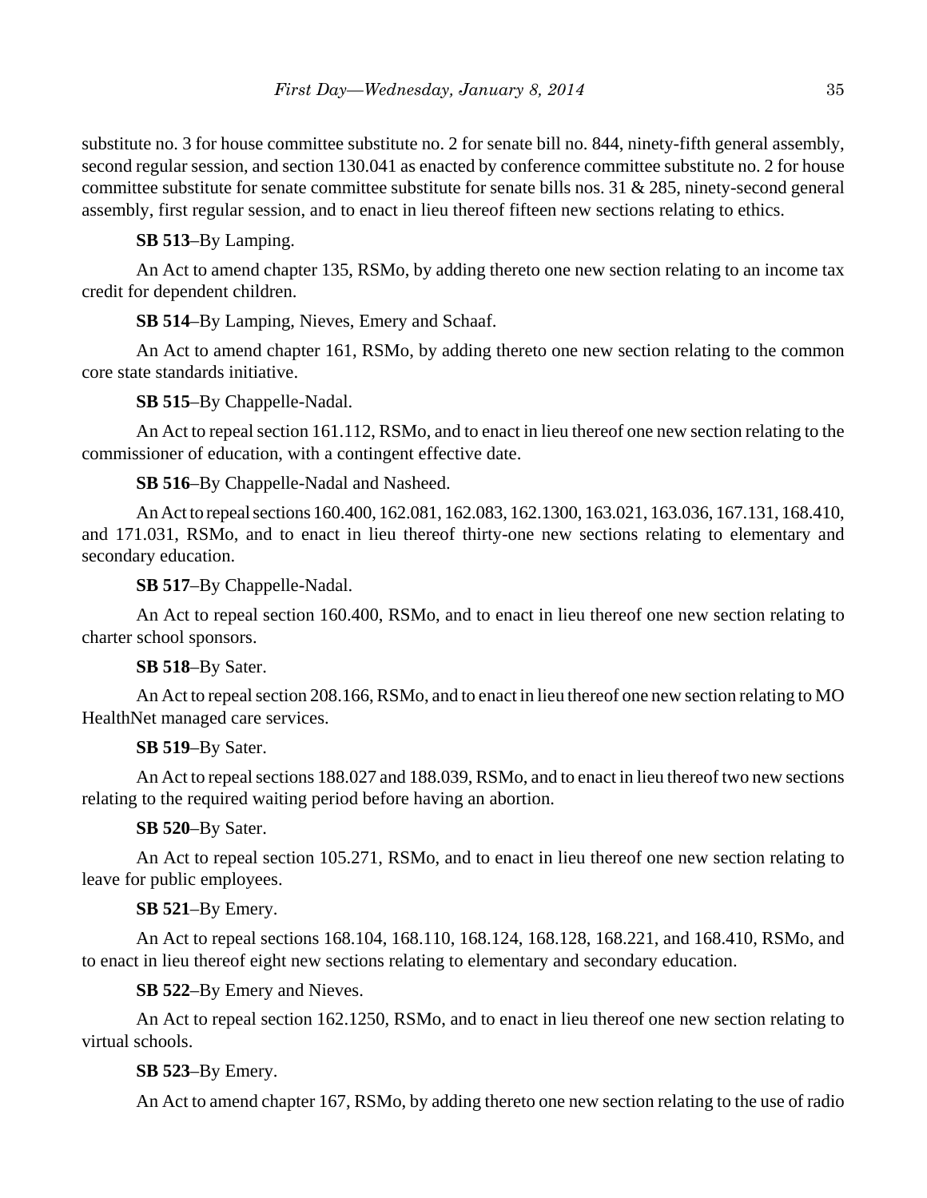substitute no. 3 for house committee substitute no. 2 for senate bill no. 844, ninety-fifth general assembly, second regular session, and section 130.041 as enacted by conference committee substitute no. 2 for house committee substitute for senate committee substitute for senate bills nos. 31 & 285, ninety-second general assembly, first regular session, and to enact in lieu thereof fifteen new sections relating to ethics.

**SB 513**–By Lamping.

An Act to amend chapter 135, RSMo, by adding thereto one new section relating to an income tax credit for dependent children.

**SB 514**–By Lamping, Nieves, Emery and Schaaf.

An Act to amend chapter 161, RSMo, by adding thereto one new section relating to the common core state standards initiative.

**SB 515**–By Chappelle-Nadal.

An Act to repeal section 161.112, RSMo, and to enact in lieu thereof one new section relating to the commissioner of education, with a contingent effective date.

**SB 516**–By Chappelle-Nadal and Nasheed.

An Act to repeal sections 160.400, 162.081, 162.083, 162.1300, 163.021, 163.036, 167.131, 168.410, and 171.031, RSMo, and to enact in lieu thereof thirty-one new sections relating to elementary and secondary education.

**SB 517**–By Chappelle-Nadal.

An Act to repeal section 160.400, RSMo, and to enact in lieu thereof one new section relating to charter school sponsors.

**SB 518**–By Sater.

An Act to repeal section 208.166, RSMo, and to enact in lieu thereof one new section relating to MO HealthNet managed care services.

**SB 519**–By Sater.

An Act to repeal sections 188.027 and 188.039, RSMo, and to enact in lieu thereof two new sections relating to the required waiting period before having an abortion.

**SB 520**–By Sater.

An Act to repeal section 105.271, RSMo, and to enact in lieu thereof one new section relating to leave for public employees.

**SB 521**–By Emery.

An Act to repeal sections 168.104, 168.110, 168.124, 168.128, 168.221, and 168.410, RSMo, and to enact in lieu thereof eight new sections relating to elementary and secondary education.

**SB 522**–By Emery and Nieves.

An Act to repeal section 162.1250, RSMo, and to enact in lieu thereof one new section relating to virtual schools.

**SB 523**–By Emery.

An Act to amend chapter 167, RSMo, by adding thereto one new section relating to the use of radio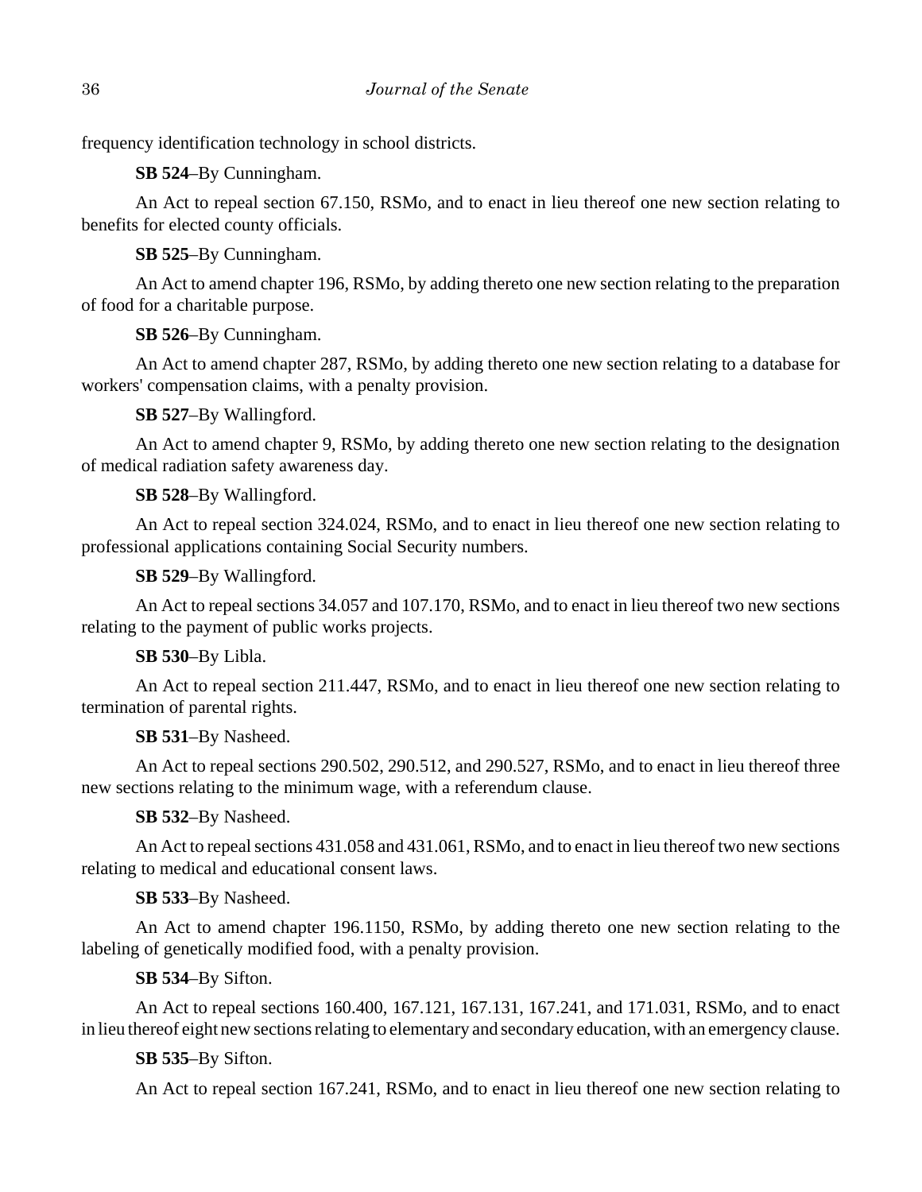frequency identification technology in school districts.

**SB 524**–By Cunningham.

An Act to repeal section 67.150, RSMo, and to enact in lieu thereof one new section relating to benefits for elected county officials.

**SB 525**–By Cunningham.

An Act to amend chapter 196, RSMo, by adding thereto one new section relating to the preparation of food for a charitable purpose.

**SB 526**–By Cunningham.

An Act to amend chapter 287, RSMo, by adding thereto one new section relating to a database for workers' compensation claims, with a penalty provision.

**SB 527**–By Wallingford.

An Act to amend chapter 9, RSMo, by adding thereto one new section relating to the designation of medical radiation safety awareness day.

**SB 528**–By Wallingford.

An Act to repeal section 324.024, RSMo, and to enact in lieu thereof one new section relating to professional applications containing Social Security numbers.

**SB 529**–By Wallingford.

An Act to repeal sections 34.057 and 107.170, RSMo, and to enact in lieu thereof two new sections relating to the payment of public works projects.

**SB 530**–By Libla.

An Act to repeal section 211.447, RSMo, and to enact in lieu thereof one new section relating to termination of parental rights.

**SB 531**–By Nasheed.

An Act to repeal sections 290.502, 290.512, and 290.527, RSMo, and to enact in lieu thereof three new sections relating to the minimum wage, with a referendum clause.

**SB 532**–By Nasheed.

An Act to repeal sections 431.058 and 431.061, RSMo, and to enact in lieu thereof two new sections relating to medical and educational consent laws.

**SB 533**–By Nasheed.

An Act to amend chapter 196.1150, RSMo, by adding thereto one new section relating to the labeling of genetically modified food, with a penalty provision.

**SB 534**–By Sifton.

An Act to repeal sections 160.400, 167.121, 167.131, 167.241, and 171.031, RSMo, and to enact in lieu thereof eight new sections relating to elementary and secondary education, with an emergency clause.

**SB 535**–By Sifton.

An Act to repeal section 167.241, RSMo, and to enact in lieu thereof one new section relating to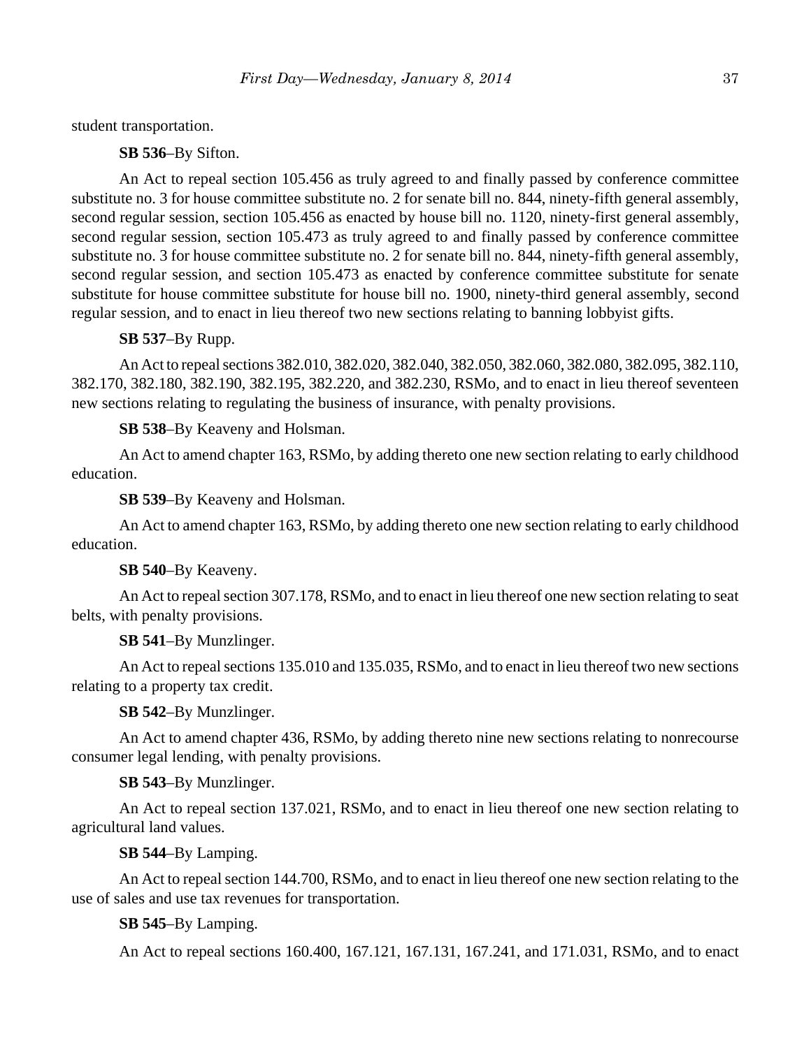student transportation.

**SB 536**–By Sifton.

An Act to repeal section 105.456 as truly agreed to and finally passed by conference committee substitute no. 3 for house committee substitute no. 2 for senate bill no. 844, ninety-fifth general assembly, second regular session, section 105.456 as enacted by house bill no. 1120, ninety-first general assembly, second regular session, section 105.473 as truly agreed to and finally passed by conference committee substitute no. 3 for house committee substitute no. 2 for senate bill no. 844, ninety-fifth general assembly, second regular session, and section 105.473 as enacted by conference committee substitute for senate substitute for house committee substitute for house bill no. 1900, ninety-third general assembly, second regular session, and to enact in lieu thereof two new sections relating to banning lobbyist gifts.

**SB 537**–By Rupp.

An Act to repeal sections 382.010, 382.020, 382.040, 382.050, 382.060, 382.080, 382.095, 382.110, 382.170, 382.180, 382.190, 382.195, 382.220, and 382.230, RSMo, and to enact in lieu thereof seventeen new sections relating to regulating the business of insurance, with penalty provisions.

**SB 538**–By Keaveny and Holsman.

An Act to amend chapter 163, RSMo, by adding thereto one new section relating to early childhood education.

**SB 539**–By Keaveny and Holsman.

An Act to amend chapter 163, RSMo, by adding thereto one new section relating to early childhood education.

**SB 540**–By Keaveny.

An Act to repeal section 307.178, RSMo, and to enact in lieu thereof one new section relating to seat belts, with penalty provisions.

**SB 541**–By Munzlinger.

An Act to repeal sections 135.010 and 135.035, RSMo, and to enact in lieu thereof two new sections relating to a property tax credit.

**SB 542**–By Munzlinger.

An Act to amend chapter 436, RSMo, by adding thereto nine new sections relating to nonrecourse consumer legal lending, with penalty provisions.

**SB 543**–By Munzlinger.

An Act to repeal section 137.021, RSMo, and to enact in lieu thereof one new section relating to agricultural land values.

**SB 544**–By Lamping.

An Act to repeal section 144.700, RSMo, and to enact in lieu thereof one new section relating to the use of sales and use tax revenues for transportation.

**SB 545**–By Lamping.

An Act to repeal sections 160.400, 167.121, 167.131, 167.241, and 171.031, RSMo, and to enact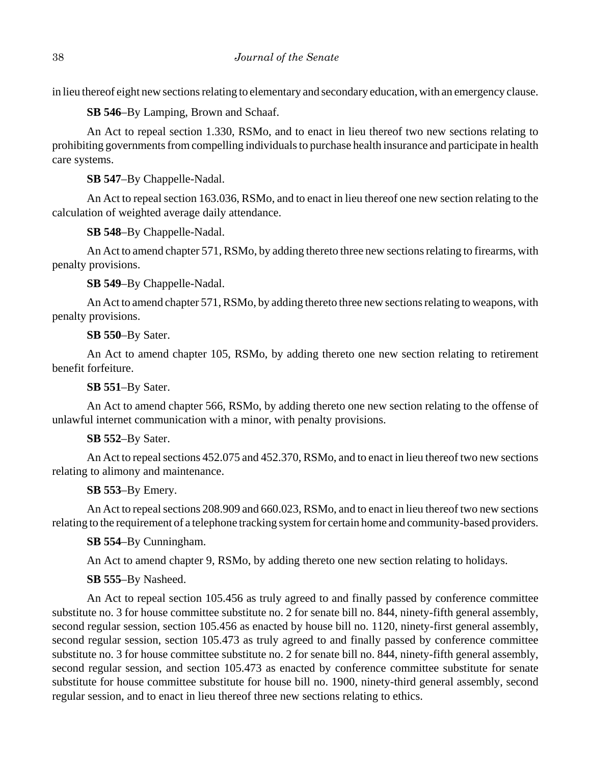in lieu thereof eight new sections relating to elementary and secondary education, with an emergency clause.

**SB 546**–By Lamping, Brown and Schaaf.

An Act to repeal section 1.330, RSMo, and to enact in lieu thereof two new sections relating to prohibiting governments from compelling individuals to purchase health insurance and participate in health care systems.

**SB 547**–By Chappelle-Nadal.

An Act to repeal section 163.036, RSMo, and to enact in lieu thereof one new section relating to the calculation of weighted average daily attendance.

**SB 548**–By Chappelle-Nadal.

An Act to amend chapter 571, RSMo, by adding thereto three new sections relating to firearms, with penalty provisions.

**SB 549**–By Chappelle-Nadal.

An Act to amend chapter 571, RSMo, by adding thereto three new sections relating to weapons, with penalty provisions.

**SB 550**–By Sater.

An Act to amend chapter 105, RSMo, by adding thereto one new section relating to retirement benefit forfeiture.

**SB 551**–By Sater.

An Act to amend chapter 566, RSMo, by adding thereto one new section relating to the offense of unlawful internet communication with a minor, with penalty provisions.

**SB 552**–By Sater.

An Act to repeal sections 452.075 and 452.370, RSMo, and to enact in lieu thereof two new sections relating to alimony and maintenance.

**SB 553**–By Emery.

An Act to repeal sections 208.909 and 660.023, RSMo, and to enact in lieu thereof two new sections relating to the requirement of a telephone tracking system for certain home and community-based providers.

**SB 554**–By Cunningham.

An Act to amend chapter 9, RSMo, by adding thereto one new section relating to holidays.

**SB 555**–By Nasheed.

An Act to repeal section 105.456 as truly agreed to and finally passed by conference committee substitute no. 3 for house committee substitute no. 2 for senate bill no. 844, ninety-fifth general assembly, second regular session, section 105.456 as enacted by house bill no. 1120, ninety-first general assembly, second regular session, section 105.473 as truly agreed to and finally passed by conference committee substitute no. 3 for house committee substitute no. 2 for senate bill no. 844, ninety-fifth general assembly, second regular session, and section 105.473 as enacted by conference committee substitute for senate substitute for house committee substitute for house bill no. 1900, ninety-third general assembly, second regular session, and to enact in lieu thereof three new sections relating to ethics.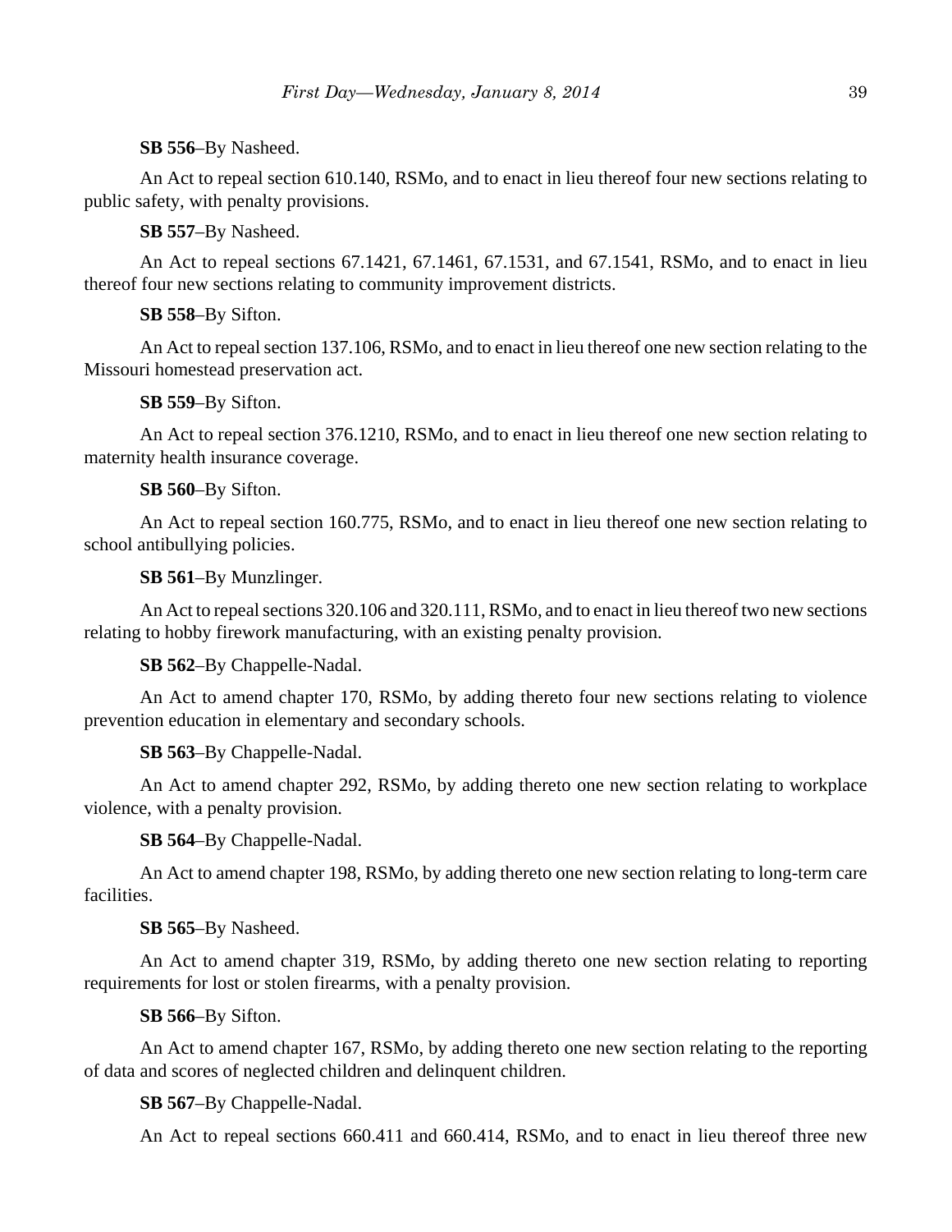**SB 556**–By Nasheed.

An Act to repeal section 610.140, RSMo, and to enact in lieu thereof four new sections relating to public safety, with penalty provisions.

**SB 557**–By Nasheed.

An Act to repeal sections 67.1421, 67.1461, 67.1531, and 67.1541, RSMo, and to enact in lieu thereof four new sections relating to community improvement districts.

**SB 558**–By Sifton.

An Act to repeal section 137.106, RSMo, and to enact in lieu thereof one new section relating to the Missouri homestead preservation act.

**SB 559**–By Sifton.

An Act to repeal section 376.1210, RSMo, and to enact in lieu thereof one new section relating to maternity health insurance coverage.

**SB 560**–By Sifton.

An Act to repeal section 160.775, RSMo, and to enact in lieu thereof one new section relating to school antibullying policies.

**SB 561**–By Munzlinger.

An Act to repeal sections 320.106 and 320.111, RSMo, and to enact in lieu thereof two new sections relating to hobby firework manufacturing, with an existing penalty provision.

**SB 562**–By Chappelle-Nadal.

An Act to amend chapter 170, RSMo, by adding thereto four new sections relating to violence prevention education in elementary and secondary schools.

**SB 563**–By Chappelle-Nadal.

An Act to amend chapter 292, RSMo, by adding thereto one new section relating to workplace violence, with a penalty provision.

**SB 564**–By Chappelle-Nadal.

An Act to amend chapter 198, RSMo, by adding thereto one new section relating to long-term care facilities.

**SB 565**–By Nasheed.

An Act to amend chapter 319, RSMo, by adding thereto one new section relating to reporting requirements for lost or stolen firearms, with a penalty provision.

**SB 566**–By Sifton.

An Act to amend chapter 167, RSMo, by adding thereto one new section relating to the reporting of data and scores of neglected children and delinquent children.

**SB 567**–By Chappelle-Nadal.

An Act to repeal sections 660.411 and 660.414, RSMo, and to enact in lieu thereof three new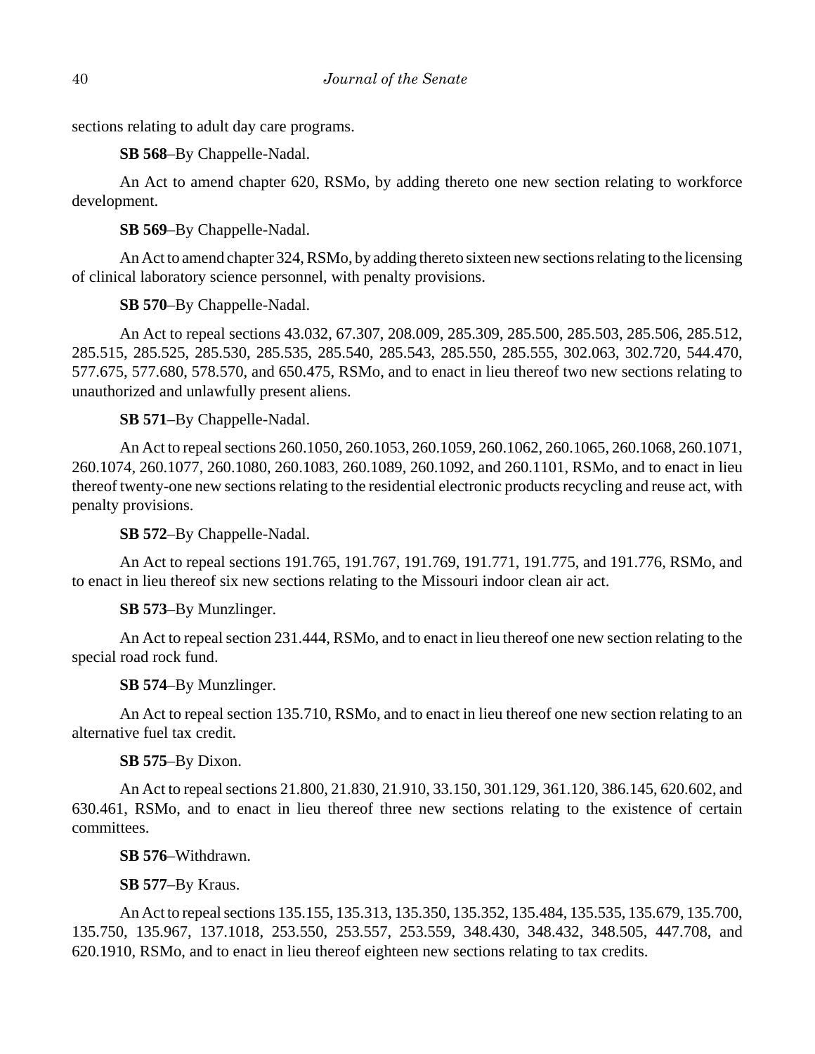sections relating to adult day care programs.

**SB 568**–By Chappelle-Nadal.

An Act to amend chapter 620, RSMo, by adding thereto one new section relating to workforce development.

**SB 569**–By Chappelle-Nadal.

An Act to amend chapter 324, RSMo, by adding thereto sixteen new sections relating to the licensing of clinical laboratory science personnel, with penalty provisions.

**SB 570**–By Chappelle-Nadal.

An Act to repeal sections 43.032, 67.307, 208.009, 285.309, 285.500, 285.503, 285.506, 285.512, 285.515, 285.525, 285.530, 285.535, 285.540, 285.543, 285.550, 285.555, 302.063, 302.720, 544.470, 577.675, 577.680, 578.570, and 650.475, RSMo, and to enact in lieu thereof two new sections relating to unauthorized and unlawfully present aliens.

**SB 571**–By Chappelle-Nadal.

An Act to repeal sections 260.1050, 260.1053, 260.1059, 260.1062, 260.1065, 260.1068, 260.1071, 260.1074, 260.1077, 260.1080, 260.1083, 260.1089, 260.1092, and 260.1101, RSMo, and to enact in lieu thereof twenty-one new sections relating to the residential electronic products recycling and reuse act, with penalty provisions.

**SB 572**–By Chappelle-Nadal.

An Act to repeal sections 191.765, 191.767, 191.769, 191.771, 191.775, and 191.776, RSMo, and to enact in lieu thereof six new sections relating to the Missouri indoor clean air act.

**SB 573**–By Munzlinger.

An Act to repeal section 231.444, RSMo, and to enact in lieu thereof one new section relating to the special road rock fund.

**SB 574**–By Munzlinger.

An Act to repeal section 135.710, RSMo, and to enact in lieu thereof one new section relating to an alternative fuel tax credit.

**SB 575**–By Dixon.

An Act to repeal sections 21.800, 21.830, 21.910, 33.150, 301.129, 361.120, 386.145, 620.602, and 630.461, RSMo, and to enact in lieu thereof three new sections relating to the existence of certain committees.

**SB 576**–Withdrawn.

**SB 577**–By Kraus.

An Act to repeal sections 135.155, 135.313, 135.350, 135.352, 135.484, 135.535, 135.679, 135.700, 135.750, 135.967, 137.1018, 253.550, 253.557, 253.559, 348.430, 348.432, 348.505, 447.708, and 620.1910, RSMo, and to enact in lieu thereof eighteen new sections relating to tax credits.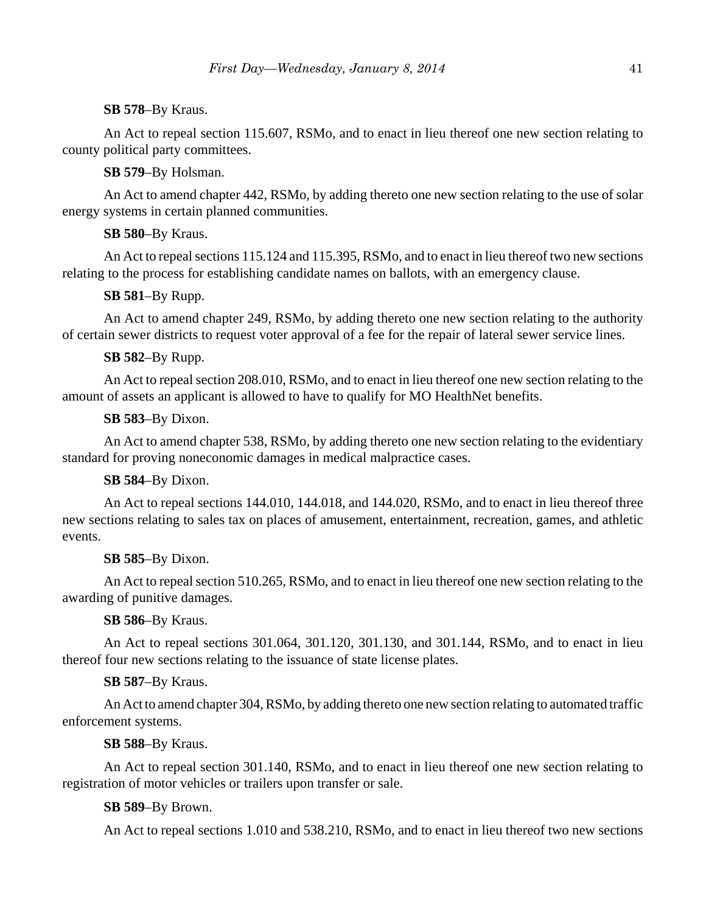**SB 578**–By Kraus.

An Act to repeal section 115.607, RSMo, and to enact in lieu thereof one new section relating to county political party committees.

**SB 579**–By Holsman.

An Act to amend chapter 442, RSMo, by adding thereto one new section relating to the use of solar energy systems in certain planned communities.

**SB 580**–By Kraus.

An Act to repeal sections 115.124 and 115.395, RSMo, and to enact in lieu thereof two new sections relating to the process for establishing candidate names on ballots, with an emergency clause.

**SB 581**–By Rupp.

An Act to amend chapter 249, RSMo, by adding thereto one new section relating to the authority of certain sewer districts to request voter approval of a fee for the repair of lateral sewer service lines.

**SB 582**–By Rupp.

An Act to repeal section 208.010, RSMo, and to enact in lieu thereof one new section relating to the amount of assets an applicant is allowed to have to qualify for MO HealthNet benefits.

**SB 583**–By Dixon.

An Act to amend chapter 538, RSMo, by adding thereto one new section relating to the evidentiary standard for proving noneconomic damages in medical malpractice cases.

**SB 584**–By Dixon.

An Act to repeal sections 144.010, 144.018, and 144.020, RSMo, and to enact in lieu thereof three new sections relating to sales tax on places of amusement, entertainment, recreation, games, and athletic events.

**SB 585**–By Dixon.

An Act to repeal section 510.265, RSMo, and to enact in lieu thereof one new section relating to the awarding of punitive damages.

**SB 586**–By Kraus.

An Act to repeal sections 301.064, 301.120, 301.130, and 301.144, RSMo, and to enact in lieu thereof four new sections relating to the issuance of state license plates.

**SB 587**–By Kraus.

An Act to amend chapter 304, RSMo, by adding thereto one new section relating to automated traffic enforcement systems.

**SB 588**–By Kraus.

An Act to repeal section 301.140, RSMo, and to enact in lieu thereof one new section relating to registration of motor vehicles or trailers upon transfer or sale.

**SB 589**–By Brown.

An Act to repeal sections 1.010 and 538.210, RSMo, and to enact in lieu thereof two new sections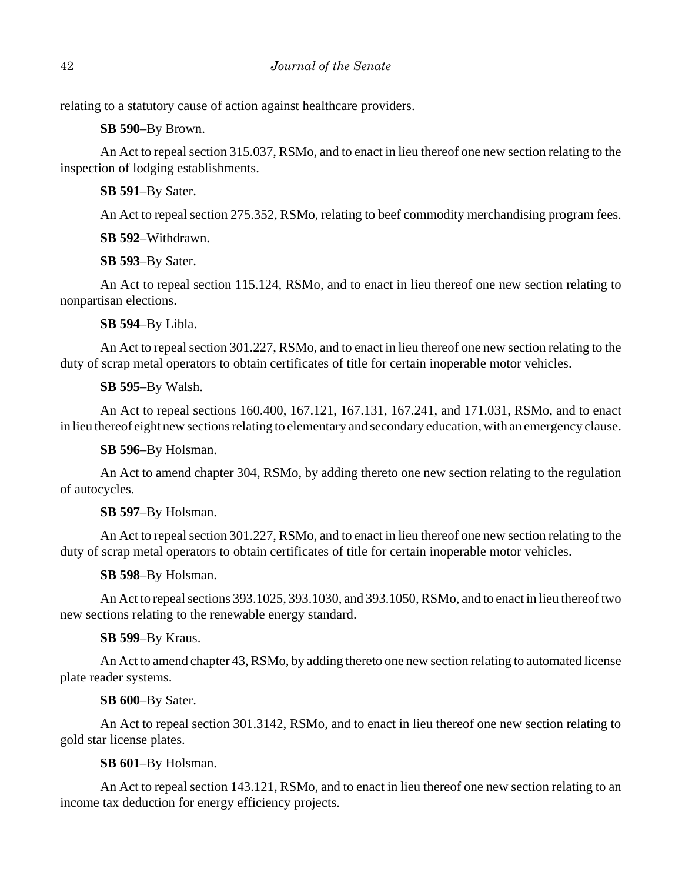relating to a statutory cause of action against healthcare providers.

**SB 590**–By Brown.

An Act to repeal section 315.037, RSMo, and to enact in lieu thereof one new section relating to the inspection of lodging establishments.

**SB 591**–By Sater.

An Act to repeal section 275.352, RSMo, relating to beef commodity merchandising program fees.

**SB 592**–Withdrawn.

**SB 593**–By Sater.

An Act to repeal section 115.124, RSMo, and to enact in lieu thereof one new section relating to nonpartisan elections.

**SB 594**–By Libla.

An Act to repeal section 301.227, RSMo, and to enact in lieu thereof one new section relating to the duty of scrap metal operators to obtain certificates of title for certain inoperable motor vehicles.

**SB 595**–By Walsh.

An Act to repeal sections 160.400, 167.121, 167.131, 167.241, and 171.031, RSMo, and to enact in lieu thereof eight new sections relating to elementary and secondary education, with an emergency clause.

**SB 596**–By Holsman.

An Act to amend chapter 304, RSMo, by adding thereto one new section relating to the regulation of autocycles.

**SB 597**–By Holsman.

An Act to repeal section 301.227, RSMo, and to enact in lieu thereof one new section relating to the duty of scrap metal operators to obtain certificates of title for certain inoperable motor vehicles.

**SB 598**–By Holsman.

An Act to repeal sections 393.1025, 393.1030, and 393.1050, RSMo, and to enact in lieu thereof two new sections relating to the renewable energy standard.

**SB 599**–By Kraus.

An Act to amend chapter 43, RSMo, by adding thereto one new section relating to automated license plate reader systems.

**SB 600**–By Sater.

An Act to repeal section 301.3142, RSMo, and to enact in lieu thereof one new section relating to gold star license plates.

**SB 601**–By Holsman.

An Act to repeal section 143.121, RSMo, and to enact in lieu thereof one new section relating to an income tax deduction for energy efficiency projects.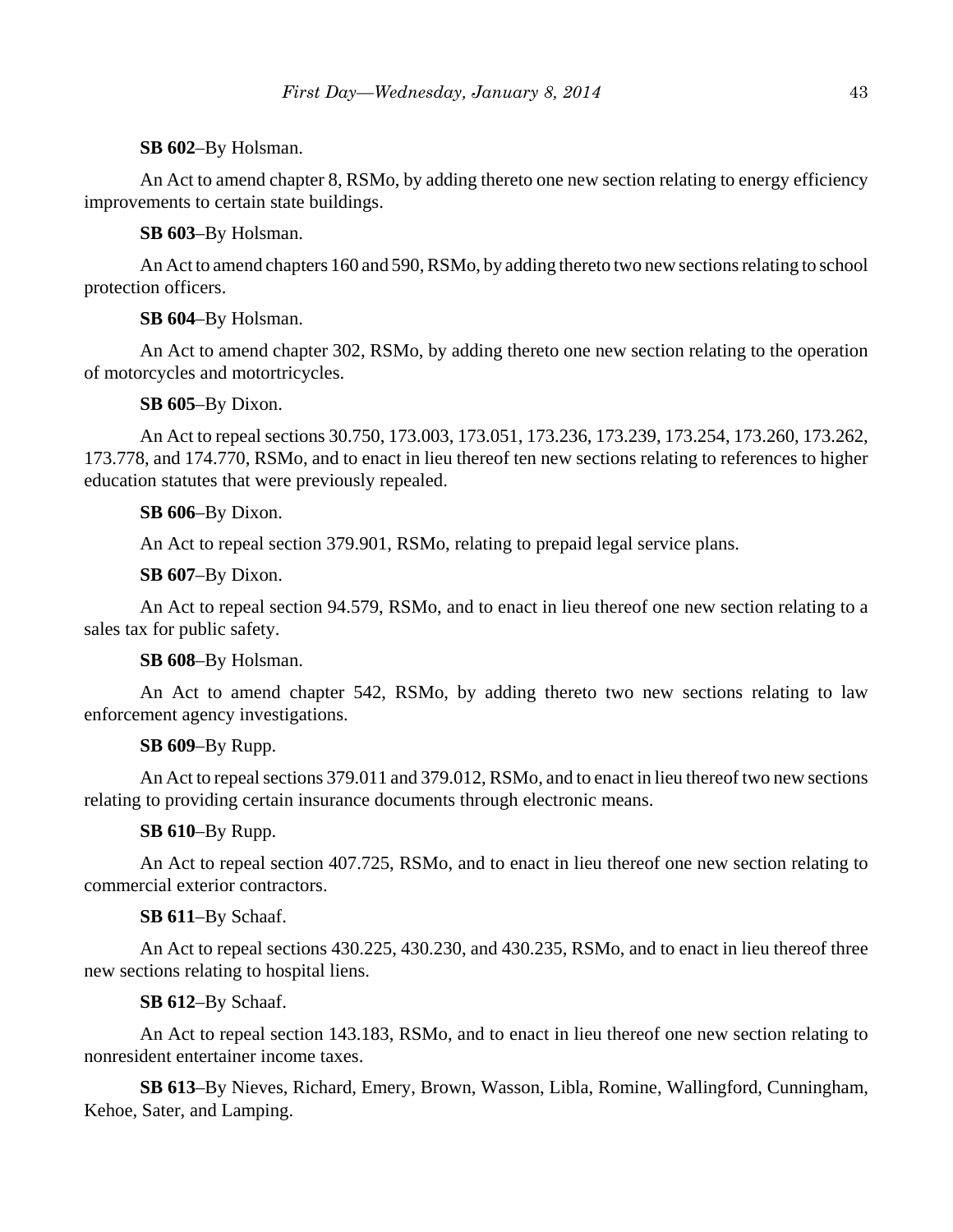**SB 602**–By Holsman.

An Act to amend chapter 8, RSMo, by adding thereto one new section relating to energy efficiency improvements to certain state buildings.

**SB 603**–By Holsman.

An Act to amend chapters 160 and 590, RSMo, by adding thereto two new sections relating to school protection officers.

**SB 604**–By Holsman.

An Act to amend chapter 302, RSMo, by adding thereto one new section relating to the operation of motorcycles and motortricycles.

**SB 605**–By Dixon.

An Act to repeal sections 30.750, 173.003, 173.051, 173.236, 173.239, 173.254, 173.260, 173.262, 173.778, and 174.770, RSMo, and to enact in lieu thereof ten new sections relating to references to higher education statutes that were previously repealed.

**SB 606**–By Dixon.

An Act to repeal section 379.901, RSMo, relating to prepaid legal service plans.

**SB 607**–By Dixon.

An Act to repeal section 94.579, RSMo, and to enact in lieu thereof one new section relating to a sales tax for public safety.

**SB 608**–By Holsman.

An Act to amend chapter 542, RSMo, by adding thereto two new sections relating to law enforcement agency investigations.

**SB 609**–By Rupp.

An Act to repeal sections 379.011 and 379.012, RSMo, and to enact in lieu thereof two new sections relating to providing certain insurance documents through electronic means.

**SB 610**–By Rupp.

An Act to repeal section 407.725, RSMo, and to enact in lieu thereof one new section relating to commercial exterior contractors.

**SB 611**–By Schaaf.

An Act to repeal sections 430.225, 430.230, and 430.235, RSMo, and to enact in lieu thereof three new sections relating to hospital liens.

**SB 612**–By Schaaf.

An Act to repeal section 143.183, RSMo, and to enact in lieu thereof one new section relating to nonresident entertainer income taxes.

**SB 613**–By Nieves, Richard, Emery, Brown, Wasson, Libla, Romine, Wallingford, Cunningham, Kehoe, Sater, and Lamping.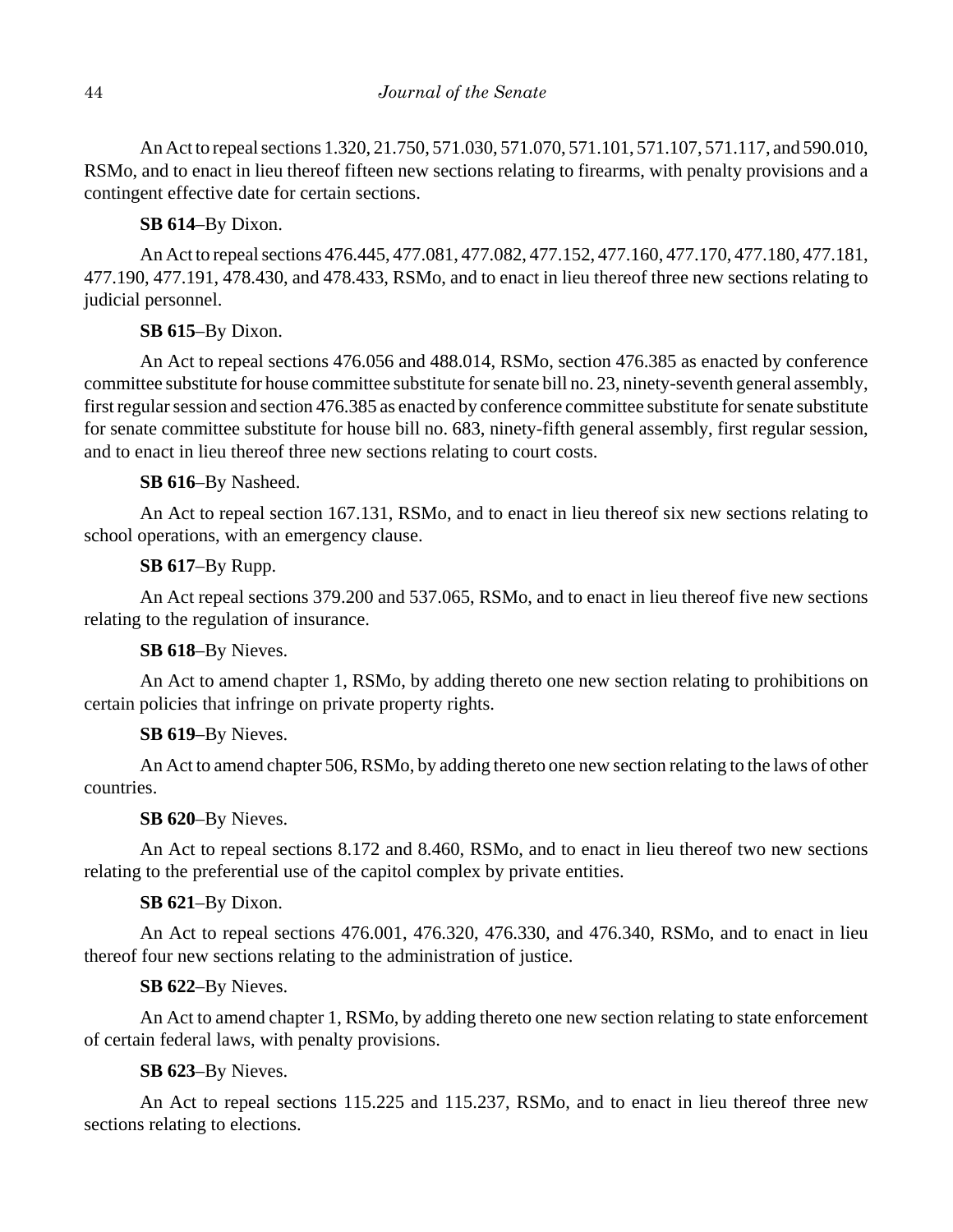An Act to repeal sections 1.320, 21.750, 571.030, 571.070, 571.101, 571.107, 571.117, and 590.010, RSMo, and to enact in lieu thereof fifteen new sections relating to firearms, with penalty provisions and a contingent effective date for certain sections.

**SB 614**–By Dixon.

An Act to repeal sections 476.445, 477.081, 477.082, 477.152, 477.160, 477.170, 477.180, 477.181, 477.190, 477.191, 478.430, and 478.433, RSMo, and to enact in lieu thereof three new sections relating to judicial personnel.

**SB 615**–By Dixon.

An Act to repeal sections 476.056 and 488.014, RSMo, section 476.385 as enacted by conference committee substitute for house committee substitute for senate bill no. 23, ninety-seventh general assembly, first regular session and section 476.385 as enacted by conference committee substitute for senate substitute for senate committee substitute for house bill no. 683, ninety-fifth general assembly, first regular session, and to enact in lieu thereof three new sections relating to court costs.

**SB 616**–By Nasheed.

An Act to repeal section 167.131, RSMo, and to enact in lieu thereof six new sections relating to school operations, with an emergency clause.

**SB 617**–By Rupp.

An Act repeal sections 379.200 and 537.065, RSMo, and to enact in lieu thereof five new sections relating to the regulation of insurance.

**SB 618**–By Nieves.

An Act to amend chapter 1, RSMo, by adding thereto one new section relating to prohibitions on certain policies that infringe on private property rights.

**SB 619**–By Nieves.

An Act to amend chapter 506, RSMo, by adding thereto one new section relating to the laws of other countries.

**SB 620**–By Nieves.

An Act to repeal sections 8.172 and 8.460, RSMo, and to enact in lieu thereof two new sections relating to the preferential use of the capitol complex by private entities.

**SB 621**–By Dixon.

An Act to repeal sections 476.001, 476.320, 476.330, and 476.340, RSMo, and to enact in lieu thereof four new sections relating to the administration of justice.

**SB 622**–By Nieves.

An Act to amend chapter 1, RSMo, by adding thereto one new section relating to state enforcement of certain federal laws, with penalty provisions.

**SB 623**–By Nieves.

An Act to repeal sections 115.225 and 115.237, RSMo, and to enact in lieu thereof three new sections relating to elections.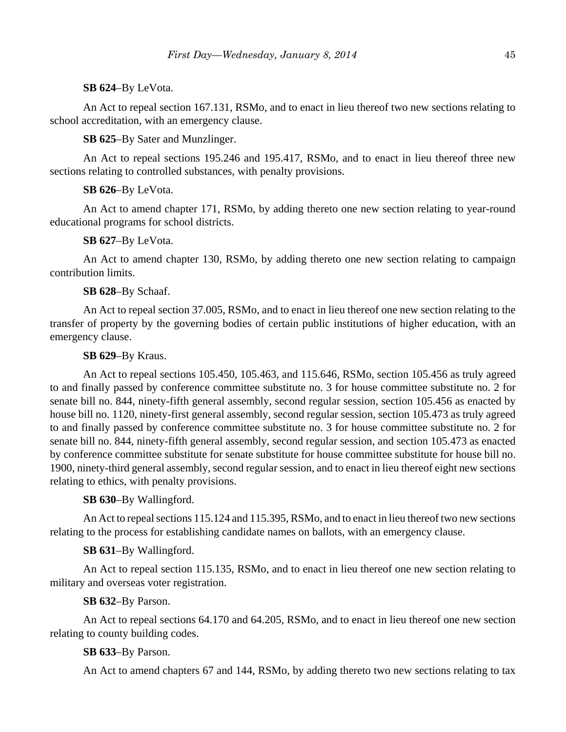**SB 624**–By LeVota.

An Act to repeal section 167.131, RSMo, and to enact in lieu thereof two new sections relating to school accreditation, with an emergency clause.

**SB 625**–By Sater and Munzlinger.

An Act to repeal sections 195.246 and 195.417, RSMo, and to enact in lieu thereof three new sections relating to controlled substances, with penalty provisions.

**SB 626**–By LeVota.

An Act to amend chapter 171, RSMo, by adding thereto one new section relating to year-round educational programs for school districts.

**SB 627**–By LeVota.

An Act to amend chapter 130, RSMo, by adding thereto one new section relating to campaign contribution limits.

**SB 628**–By Schaaf.

An Act to repeal section 37.005, RSMo, and to enact in lieu thereof one new section relating to the transfer of property by the governing bodies of certain public institutions of higher education, with an emergency clause.

**SB 629**–By Kraus.

An Act to repeal sections 105.450, 105.463, and 115.646, RSMo, section 105.456 as truly agreed to and finally passed by conference committee substitute no. 3 for house committee substitute no. 2 for senate bill no. 844, ninety-fifth general assembly, second regular session, section 105.456 as enacted by house bill no. 1120, ninety-first general assembly, second regular session, section 105.473 as truly agreed to and finally passed by conference committee substitute no. 3 for house committee substitute no. 2 for senate bill no. 844, ninety-fifth general assembly, second regular session, and section 105.473 as enacted by conference committee substitute for senate substitute for house committee substitute for house bill no. 1900, ninety-third general assembly, second regular session, and to enact in lieu thereof eight new sections relating to ethics, with penalty provisions.

**SB 630**–By Wallingford.

An Act to repeal sections 115.124 and 115.395, RSMo, and to enact in lieu thereof two new sections relating to the process for establishing candidate names on ballots, with an emergency clause.

**SB 631**–By Wallingford.

An Act to repeal section 115.135, RSMo, and to enact in lieu thereof one new section relating to military and overseas voter registration.

**SB 632**–By Parson.

An Act to repeal sections 64.170 and 64.205, RSMo, and to enact in lieu thereof one new section relating to county building codes.

**SB 633**–By Parson.

An Act to amend chapters 67 and 144, RSMo, by adding thereto two new sections relating to tax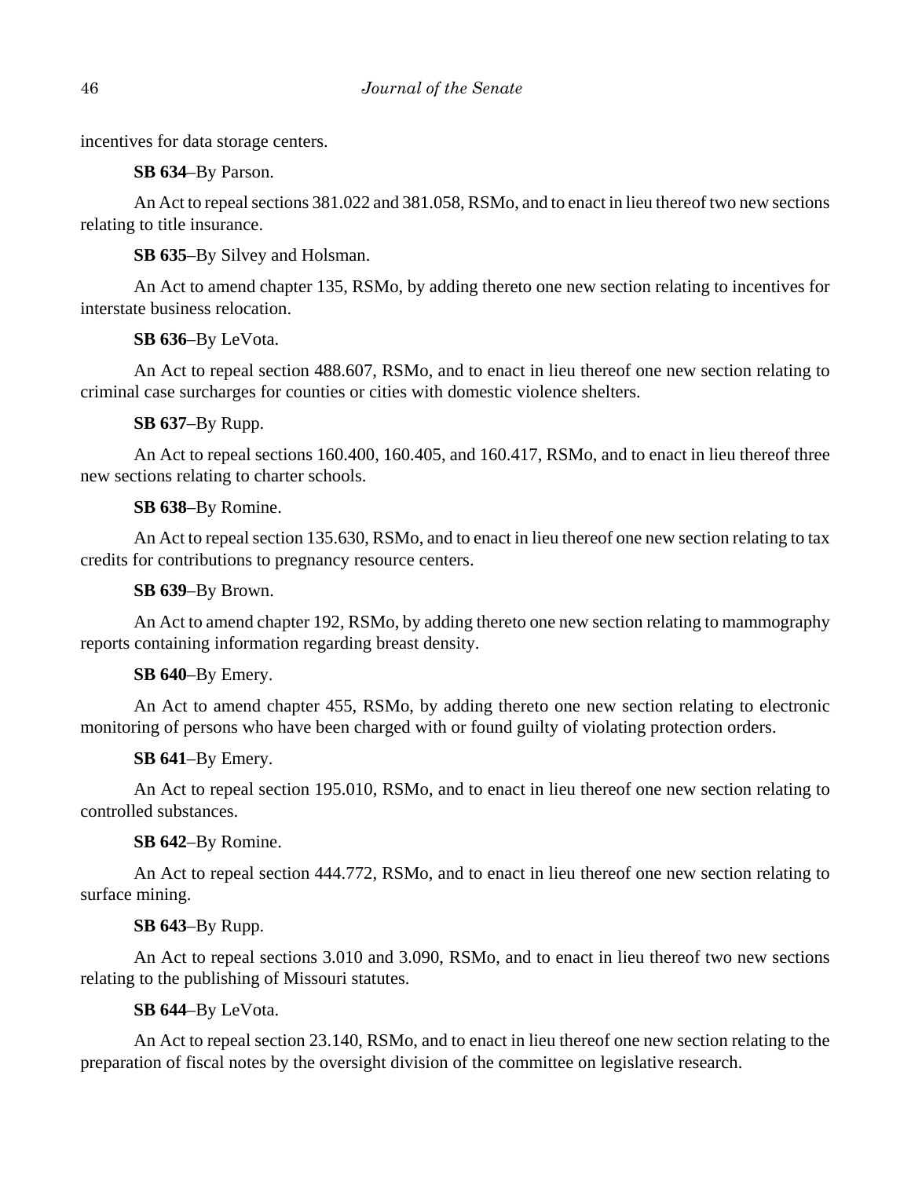incentives for data storage centers.

**SB 634**–By Parson.

An Act to repeal sections 381.022 and 381.058, RSMo, and to enact in lieu thereof two new sections relating to title insurance.

**SB 635**–By Silvey and Holsman.

An Act to amend chapter 135, RSMo, by adding thereto one new section relating to incentives for interstate business relocation.

**SB 636**–By LeVota.

An Act to repeal section 488.607, RSMo, and to enact in lieu thereof one new section relating to criminal case surcharges for counties or cities with domestic violence shelters.

**SB 637**–By Rupp.

An Act to repeal sections 160.400, 160.405, and 160.417, RSMo, and to enact in lieu thereof three new sections relating to charter schools.

**SB 638**–By Romine.

An Act to repeal section 135.630, RSMo, and to enact in lieu thereof one new section relating to tax credits for contributions to pregnancy resource centers.

**SB 639**–By Brown.

An Act to amend chapter 192, RSMo, by adding thereto one new section relating to mammography reports containing information regarding breast density.

**SB 640**–By Emery.

An Act to amend chapter 455, RSMo, by adding thereto one new section relating to electronic monitoring of persons who have been charged with or found guilty of violating protection orders.

**SB 641**–By Emery.

An Act to repeal section 195.010, RSMo, and to enact in lieu thereof one new section relating to controlled substances.

**SB 642**–By Romine.

An Act to repeal section 444.772, RSMo, and to enact in lieu thereof one new section relating to surface mining.

**SB 643**–By Rupp.

An Act to repeal sections 3.010 and 3.090, RSMo, and to enact in lieu thereof two new sections relating to the publishing of Missouri statutes.

**SB 644**–By LeVota.

An Act to repeal section 23.140, RSMo, and to enact in lieu thereof one new section relating to the preparation of fiscal notes by the oversight division of the committee on legislative research.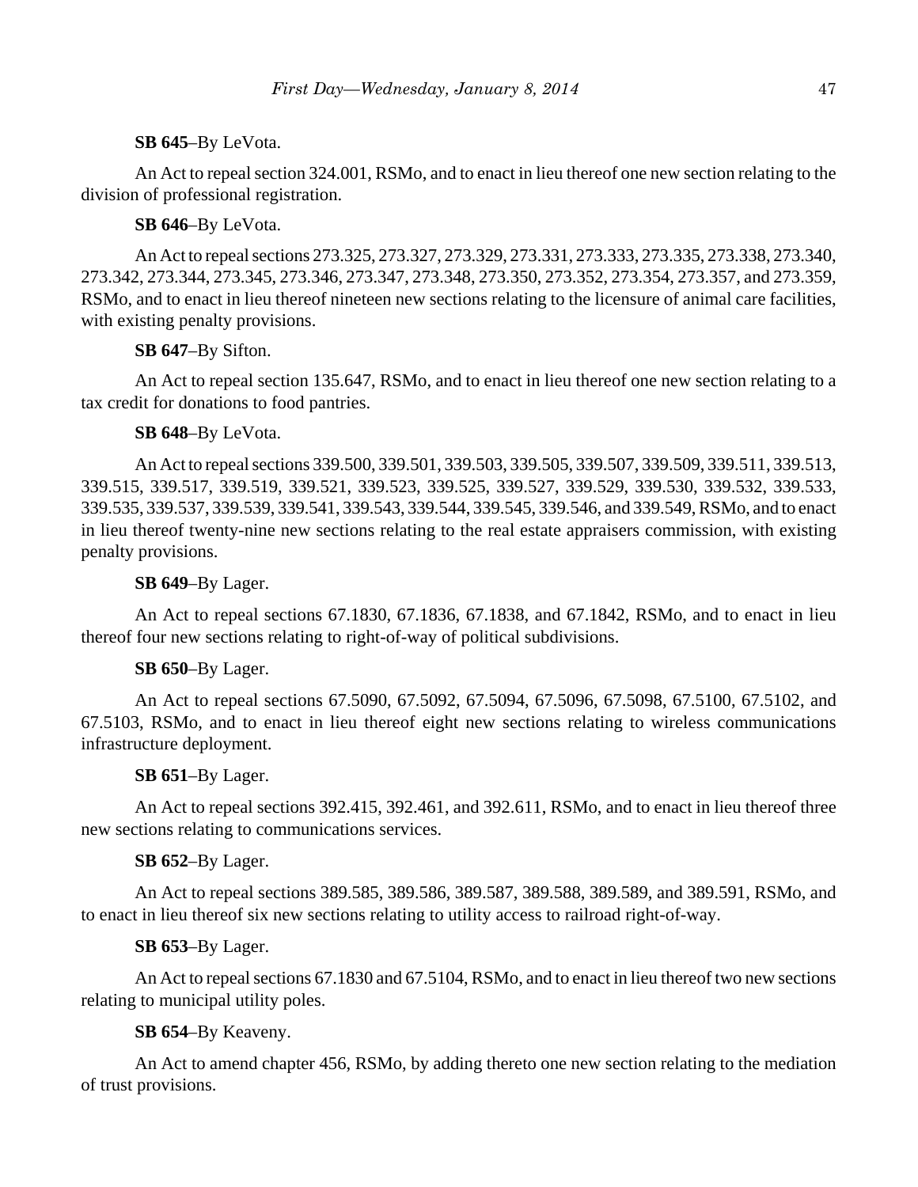**SB 645**–By LeVota.

An Act to repeal section 324.001, RSMo, and to enact in lieu thereof one new section relating to the division of professional registration.

**SB 646**–By LeVota.

An Act to repeal sections 273.325, 273.327, 273.329, 273.331, 273.333, 273.335, 273.338, 273.340, 273.342, 273.344, 273.345, 273.346, 273.347, 273.348, 273.350, 273.352, 273.354, 273.357, and 273.359, RSMo, and to enact in lieu thereof nineteen new sections relating to the licensure of animal care facilities, with existing penalty provisions.

**SB 647**–By Sifton.

An Act to repeal section 135.647, RSMo, and to enact in lieu thereof one new section relating to a tax credit for donations to food pantries.

**SB 648**–By LeVota.

An Act to repeal sections 339.500, 339.501, 339.503, 339.505, 339.507, 339.509, 339.511, 339.513, 339.515, 339.517, 339.519, 339.521, 339.523, 339.525, 339.527, 339.529, 339.530, 339.532, 339.533, 339.535, 339.537, 339.539, 339.541, 339.543, 339.544, 339.545, 339.546, and 339.549, RSMo, and to enact in lieu thereof twenty-nine new sections relating to the real estate appraisers commission, with existing penalty provisions.

**SB 649**–By Lager.

An Act to repeal sections 67.1830, 67.1836, 67.1838, and 67.1842, RSMo, and to enact in lieu thereof four new sections relating to right-of-way of political subdivisions.

**SB 650**–By Lager.

An Act to repeal sections 67.5090, 67.5092, 67.5094, 67.5096, 67.5098, 67.5100, 67.5102, and 67.5103, RSMo, and to enact in lieu thereof eight new sections relating to wireless communications infrastructure deployment.

**SB 651**–By Lager.

An Act to repeal sections 392.415, 392.461, and 392.611, RSMo, and to enact in lieu thereof three new sections relating to communications services.

**SB 652**–By Lager.

An Act to repeal sections 389.585, 389.586, 389.587, 389.588, 389.589, and 389.591, RSMo, and to enact in lieu thereof six new sections relating to utility access to railroad right-of-way.

**SB 653**–By Lager.

An Act to repeal sections 67.1830 and 67.5104, RSMo, and to enact in lieu thereof two new sections relating to municipal utility poles.

**SB 654**–By Keaveny.

An Act to amend chapter 456, RSMo, by adding thereto one new section relating to the mediation of trust provisions.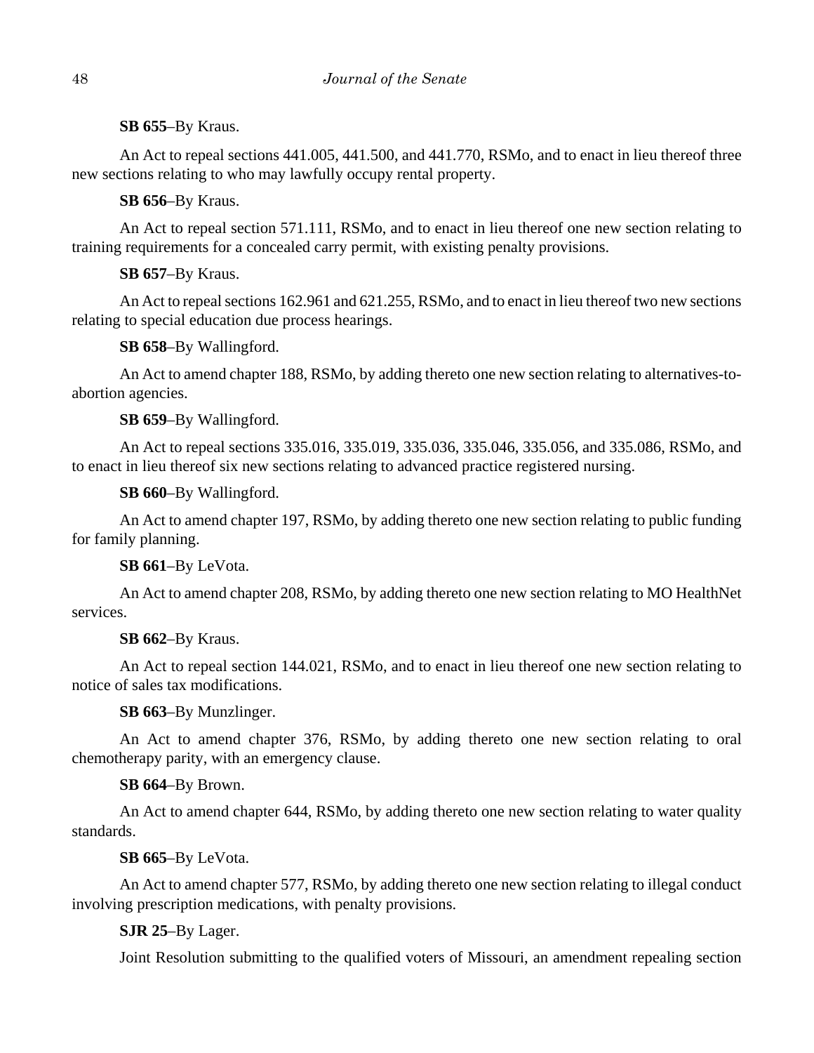**SB 655**–By Kraus.

An Act to repeal sections 441.005, 441.500, and 441.770, RSMo, and to enact in lieu thereof three new sections relating to who may lawfully occupy rental property.

**SB 656**–By Kraus.

An Act to repeal section 571.111, RSMo, and to enact in lieu thereof one new section relating to training requirements for a concealed carry permit, with existing penalty provisions.

**SB 657**–By Kraus.

An Act to repeal sections 162.961 and 621.255, RSMo, and to enact in lieu thereof two new sections relating to special education due process hearings.

**SB 658**–By Wallingford.

An Act to amend chapter 188, RSMo, by adding thereto one new section relating to alternatives-to-abortion agencies.

**SB 659**–By Wallingford.

An Act to repeal sections 335.016, 335.019, 335.036, 335.046, 335.056, and 335.086, RSMo, and to enact in lieu thereof six new sections relating to advanced practice registered nursing.

**SB 660**–By Wallingford.

An Act to amend chapter 197, RSMo, by adding thereto one new section relating to public funding for family planning.

**SB 661**–By LeVota.

An Act to amend chapter 208, RSMo, by adding thereto one new section relating to MO HealthNet services.

**SB 662**–By Kraus.

An Act to repeal section 144.021, RSMo, and to enact in lieu thereof one new section relating to notice of sales tax modifications.

**SB 663**–By Munzlinger.

An Act to amend chapter 376, RSMo, by adding thereto one new section relating to oral chemotherapy parity, with an emergency clause.

**SB 664**–By Brown.

An Act to amend chapter 644, RSMo, by adding thereto one new section relating to water quality standards.

**SB 665**–By LeVota.

An Act to amend chapter 577, RSMo, by adding thereto one new section relating to illegal conduct involving prescription medications, with penalty provisions.

**SJR 25**–By Lager.

Joint Resolution submitting to the qualified voters of Missouri, an amendment repealing section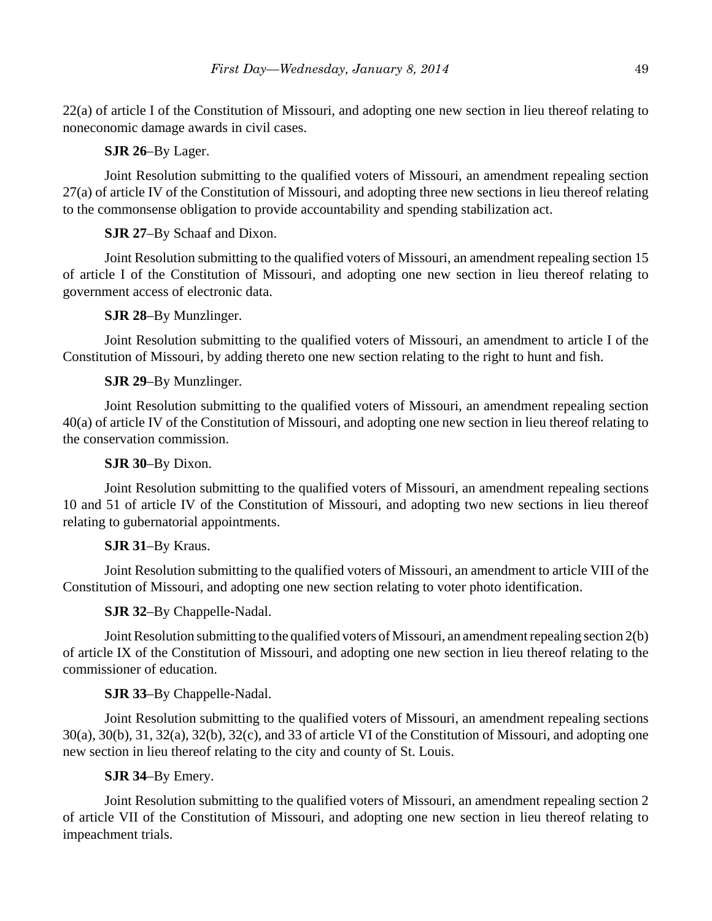22(a) of article I of the Constitution of Missouri, and adopting one new section in lieu thereof relating to noneconomic damage awards in civil cases.

**SJR 26**–By Lager.

Joint Resolution submitting to the qualified voters of Missouri, an amendment repealing section 27(a) of article IV of the Constitution of Missouri, and adopting three new sections in lieu thereof relating to the commonsense obligation to provide accountability and spending stabilization act.

**SJR 27**–By Schaaf and Dixon.

Joint Resolution submitting to the qualified voters of Missouri, an amendment repealing section 15 of article I of the Constitution of Missouri, and adopting one new section in lieu thereof relating to government access of electronic data.

**SJR 28**–By Munzlinger.

Joint Resolution submitting to the qualified voters of Missouri, an amendment to article I of the Constitution of Missouri, by adding thereto one new section relating to the right to hunt and fish.

**SJR 29**–By Munzlinger.

Joint Resolution submitting to the qualified voters of Missouri, an amendment repealing section 40(a) of article IV of the Constitution of Missouri, and adopting one new section in lieu thereof relating to the conservation commission.

**SJR 30**–By Dixon.

Joint Resolution submitting to the qualified voters of Missouri, an amendment repealing sections 10 and 51 of article IV of the Constitution of Missouri, and adopting two new sections in lieu thereof relating to gubernatorial appointments.

**SJR 31**–By Kraus.

Joint Resolution submitting to the qualified voters of Missouri, an amendment to article VIII of the Constitution of Missouri, and adopting one new section relating to voter photo identification.

**SJR 32**–By Chappelle-Nadal.

Joint Resolution submitting to the qualified voters of Missouri, an amendment repealing section 2(b) of article IX of the Constitution of Missouri, and adopting one new section in lieu thereof relating to the commissioner of education.

**SJR 33**–By Chappelle-Nadal.

Joint Resolution submitting to the qualified voters of Missouri, an amendment repealing sections 30(a), 30(b), 31, 32(a), 32(b), 32(c), and 33 of article VI of the Constitution of Missouri, and adopting one new section in lieu thereof relating to the city and county of St. Louis.

**SJR 34**–By Emery.

Joint Resolution submitting to the qualified voters of Missouri, an amendment repealing section 2 of article VII of the Constitution of Missouri, and adopting one new section in lieu thereof relating to impeachment trials.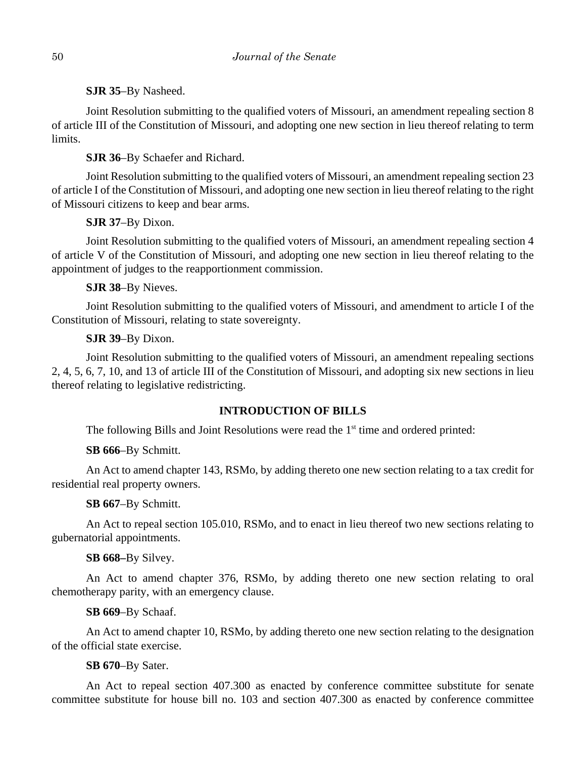**SJR 35**–By Nasheed.

Joint Resolution submitting to the qualified voters of Missouri, an amendment repealing section 8 of article III of the Constitution of Missouri, and adopting one new section in lieu thereof relating to term limits.

**SJR 36**–By Schaefer and Richard.

Joint Resolution submitting to the qualified voters of Missouri, an amendment repealing section 23 of article I of the Constitution of Missouri, and adopting one new section in lieu thereof relating to the right of Missouri citizens to keep and bear arms.

**SJR 37**–By Dixon.

Joint Resolution submitting to the qualified voters of Missouri, an amendment repealing section 4 of article V of the Constitution of Missouri, and adopting one new section in lieu thereof relating to the appointment of judges to the reapportionment commission.

**SJR 38**–By Nieves.

Joint Resolution submitting to the qualified voters of Missouri, and amendment to article I of the Constitution of Missouri, relating to state sovereignty.

**SJR 39**–By Dixon.

Joint Resolution submitting to the qualified voters of Missouri, an amendment repealing sections 2, 4, 5, 6, 7, 10, and 13 of article III of the Constitution of Missouri, and adopting six new sections in lieu thereof relating to legislative redistricting.

## INTRODUCTION OF BILLS

The following Bills and Joint Resolutions were read the 1st time and ordered printed:

**SB 666**–By Schmitt.

An Act to amend chapter 143, RSMo, by adding thereto one new section relating to a tax credit for residential real property owners.

**SB 667**–By Schmitt.

An Act to repeal section 105.010, RSMo, and to enact in lieu thereof two new sections relating to gubernatorial appointments.

**SB 668**–By Silvey.

An Act to amend chapter 376, RSMo, by adding thereto one new section relating to oral chemotherapy parity, with an emergency clause.

**SB 669**–By Schaaf.

An Act to amend chapter 10, RSMo, by adding thereto one new section relating to the designation of the official state exercise.

**SB 670**–By Sater.

An Act to repeal section 407.300 as enacted by conference committee substitute for senate committee substitute for house bill no. 103 and section 407.300 as enacted by conference committee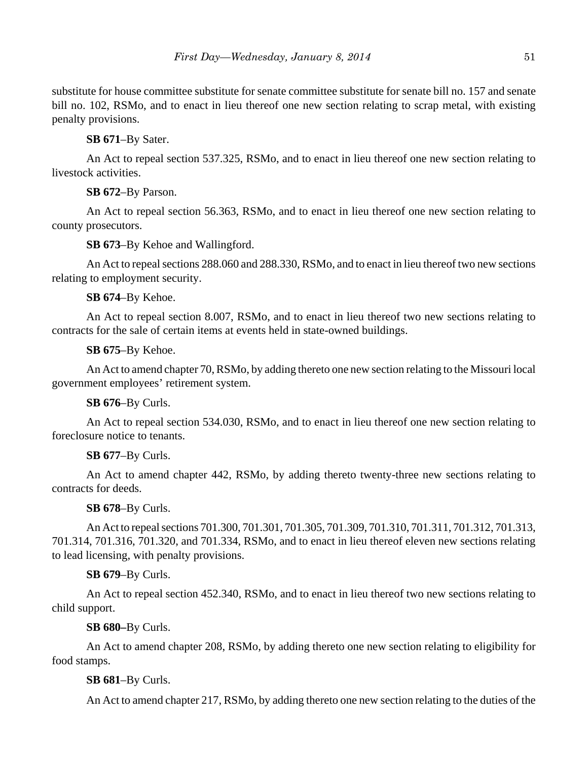substitute for house committee substitute for senate committee substitute for senate bill no. 157 and senate bill no. 102, RSMo, and to enact in lieu thereof one new section relating to scrap metal, with existing penalty provisions.

**SB 671**–By Sater.

An Act to repeal section 537.325, RSMo, and to enact in lieu thereof one new section relating to livestock activities.

**SB 672**–By Parson.

An Act to repeal section 56.363, RSMo, and to enact in lieu thereof one new section relating to county prosecutors.

**SB 673**–By Kehoe and Wallingford.

An Act to repeal sections 288.060 and 288.330, RSMo, and to enact in lieu thereof two new sections relating to employment security.

**SB 674**–By Kehoe.

An Act to repeal section 8.007, RSMo, and to enact in lieu thereof two new sections relating to contracts for the sale of certain items at events held in state-owned buildings.

**SB 675**–By Kehoe.

An Act to amend chapter 70, RSMo, by adding thereto one new section relating to the Missouri local government employees' retirement system.

**SB 676**–By Curls.

An Act to repeal section 534.030, RSMo, and to enact in lieu thereof one new section relating to foreclosure notice to tenants.

**SB 677**–By Curls.

An Act to amend chapter 442, RSMo, by adding thereto twenty-three new sections relating to contracts for deeds.

**SB 678**–By Curls.

An Act to repeal sections 701.300, 701.301, 701.305, 701.309, 701.310, 701.311, 701.312, 701.313, 701.314, 701.316, 701.320, and 701.334, RSMo, and to enact in lieu thereof eleven new sections relating to lead licensing, with penalty provisions.

**SB 679**–By Curls.

An Act to repeal section 452.340, RSMo, and to enact in lieu thereof two new sections relating to child support.

**SB 680–**By Curls.

An Act to amend chapter 208, RSMo, by adding thereto one new section relating to eligibility for food stamps.

**SB 681**–By Curls.

An Act to amend chapter 217, RSMo, by adding thereto one new section relating to the duties of the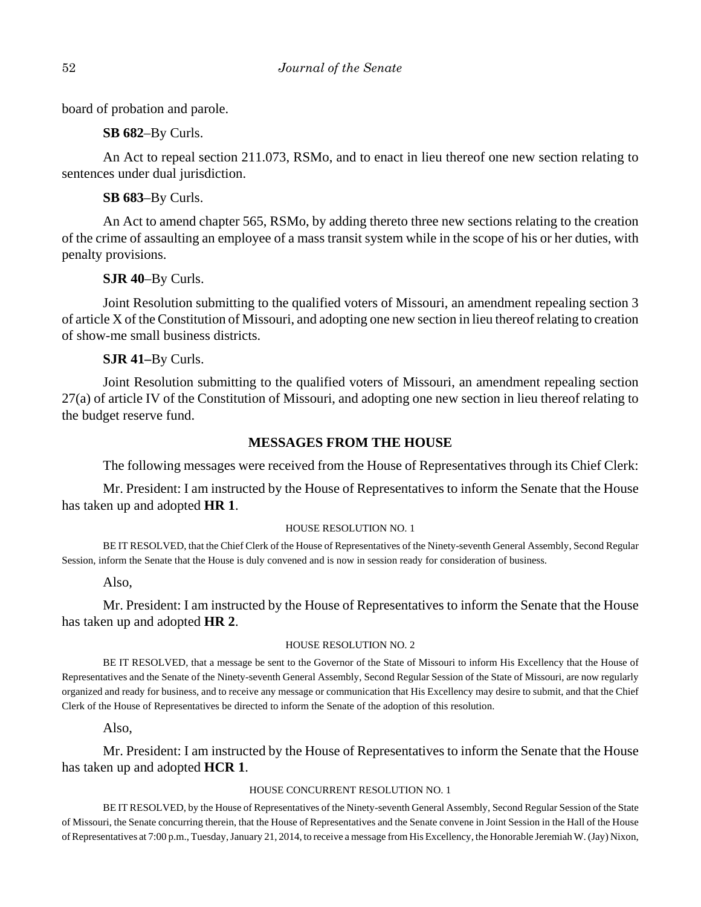board of probation and parole.

**SB 682**–By Curls.

An Act to repeal section 211.073, RSMo, and to enact in lieu thereof one new section relating to sentences under dual jurisdiction.

**SB 683**–By Curls.

An Act to amend chapter 565, RSMo, by adding thereto three new sections relating to the creation of the crime of assaulting an employee of a mass transit system while in the scope of his or her duties, with penalty provisions.

**SJR 40**–By Curls.

Joint Resolution submitting to the qualified voters of Missouri, an amendment repealing section 3 of article X of the Constitution of Missouri, and adopting one new section in lieu thereof relating to creation of show-me small business districts.

**SJR 41–**By Curls.

Joint Resolution submitting to the qualified voters of Missouri, an amendment repealing section 27(a) of article IV of the Constitution of Missouri, and adopting one new section in lieu thereof relating to the budget reserve fund.

## MESSAGES FROM THE HOUSE

The following messages were received from the House of Representatives through its Chief Clerk:

Mr. President: I am instructed by the House of Representatives to inform the Senate that the House has taken up and adopted **HR 1**.

HOUSE RESOLUTION NO. 1

BE IT RESOLVED, that the Chief Clerk of the House of Representatives of the Ninety-seventh General Assembly, Second Regular Session, inform the Senate that the House is duly convened and is now in session ready for consideration of business.

Also,

Mr. President: I am instructed by the House of Representatives to inform the Senate that the House has taken up and adopted **HR 2**.

HOUSE RESOLUTION NO. 2

BE IT RESOLVED, that a message be sent to the Governor of the State of Missouri to inform His Excellency that the House of Representatives and the Senate of the Ninety-seventh General Assembly, Second Regular Session of the State of Missouri, are now regularly organized and ready for business, and to receive any message or communication that His Excellency may desire to submit, and that the Chief Clerk of the House of Representatives be directed to inform the Senate of the adoption of this resolution.

Also,

Mr. President: I am instructed by the House of Representatives to inform the Senate that the House has taken up and adopted **HCR 1**.

HOUSE CONCURRENT RESOLUTION NO. 1

BE IT RESOLVED, by the House of Representatives of the Ninety-seventh General Assembly, Second Regular Session of the State of Missouri, the Senate concurring therein, that the House of Representatives and the Senate convene in Joint Session in the Hall of the House of Representatives at 7:00 p.m., Tuesday, January 21, 2014, to receive a message from His Excellency, the Honorable Jeremiah W. (Jay) Nixon,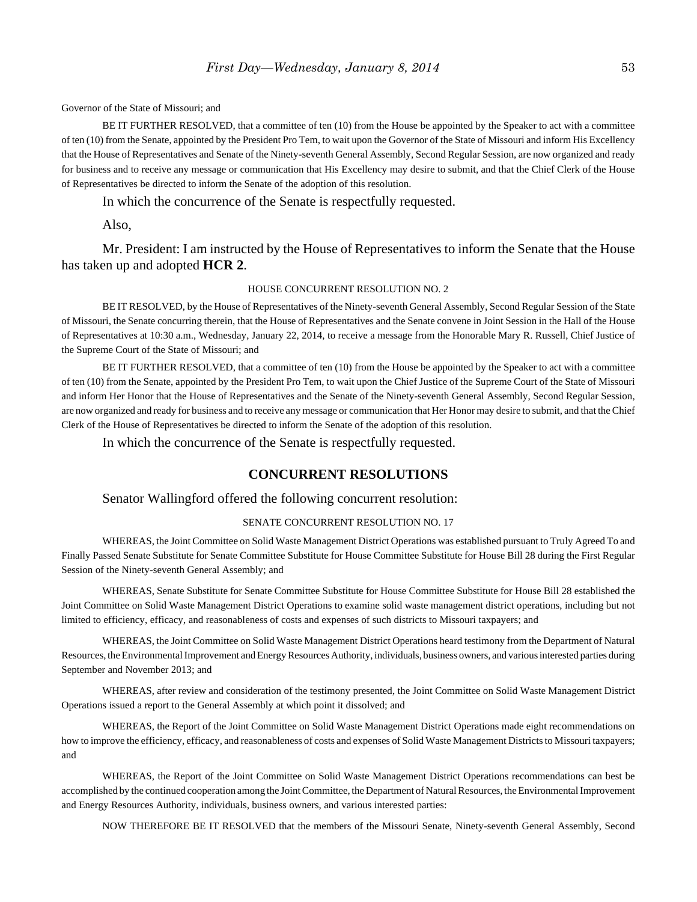Governor of the State of Missouri; and

BE IT FURTHER RESOLVED, that a committee of ten (10) from the House be appointed by the Speaker to act with a committee of ten (10) from the Senate, appointed by the President Pro Tem, to wait upon the Governor of the State of Missouri and inform His Excellency that the House of Representatives and Senate of the Ninety-seventh General Assembly, Second Regular Session, are now organized and ready for business and to receive any message or communication that His Excellency may desire to submit, and that the Chief Clerk of the House of Representatives be directed to inform the Senate of the adoption of this resolution.

In which the concurrence of the Senate is respectfully requested.

Also,

Mr. President: I am instructed by the House of Representatives to inform the Senate that the House has taken up and adopted **HCR 2**.

HOUSE CONCURRENT RESOLUTION NO. 2

BE IT RESOLVED, by the House of Representatives of the Ninety-seventh General Assembly, Second Regular Session of the State of Missouri, the Senate concurring therein, that the House of Representatives and the Senate convene in Joint Session in the Hall of the House of Representatives at 10:30 a.m., Wednesday, January 22, 2014, to receive a message from the Honorable Mary R. Russell, Chief Justice of the Supreme Court of the State of Missouri; and

BE IT FURTHER RESOLVED, that a committee of ten (10) from the House be appointed by the Speaker to act with a committee of ten (10) from the Senate, appointed by the President Pro Tem, to wait upon the Chief Justice of the Supreme Court of the State of Missouri and inform Her Honor that the House of Representatives and the Senate of the Ninety-seventh General Assembly, Second Regular Session, are now organized and ready for business and to receive any message or communication that Her Honor may desire to submit, and that the Chief Clerk of the House of Representatives be directed to inform the Senate of the adoption of this resolution.

In which the concurrence of the Senate is respectfully requested.

## CONCURRENT RESOLUTIONS

Senator Wallingford offered the following concurrent resolution:

SENATE CONCURRENT RESOLUTION NO. 17

WHEREAS, the Joint Committee on Solid Waste Management District Operations was established pursuant to Truly Agreed To and Finally Passed Senate Substitute for Senate Committee Substitute for House Committee Substitute for House Bill 28 during the First Regular Session of the Ninety-seventh General Assembly; and

WHEREAS, Senate Substitute for Senate Committee Substitute for House Committee Substitute for House Bill 28 established the Joint Committee on Solid Waste Management District Operations to examine solid waste management district operations, including but not limited to efficiency, efficacy, and reasonableness of costs and expenses of such districts to Missouri taxpayers; and

WHEREAS, the Joint Committee on Solid Waste Management District Operations heard testimony from the Department of Natural Resources, the Environmental Improvement and Energy Resources Authority, individuals, business owners, and various interested parties during September and November 2013; and

WHEREAS, after review and consideration of the testimony presented, the Joint Committee on Solid Waste Management District Operations issued a report to the General Assembly at which point it dissolved; and

WHEREAS, the Report of the Joint Committee on Solid Waste Management District Operations made eight recommendations on how to improve the efficiency, efficacy, and reasonableness of costs and expenses of Solid Waste Management Districts to Missouri taxpayers; and

WHEREAS, the Report of the Joint Committee on Solid Waste Management District Operations recommendations can best be accomplished by the continued cooperation among the Joint Committee, the Department of Natural Resources, the Environmental Improvement and Energy Resources Authority, individuals, business owners, and various interested parties:

NOW THEREFORE BE IT RESOLVED that the members of the Missouri Senate, Ninety-seventh General Assembly, Second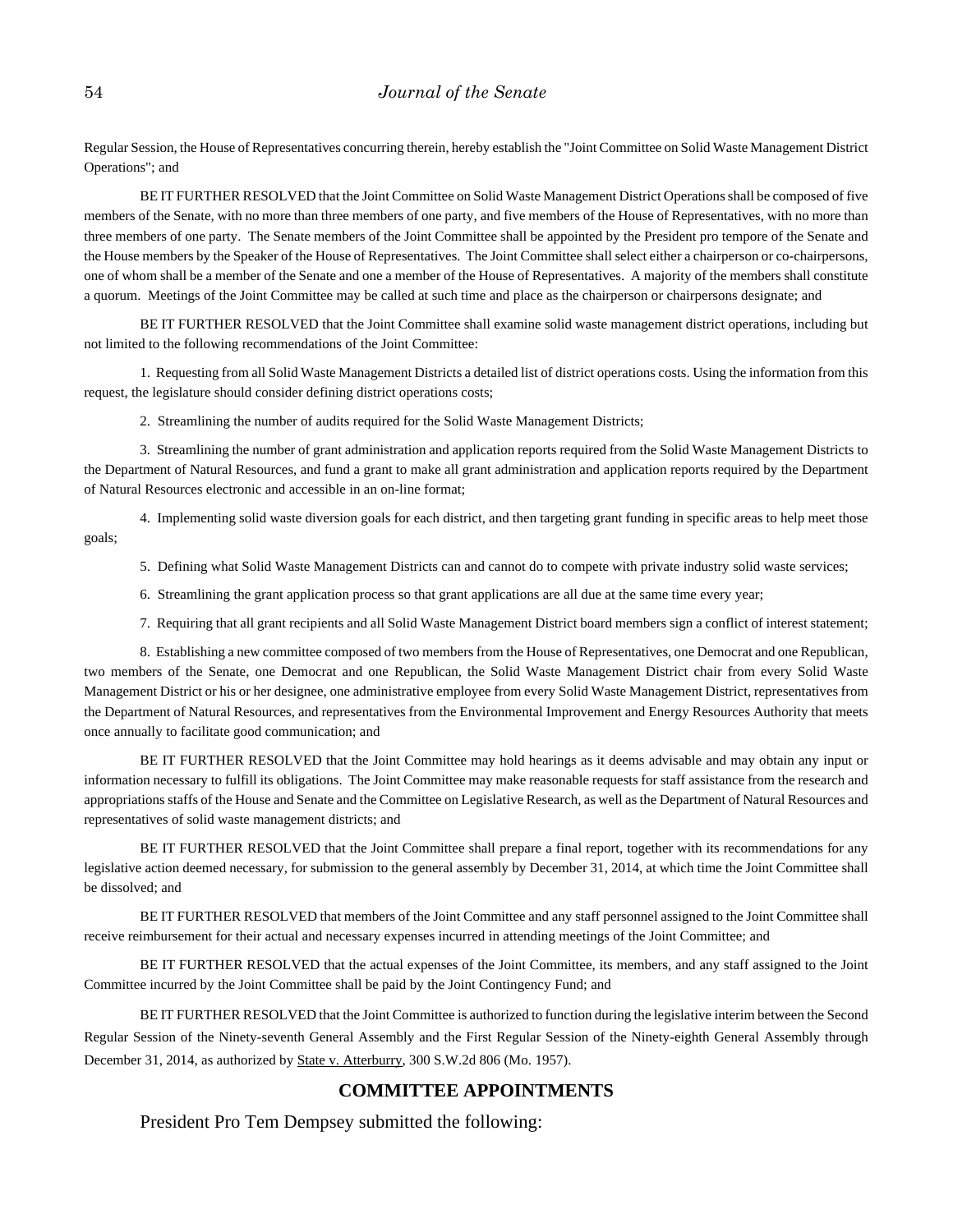Regular Session, the House of Representatives concurring therein, hereby establish the "Joint Committee on Solid Waste Management District Operations"; and

BE IT FURTHER RESOLVED that the Joint Committee on Solid Waste Management District Operations shall be composed of five members of the Senate, with no more than three members of one party, and five members of the House of Representatives, with no more than three members of one party. The Senate members of the Joint Committee shall be appointed by the President pro tempore of the Senate and the House members by the Speaker of the House of Representatives. The Joint Committee shall select either a chairperson or co-chairpersons, one of whom shall be a member of the Senate and one a member of the House of Representatives. A majority of the members shall constitute a quorum. Meetings of the Joint Committee may be called at such time and place as the chairperson or chairpersons designate; and

BE IT FURTHER RESOLVED that the Joint Committee shall examine solid waste management district operations, including but not limited to the following recommendations of the Joint Committee:

1. Requesting from all Solid Waste Management Districts a detailed list of district operations costs. Using the information from this request, the legislature should consider defining district operations costs;

2. Streamlining the number of audits required for the Solid Waste Management Districts;

3. Streamlining the number of grant administration and application reports required from the Solid Waste Management Districts to the Department of Natural Resources, and fund a grant to make all grant administration and application reports required by the Department of Natural Resources electronic and accessible in an on-line format;

4. Implementing solid waste diversion goals for each district, and then targeting grant funding in specific areas to help meet those goals;

5. Defining what Solid Waste Management Districts can and cannot do to compete with private industry solid waste services;

6. Streamlining the grant application process so that grant applications are all due at the same time every year;

7. Requiring that all grant recipients and all Solid Waste Management District board members sign a conflict of interest statement;

8. Establishing a new committee composed of two members from the House of Representatives, one Democrat and one Republican, two members of the Senate, one Democrat and one Republican, the Solid Waste Management District chair from every Solid Waste Management District or his or her designee, one administrative employee from every Solid Waste Management District, representatives from the Department of Natural Resources, and representatives from the Environmental Improvement and Energy Resources Authority that meets once annually to facilitate good communication; and

BE IT FURTHER RESOLVED that the Joint Committee may hold hearings as it deems advisable and may obtain any input or information necessary to fulfill its obligations. The Joint Committee may make reasonable requests for staff assistance from the research and appropriations staffs of the House and Senate and the Committee on Legislative Research, as well as the Department of Natural Resources and representatives of solid waste management districts; and

BE IT FURTHER RESOLVED that the Joint Committee shall prepare a final report, together with its recommendations for any legislative action deemed necessary, for submission to the general assembly by December 31, 2014, at which time the Joint Committee shall be dissolved; and

BE IT FURTHER RESOLVED that members of the Joint Committee and any staff personnel assigned to the Joint Committee shall receive reimbursement for their actual and necessary expenses incurred in attending meetings of the Joint Committee; and

BE IT FURTHER RESOLVED that the actual expenses of the Joint Committee, its members, and any staff assigned to the Joint Committee incurred by the Joint Committee shall be paid by the Joint Contingency Fund; and

BE IT FURTHER RESOLVED that the Joint Committee is authorized to function during the legislative interim between the Second Regular Session of the Ninety-seventh General Assembly and the First Regular Session of the Ninety-eighth General Assembly through December 31, 2014, as authorized by State v. Atterburry, 300 S.W.2d 806 (Mo. 1957).

## COMMITTEE APPOINTMENTS

President Pro Tem Dempsey submitted the following: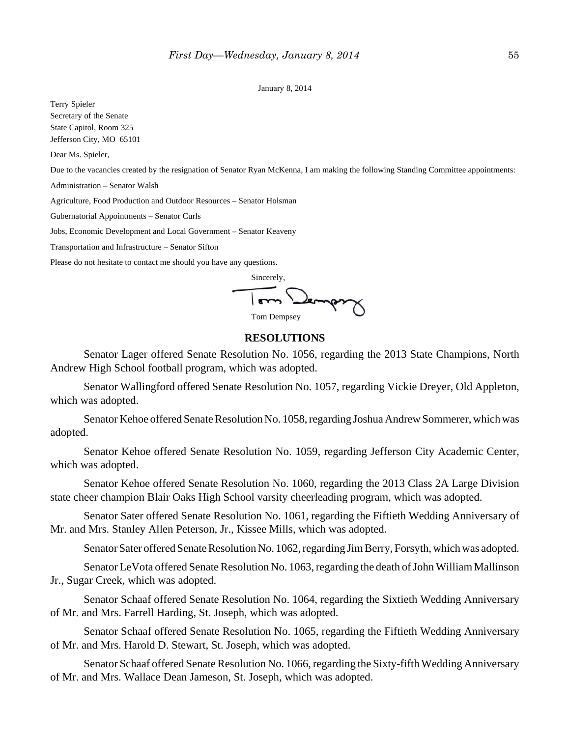January 8, 2014

Terry Spieler
Secretary of the Senate
State Capitol, Room 325
Jefferson City, MO 65101

Dear Ms. Spieler,

Due to the vacancies created by the resignation of Senator Ryan McKenna, I am making the following Standing Committee appointments:

Administration – Senator Walsh

Agriculture, Food Production and Outdoor Resources – Senator Holsman

Gubernatorial Appointments – Senator Curls

Jobs, Economic Development and Local Government – Senator Keaveny

Transportation and Infrastructure – Senator Sifton

Please do not hesitate to contact me should you have any questions.

Sincerely,

Tom Dempsey

## RESOLUTIONS

Senator Lager offered Senate Resolution No. 1056, regarding the 2013 State Champions, North Andrew High School football program, which was adopted.

Senator Wallingford offered Senate Resolution No. 1057, regarding Vickie Dreyer, Old Appleton, which was adopted.

Senator Kehoe offered Senate Resolution No. 1058, regarding Joshua Andrew Sommerer, which was adopted.

Senator Kehoe offered Senate Resolution No. 1059, regarding Jefferson City Academic Center, which was adopted.

Senator Kehoe offered Senate Resolution No. 1060, regarding the 2013 Class 2A Large Division state cheer champion Blair Oaks High School varsity cheerleading program, which was adopted.

Senator Sater offered Senate Resolution No. 1061, regarding the Fiftieth Wedding Anniversary of Mr. and Mrs. Stanley Allen Peterson, Jr., Kissee Mills, which was adopted.

Senator Sater offered Senate Resolution No. 1062, regarding Jim Berry, Forsyth, which was adopted.

Senator LeVota offered Senate Resolution No. 1063, regarding the death of John William Mallinson Jr., Sugar Creek, which was adopted.

Senator Schaaf offered Senate Resolution No. 1064, regarding the Sixtieth Wedding Anniversary of Mr. and Mrs. Farrell Harding, St. Joseph, which was adopted.

Senator Schaaf offered Senate Resolution No. 1065, regarding the Fiftieth Wedding Anniversary of Mr. and Mrs. Harold D. Stewart, St. Joseph, which was adopted.

Senator Schaaf offered Senate Resolution No. 1066, regarding the Sixty-fifth Wedding Anniversary of Mr. and Mrs. Wallace Dean Jameson, St. Joseph, which was adopted.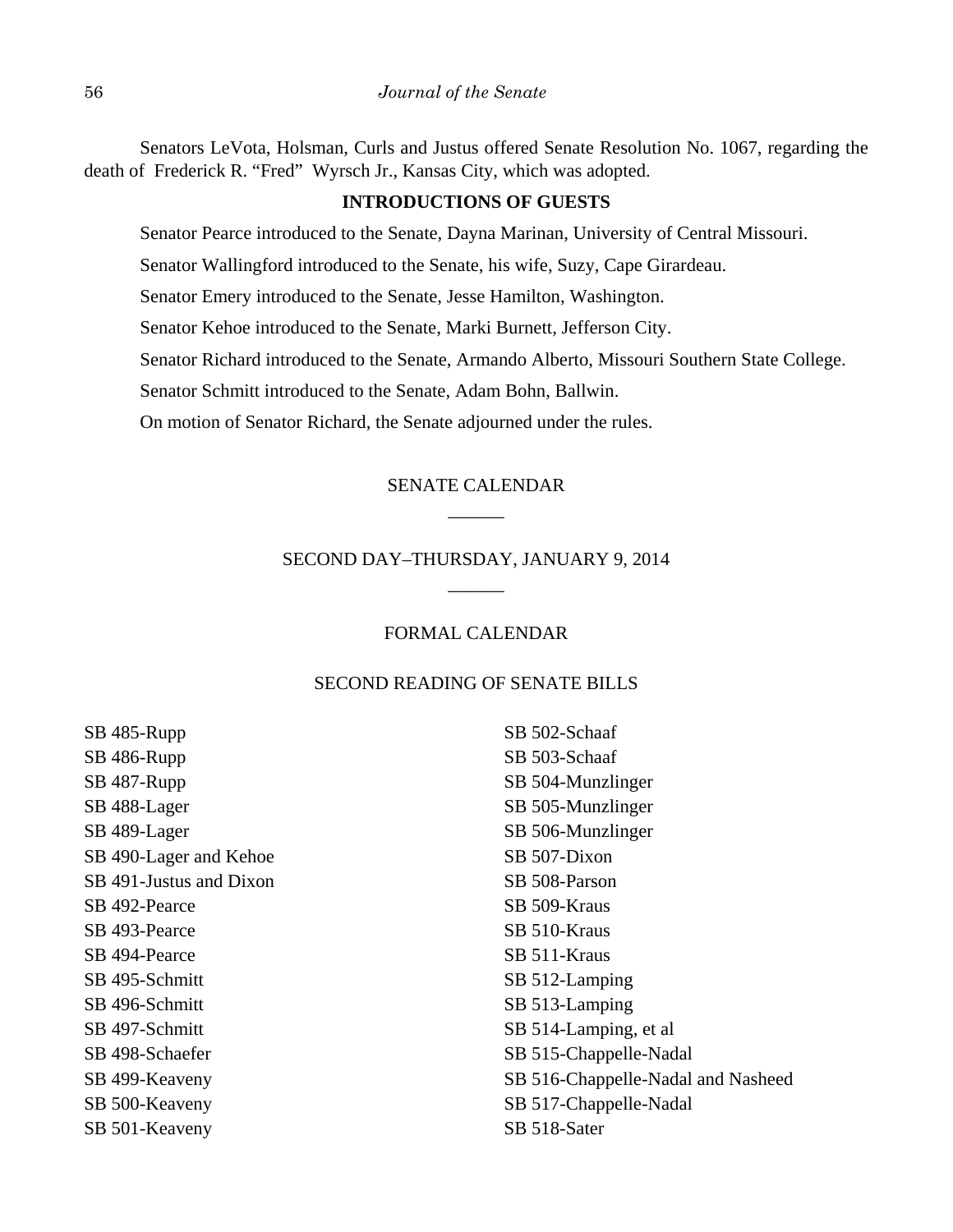Senators LeVota, Holsman, Curls and Justus offered Senate Resolution No. 1067, regarding the death of Frederick R. "Fred" Wyrsch Jr., Kansas City, which was adopted.

**INTRODUCTIONS OF GUESTS**

Senator Pearce introduced to the Senate, Dayna Marinan, University of Central Missouri.

Senator Wallingford introduced to the Senate, his wife, Suzy, Cape Girardeau.

Senator Emery introduced to the Senate, Jesse Hamilton, Washington.

Senator Kehoe introduced to the Senate, Marki Burnett, Jefferson City.

Senator Richard introduced to the Senate, Armando Alberto, Missouri Southern State College.

Senator Schmitt introduced to the Senate, Adam Bohn, Ballwin.

On motion of Senator Richard, the Senate adjourned under the rules.

SENATE CALENDAR

______

SECOND DAY–THURSDAY, JANUARY 9, 2014

______

FORMAL CALENDAR

SECOND READING OF SENATE BILLS

SB 485-Rupp
SB 486-Rupp
SB 487-Rupp
SB 488-Lager
SB 489-Lager
SB 490-Lager and Kehoe
SB 491-Justus and Dixon
SB 492-Pearce
SB 493-Pearce
SB 494-Pearce
SB 495-Schmitt
SB 496-Schmitt
SB 497-Schmitt
SB 498-Schaefer
SB 499-Keaveny
SB 500-Keaveny
SB 501-Keaveny
SB 502-Schaaf
SB 503-Schaaf
SB 504-Munzlinger
SB 505-Munzlinger
SB 506-Munzlinger
SB 507-Dixon
SB 508-Parson
SB 509-Kraus
SB 510-Kraus
SB 511-Kraus
SB 512-Lamping
SB 513-Lamping
SB 514-Lamping, et al
SB 515-Chappelle-Nadal
SB 516-Chappelle-Nadal and Nasheed
SB 517-Chappelle-Nadal
SB 518-Sater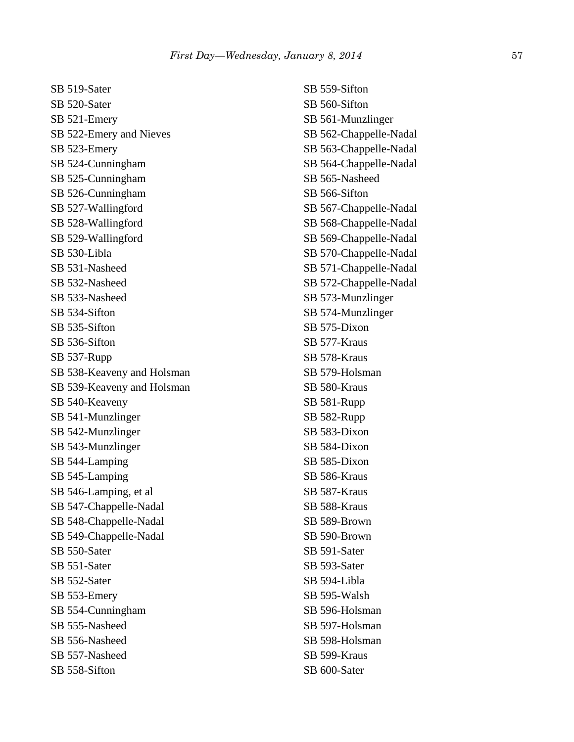SB 519-Sater
SB 520-Sater
SB 521-Emery
SB 522-Emery and Nieves
SB 523-Emery
SB 524-Cunningham
SB 525-Cunningham
SB 526-Cunningham
SB 527-Wallingford
SB 528-Wallingford
SB 529-Wallingford
SB 530-Libla
SB 531-Nasheed
SB 532-Nasheed
SB 533-Nasheed
SB 534-Sifton
SB 535-Sifton
SB 536-Sifton
SB 537-Rupp
SB 538-Keaveny and Holsman
SB 539-Keaveny and Holsman
SB 540-Keaveny
SB 541-Munzlinger
SB 542-Munzlinger
SB 543-Munzlinger
SB 544-Lamping
SB 545-Lamping
SB 546-Lamping, et al
SB 547-Chappelle-Nadal
SB 548-Chappelle-Nadal
SB 549-Chappelle-Nadal
SB 550-Sater
SB 551-Sater
SB 552-Sater
SB 553-Emery
SB 554-Cunningham
SB 555-Nasheed
SB 556-Nasheed
SB 557-Nasheed
SB 558-Sifton
SB 559-Sifton
SB 560-Sifton
SB 561-Munzlinger
SB 562-Chappelle-Nadal
SB 563-Chappelle-Nadal
SB 564-Chappelle-Nadal
SB 565-Nasheed
SB 566-Sifton
SB 567-Chappelle-Nadal
SB 568-Chappelle-Nadal
SB 569-Chappelle-Nadal
SB 570-Chappelle-Nadal
SB 571-Chappelle-Nadal
SB 572-Chappelle-Nadal
SB 573-Munzlinger
SB 574-Munzlinger
SB 575-Dixon
SB 577-Kraus
SB 578-Kraus
SB 579-Holsman
SB 580-Kraus
SB 581-Rupp
SB 582-Rupp
SB 583-Dixon
SB 584-Dixon
SB 585-Dixon
SB 586-Kraus
SB 587-Kraus
SB 588-Kraus
SB 589-Brown
SB 590-Brown
SB 591-Sater
SB 593-Sater
SB 594-Libla
SB 595-Walsh
SB 596-Holsman
SB 597-Holsman
SB 598-Holsman
SB 599-Kraus
SB 600-Sater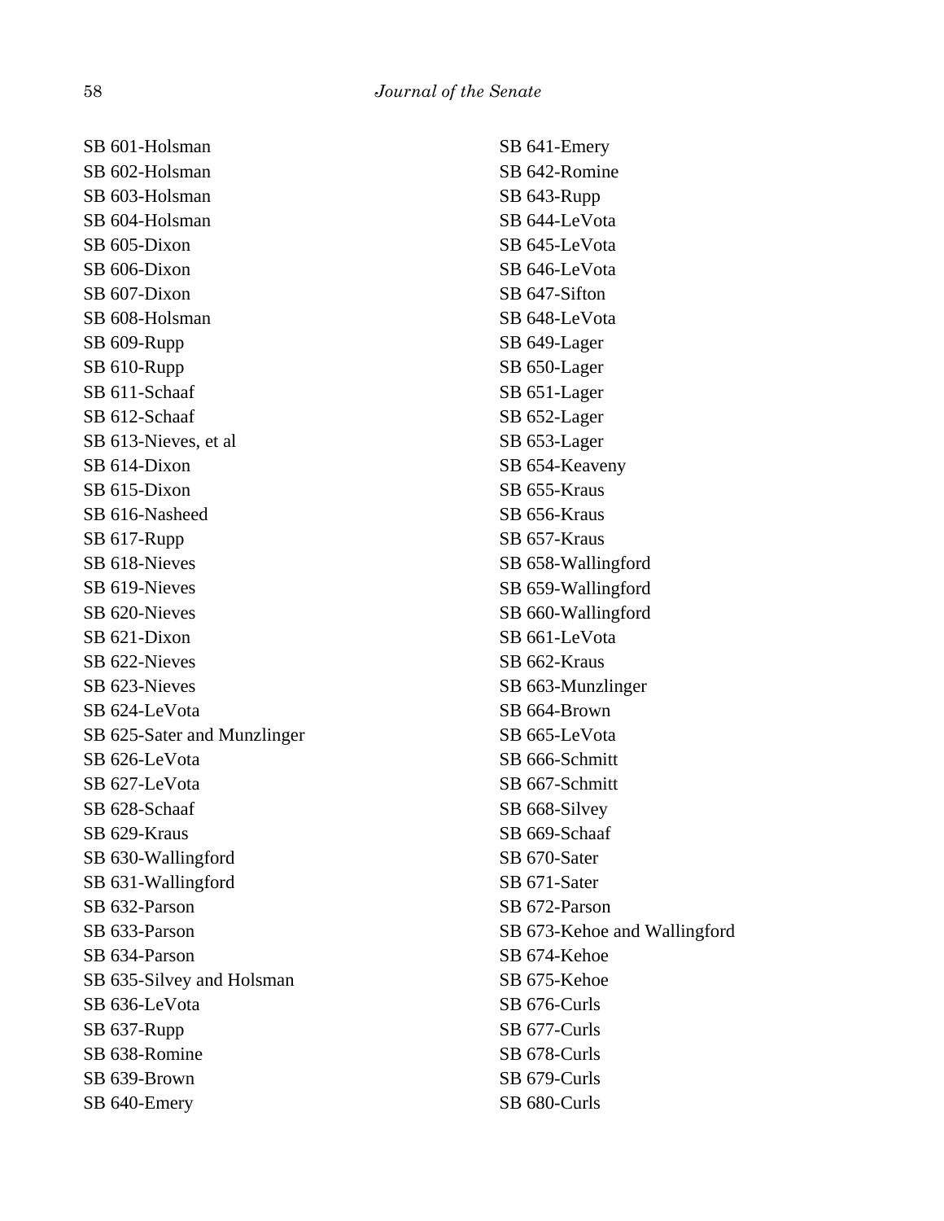SB 601-Holsman
SB 602-Holsman
SB 603-Holsman
SB 604-Holsman
SB 605-Dixon
SB 606-Dixon
SB 607-Dixon
SB 608-Holsman
SB 609-Rupp
SB 610-Rupp
SB 611-Schaaf
SB 612-Schaaf
SB 613-Nieves, et al
SB 614-Dixon
SB 615-Dixon
SB 616-Nasheed
SB 617-Rupp
SB 618-Nieves
SB 619-Nieves
SB 620-Nieves
SB 621-Dixon
SB 622-Nieves
SB 623-Nieves
SB 624-LeVota
SB 625-Sater and Munzlinger
SB 626-LeVota
SB 627-LeVota
SB 628-Schaaf
SB 629-Kraus
SB 630-Wallingford
SB 631-Wallingford
SB 632-Parson
SB 633-Parson
SB 634-Parson
SB 635-Silvey and Holsman
SB 636-LeVota
SB 637-Rupp
SB 638-Romine
SB 639-Brown
SB 640-Emery
SB 641-Emery
SB 642-Romine
SB 643-Rupp
SB 644-LeVota
SB 645-LeVota
SB 646-LeVota
SB 647-Sifton
SB 648-LeVota
SB 649-Lager
SB 650-Lager
SB 651-Lager
SB 652-Lager
SB 653-Lager
SB 654-Keaveny
SB 655-Kraus
SB 656-Kraus
SB 657-Kraus
SB 658-Wallingford
SB 659-Wallingford
SB 660-Wallingford
SB 661-LeVota
SB 662-Kraus
SB 663-Munzlinger
SB 664-Brown
SB 665-LeVota
SB 666-Schmitt
SB 667-Schmitt
SB 668-Silvey
SB 669-Schaaf
SB 670-Sater
SB 671-Sater
SB 672-Parson
SB 673-Kehoe and Wallingford
SB 674-Kehoe
SB 675-Kehoe
SB 676-Curls
SB 677-Curls
SB 678-Curls
SB 679-Curls
SB 680-Curls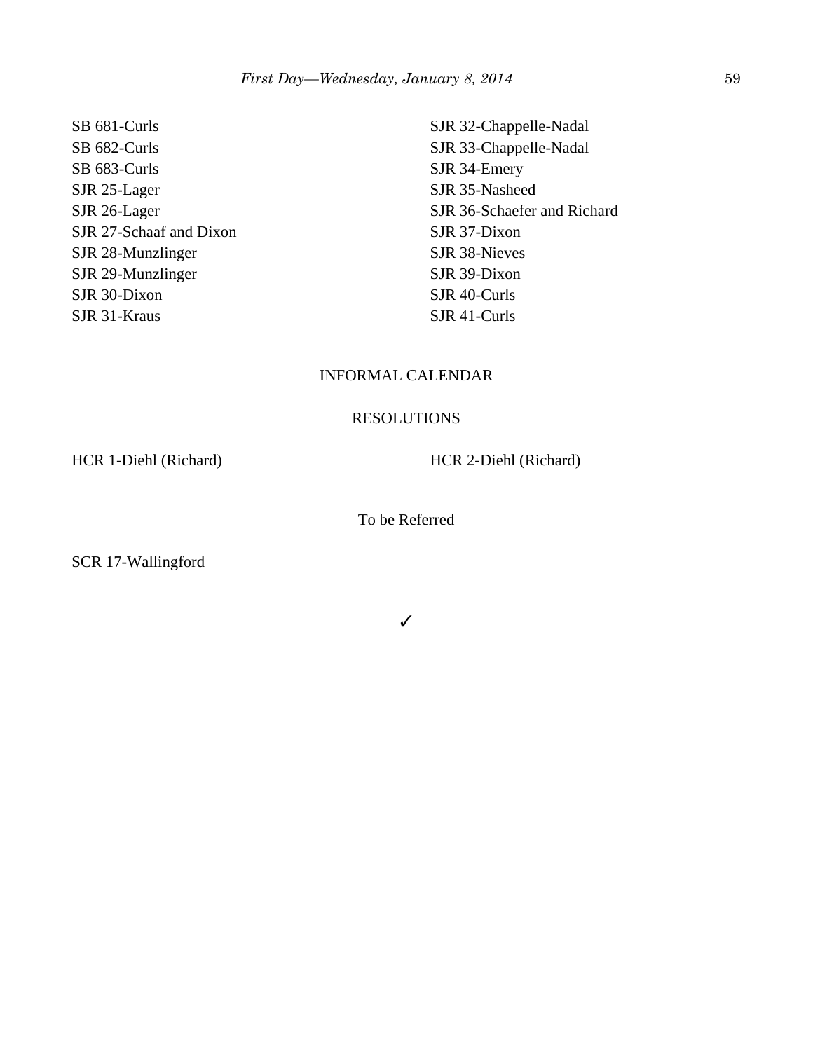SB 681-Curls
SB 682-Curls
SB 683-Curls
SJR 25-Lager
SJR 26-Lager
SJR 27-Schaaf and Dixon
SJR 28-Munzlinger
SJR 29-Munzlinger
SJR 30-Dixon
SJR 31-Kraus
SJR 32-Chappelle-Nadal
SJR 33-Chappelle-Nadal
SJR 34-Emery
SJR 35-Nasheed
SJR 36-Schaefer and Richard
SJR 37-Dixon
SJR 38-Nieves
SJR 39-Dixon
SJR 40-Curls
SJR 41-Curls

INFORMAL CALENDAR

RESOLUTIONS

HCR 1-Diehl (Richard)
HCR 2-Diehl (Richard)

To be Referred

SCR 17-Wallingford

✓